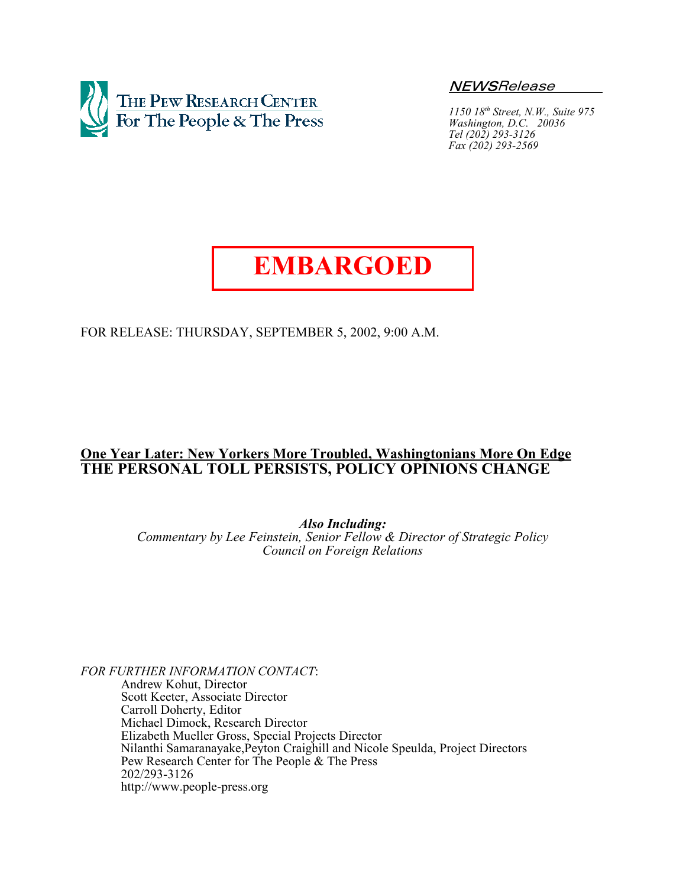THE PEW RESEARCH CENTER
For The People & The Press

*NEWSRelease*

*1150 18th Street, N.W., Suite 975*
*Washington, D.C. 20036*
*Tel (202) 293-3126*
*Fax (202) 293-2569*

# EMBARGOED

FOR RELEASE: THURSDAY, SEPTEMBER 5, 2002, 9:00 A.M.

## One Year Later: New Yorkers More Troubled, Washingtonians More On Edge
## THE PERSONAL TOLL PERSISTS, POLICY OPINIONS CHANGE

***Also Including:***
*Commentary by Lee Feinstein, Senior Fellow & Director of Strategic Policy*
*Council on Foreign Relations*

*FOR FURTHER INFORMATION CONTACT*:
Andrew Kohut, Director
Scott Keeter, Associate Director
Carroll Doherty, Editor
Michael Dimock, Research Director
Elizabeth Mueller Gross, Special Projects Director
Nilanthi Samaranayake,Peyton Craighill and Nicole Speulda, Project Directors
Pew Research Center for The People & The Press
202/293-3126
http://www.people-press.org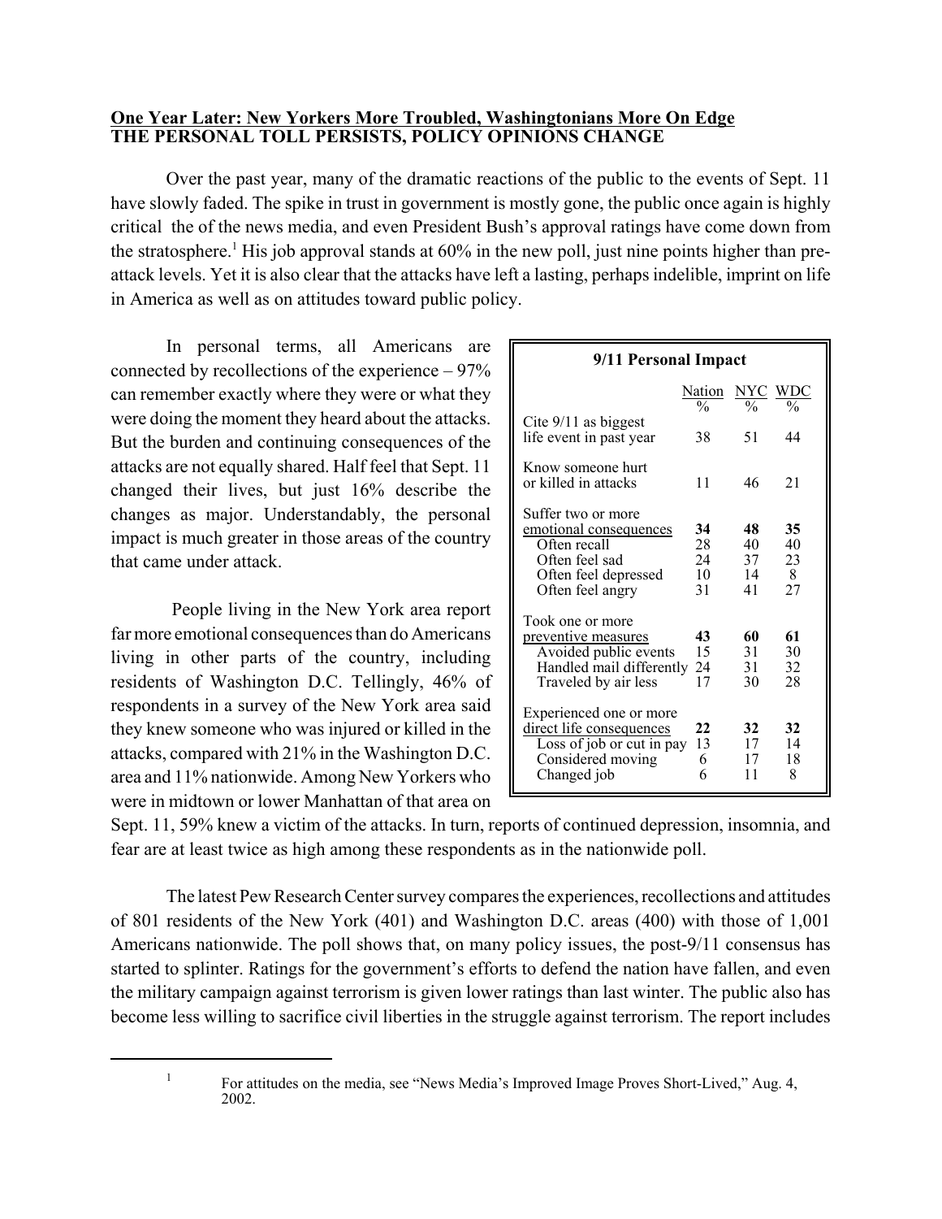**One Year Later: New Yorkers More Troubled, Washingtonians More On Edge**
**THE PERSONAL TOLL PERSISTS, POLICY OPINIONS CHANGE**

Over the past year, many of the dramatic reactions of the public to the events of Sept. 11 have slowly faded. The spike in trust in government is mostly gone, the public once again is highly critical the of the news media, and even President Bush's approval ratings have come down from the stratosphere.[1] His job approval stands at 60% in the new poll, just nine points higher than pre-attack levels. Yet it is also clear that the attacks have left a lasting, perhaps indelible, imprint on life in America as well as on attitudes toward public policy.

In personal terms, all Americans are connected by recollections of the experience – 97% can remember exactly where they were or what they were doing the moment they heard about the attacks. But the burden and continuing consequences of the attacks are not equally shared. Half feel that Sept. 11 changed their lives, but just 16% describe the changes as major. Understandably, the personal impact is much greater in those areas of the country that came under attack.

| 9/11 Personal Impact | Nation % | NYC % | WDC % |
|---|---|---|---|
| Cite 9/11 as biggest life event in past year | 38 | 51 | 44 |
| Know someone hurt or killed in attacks | 11 | 46 | 21 |
| Suffer two or more emotional consequences | **34** | **48** | **35** |
| Often recall | 28 | 40 | 40 |
| Often feel sad | 24 | 37 | 23 |
| Often feel depressed | 10 | 14 | 8 |
| Often feel angry | 31 | 41 | 27 |
| Took one or more preventive measures | **43** | **60** | **61** |
| Avoided public events | 15 | 31 | 30 |
| Handled mail differently | 24 | 31 | 32 |
| Traveled by air less | 17 | 30 | 28 |
| Experienced one or more direct life consequences | **22** | **32** | **32** |
| Loss of job or cut in pay | 13 | 17 | 14 |
| Considered moving | 6 | 17 | 18 |
| Changed job | 6 | 11 | 8 |

People living in the New York area report far more emotional consequences than do Americans living in other parts of the country, including residents of Washington D.C. Tellingly, 46% of respondents in a survey of the New York area said they knew someone who was injured or killed in the attacks, compared with 21% in the Washington D.C. area and 11% nationwide. Among New Yorkers who were in midtown or lower Manhattan of that area on Sept. 11, 59% knew a victim of the attacks. In turn, reports of continued depression, insomnia, and fear are at least twice as high among these respondents as in the nationwide poll.

The latest Pew Research Center survey compares the experiences, recollections and attitudes of 801 residents of the New York (401) and Washington D.C. areas (400) with those of 1,001 Americans nationwide. The poll shows that, on many policy issues, the post-9/11 consensus has started to splinter. Ratings for the government's efforts to defend the nation have fallen, and even the military campaign against terrorism is given lower ratings than last winter. The public also has become less willing to sacrifice civil liberties in the struggle against terrorism. The report includes

[1] For attitudes on the media, see "News Media's Improved Image Proves Short-Lived," Aug. 4, 2002.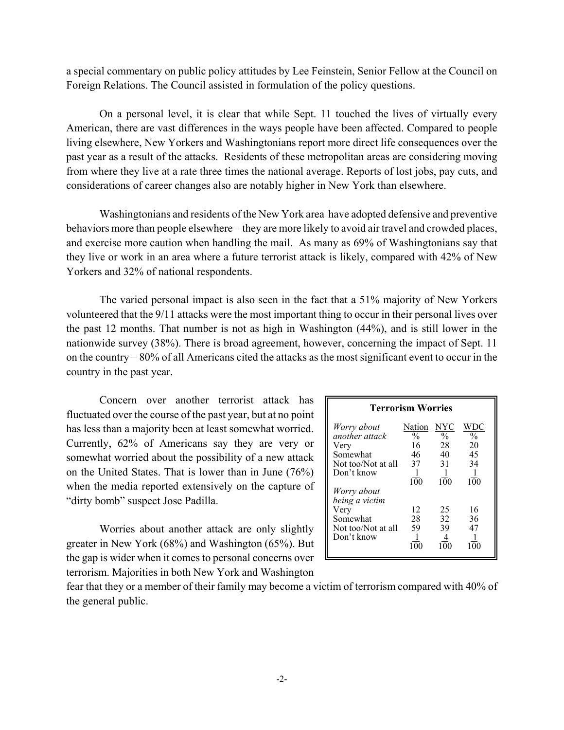a special commentary on public policy attitudes by Lee Feinstein, Senior Fellow at the Council on Foreign Relations. The Council assisted in formulation of the policy questions.

On a personal level, it is clear that while Sept. 11 touched the lives of virtually every American, there are vast differences in the ways people have been affected. Compared to people living elsewhere, New Yorkers and Washingtonians report more direct life consequences over the past year as a result of the attacks. Residents of these metropolitan areas are considering moving from where they live at a rate three times the national average. Reports of lost jobs, pay cuts, and considerations of career changes also are notably higher in New York than elsewhere.

Washingtonians and residents of the New York area have adopted defensive and preventive behaviors more than people elsewhere – they are more likely to avoid air travel and crowded places, and exercise more caution when handling the mail. As many as 69% of Washingtonians say that they live or work in an area where a future terrorist attack is likely, compared with 42% of New Yorkers and 32% of national respondents.

The varied personal impact is also seen in the fact that a 51% majority of New Yorkers volunteered that the 9/11 attacks were the most important thing to occur in their personal lives over the past 12 months. That number is not as high in Washington (44%), and is still lower in the nationwide survey (38%). There is broad agreement, however, concerning the impact of Sept. 11 on the country – 80% of all Americans cited the attacks as the most significant event to occur in the country in the past year.

Concern over another terrorist attack has fluctuated over the course of the past year, but at no point has less than a majority been at least somewhat worried. Currently, 62% of Americans say they are very or somewhat worried about the possibility of a new attack on the United States. That is lower than in June (76%) when the media reported extensively on the capture of "dirty bomb" suspect Jose Padilla.

Worries about another attack are only slightly greater in New York (68%) and Washington (65%). But the gap is wider when it comes to personal concerns over terrorism. Majorities in both New York and Washington fear that they or a member of their family may become a victim of terrorism compared with 40% of the general public.

**Terrorism Worries**

| | Nation | NYC | WDC |
|---|---|---|---|
| *Worry about another attack* | % | % | % |
| Very | 16 | 28 | 20 |
| Somewhat | 46 | 40 | 45 |
| Not too/Not at all | 37 | 31 | 34 |
| Don't know | 1 | 1 | 1 |
| | 100 | 100 | 100 |
| *Worry about being a victim* | | | |
| Very | 12 | 25 | 16 |
| Somewhat | 28 | 32 | 36 |
| Not too/Not at all | 59 | 39 | 47 |
| Don't know | 1 | 4 | 1 |
| | 100 | 100 | 100 |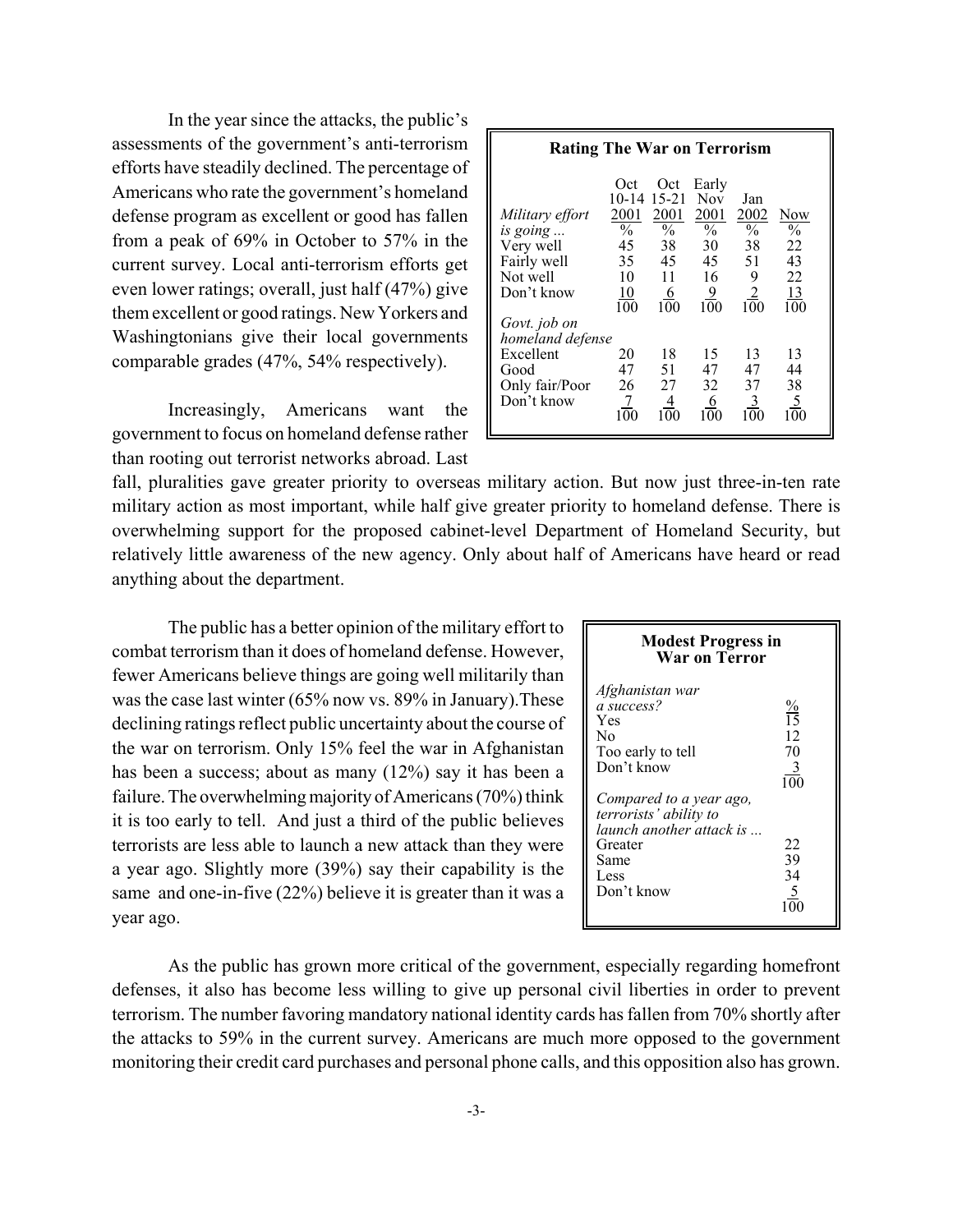In the year since the attacks, the public's assessments of the government's anti-terrorism efforts have steadily declined. The percentage of Americans who rate the government's homeland defense program as excellent or good has fallen from a peak of 69% in October to 57% in the current survey. Local anti-terrorism efforts get even lower ratings; overall, just half (47%) give them excellent or good ratings. New Yorkers and Washingtonians give their local governments comparable grades (47%, 54% respectively).

**Rating The War on Terrorism**

| | Oct 10-14 2001 | Oct 15-21 2001 | Early Nov 2001 | Jan 2002 | Now |
|---|---|---|---|---|---|
| *Military effort is going ...* | % | % | % | % | % |
| Very well | 45 | 38 | 30 | 38 | 22 |
| Fairly well | 35 | 45 | 45 | 51 | 43 |
| Not well | 10 | 11 | 16 | 9 | 22 |
| Don't know | 10 | 6 | 9 | 2 | 13 |
| | 100 | 100 | 100 | 100 | 100 |
| *Govt. job on homeland defense* | | | | | |
| Excellent | 20 | 18 | 15 | 13 | 13 |
| Good | 47 | 51 | 47 | 47 | 44 |
| Only fair/Poor | 26 | 27 | 32 | 37 | 38 |
| Don't know | 7 | 4 | 6 | 3 | 5 |
| | 100 | 100 | 100 | 100 | 100 |

Increasingly, Americans want the government to focus on homeland defense rather than rooting out terrorist networks abroad. Last fall, pluralities gave greater priority to overseas military action. But now just three-in-ten rate military action as most important, while half give greater priority to homeland defense. There is overwhelming support for the proposed cabinet-level Department of Homeland Security, but relatively little awareness of the new agency. Only about half of Americans have heard or read anything about the department.

The public has a better opinion of the military effort to combat terrorism than it does of homeland defense. However, fewer Americans believe things are going well militarily than was the case last winter (65% now vs. 89% in January). These declining ratings reflect public uncertainty about the course of the war on terrorism. Only 15% feel the war in Afghanistan has been a success; about as many (12%) say it has been a failure. The overwhelming majority of Americans (70%) think it is too early to tell. And just a third of the public believes terrorists are less able to launch a new attack than they were a year ago. Slightly more (39%) say their capability is the same and one-in-five (22%) believe it is greater than it was a year ago.

**Modest Progress in War on Terror**

| | % |
|---|---|
| *Afghanistan war a success?* | |
| Yes | 15 |
| No | 12 |
| Too early to tell | 70 |
| Don't know | 3 |
| | 100 |
| *Compared to a year ago, terrorists' ability to launch another attack is ...* | |
| Greater | 22 |
| Same | 39 |
| Less | 34 |
| Don't know | 5 |
| | 100 |

As the public has grown more critical of the government, especially regarding homefront defenses, it also has become less willing to give up personal civil liberties in order to prevent terrorism. The number favoring mandatory national identity cards has fallen from 70% shortly after the attacks to 59% in the current survey. Americans are much more opposed to the government monitoring their credit card purchases and personal phone calls, and this opposition also has grown.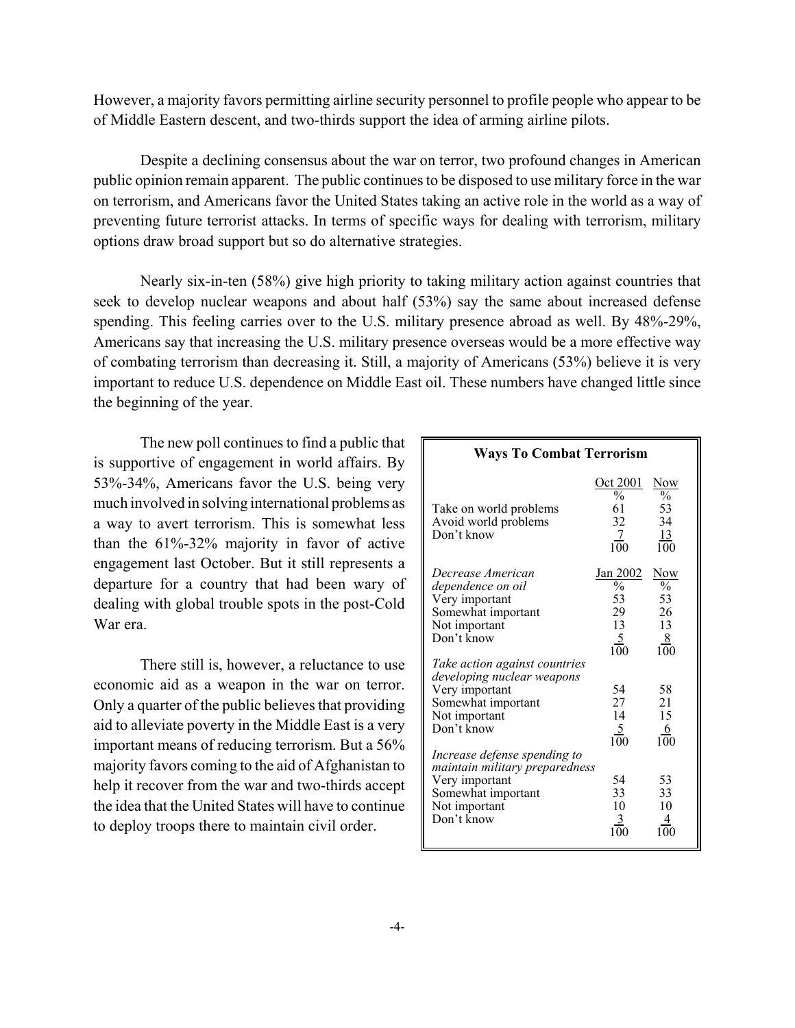However, a majority favors permitting airline security personnel to profile people who appear to be of Middle Eastern descent, and two-thirds support the idea of arming airline pilots.

Despite a declining consensus about the war on terror, two profound changes in American public opinion remain apparent. The public continues to be disposed to use military force in the war on terrorism, and Americans favor the United States taking an active role in the world as a way of preventing future terrorist attacks. In terms of specific ways for dealing with terrorism, military options draw broad support but so do alternative strategies.

Nearly six-in-ten (58%) give high priority to taking military action against countries that seek to develop nuclear weapons and about half (53%) say the same about increased defense spending. This feeling carries over to the U.S. military presence abroad as well. By 48%-29%, Americans say that increasing the U.S. military presence overseas would be a more effective way of combating terrorism than decreasing it. Still, a majority of Americans (53%) believe it is very important to reduce U.S. dependence on Middle East oil. These numbers have changed little since the beginning of the year.

The new poll continues to find a public that is supportive of engagement in world affairs. By 53%-34%, Americans favor the U.S. being very much involved in solving international problems as a way to avert terrorism. This is somewhat less than the 61%-32% majority in favor of active engagement last October. But it still represents a departure for a country that had been wary of dealing with global trouble spots in the post-Cold War era.

There still is, however, a reluctance to use economic aid as a weapon in the war on terror. Only a quarter of the public believes that providing aid to alleviate poverty in the Middle East is a very important means of reducing terrorism. But a 56% majority favors coming to the aid of Afghanistan to help it recover from the war and two-thirds accept the idea that the United States will have to continue to deploy troops there to maintain civil order.

**Ways To Combat Terrorism**

| | Oct 2001 | Now |
|---|---|---|
| | % | % |
| Take on world problems | 61 | 53 |
| Avoid world problems | 32 | 34 |
| Don't know | 7 | 13 |
| | 100 | 100 |
| *Decrease American dependence on oil* | Jan 2002 | Now |
| | % | % |
| Very important | 53 | 53 |
| Somewhat important | 29 | 26 |
| Not important | 13 | 13 |
| Don't know | 5 | 8 |
| | 100 | 100 |
| *Take action against countries developing nuclear weapons* | | |
| Very important | 54 | 58 |
| Somewhat important | 27 | 21 |
| Not important | 14 | 15 |
| Don't know | 5 | 6 |
| | 100 | 100 |
| *Increase defense spending to maintain military preparedness* | | |
| Very important | 54 | 53 |
| Somewhat important | 33 | 33 |
| Not important | 10 | 10 |
| Don't know | 3 | 4 |
| | 100 | 100 |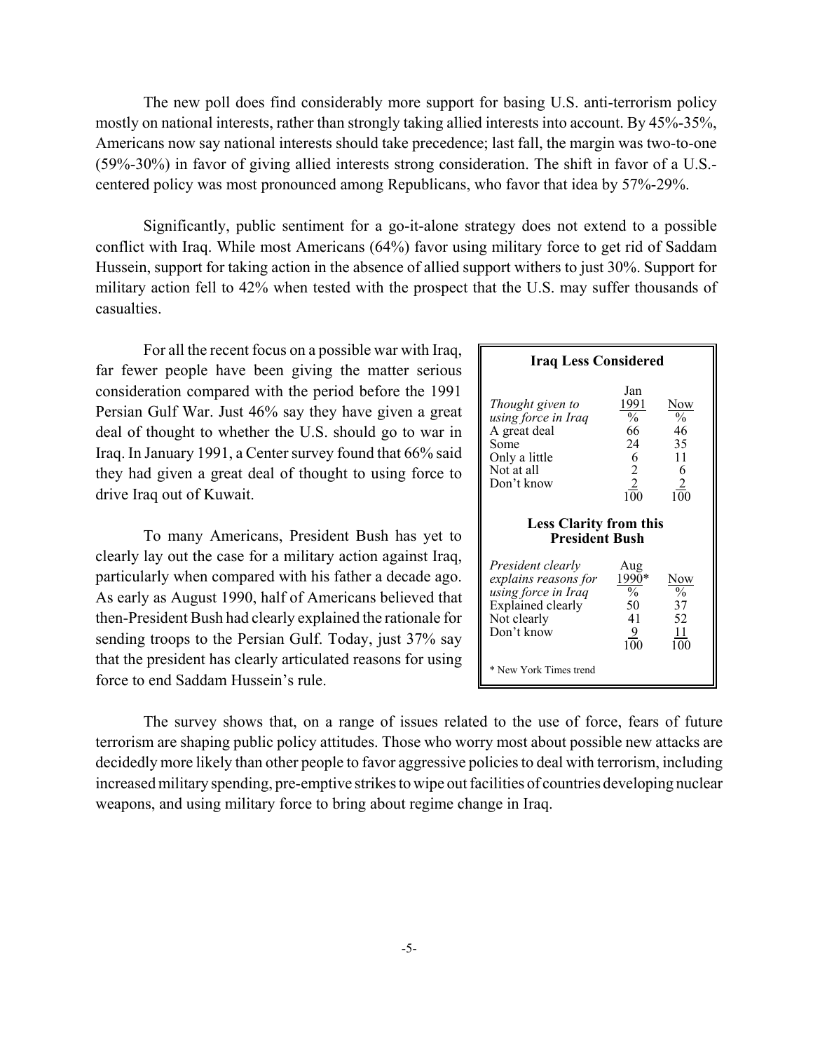The new poll does find considerably more support for basing U.S. anti-terrorism policy mostly on national interests, rather than strongly taking allied interests into account. By 45%-35%, Americans now say national interests should take precedence; last fall, the margin was two-to-one (59%-30%) in favor of giving allied interests strong consideration. The shift in favor of a U.S.-centered policy was most pronounced among Republicans, who favor that idea by 57%-29%.

Significantly, public sentiment for a go-it-alone strategy does not extend to a possible conflict with Iraq. While most Americans (64%) favor using military force to get rid of Saddam Hussein, support for taking action in the absence of allied support withers to just 30%. Support for military action fell to 42% when tested with the prospect that the U.S. may suffer thousands of casualties.

For all the recent focus on a possible war with Iraq, far fewer people have been giving the matter serious consideration compared with the period before the 1991 Persian Gulf War. Just 46% say they have given a great deal of thought to whether the U.S. should go to war in Iraq. In January 1991, a Center survey found that 66% said they had given a great deal of thought to using force to drive Iraq out of Kuwait.

**Iraq Less Considered**

| *Thought given to using force in Iraq* | Jan 1991 % | Now % |
|---|---|---|
| A great deal | 66 | 46 |
| Some | 24 | 35 |
| Only a little | 6 | 11 |
| Not at all | 2 | 6 |
| Don't know | 2 | 2 |
| | 100 | 100 |

**Less Clarity from this President Bush**

| *President clearly explains reasons for using force in Iraq* | Aug 1990* % | Now % |
|---|---|---|
| Explained clearly | 50 | 37 |
| Not clearly | 41 | 52 |
| Don't know | 9 | 11 |
| | 100 | 100 |

\* New York Times trend

To many Americans, President Bush has yet to clearly lay out the case for a military action against Iraq, particularly when compared with his father a decade ago. As early as August 1990, half of Americans believed that then-President Bush had clearly explained the rationale for sending troops to the Persian Gulf. Today, just 37% say that the president has clearly articulated reasons for using force to end Saddam Hussein's rule.

The survey shows that, on a range of issues related to the use of force, fears of future terrorism are shaping public policy attitudes. Those who worry most about possible new attacks are decidedly more likely than other people to favor aggressive policies to deal with terrorism, including increased military spending, pre-emptive strikes to wipe out facilities of countries developing nuclear weapons, and using military force to bring about regime change in Iraq.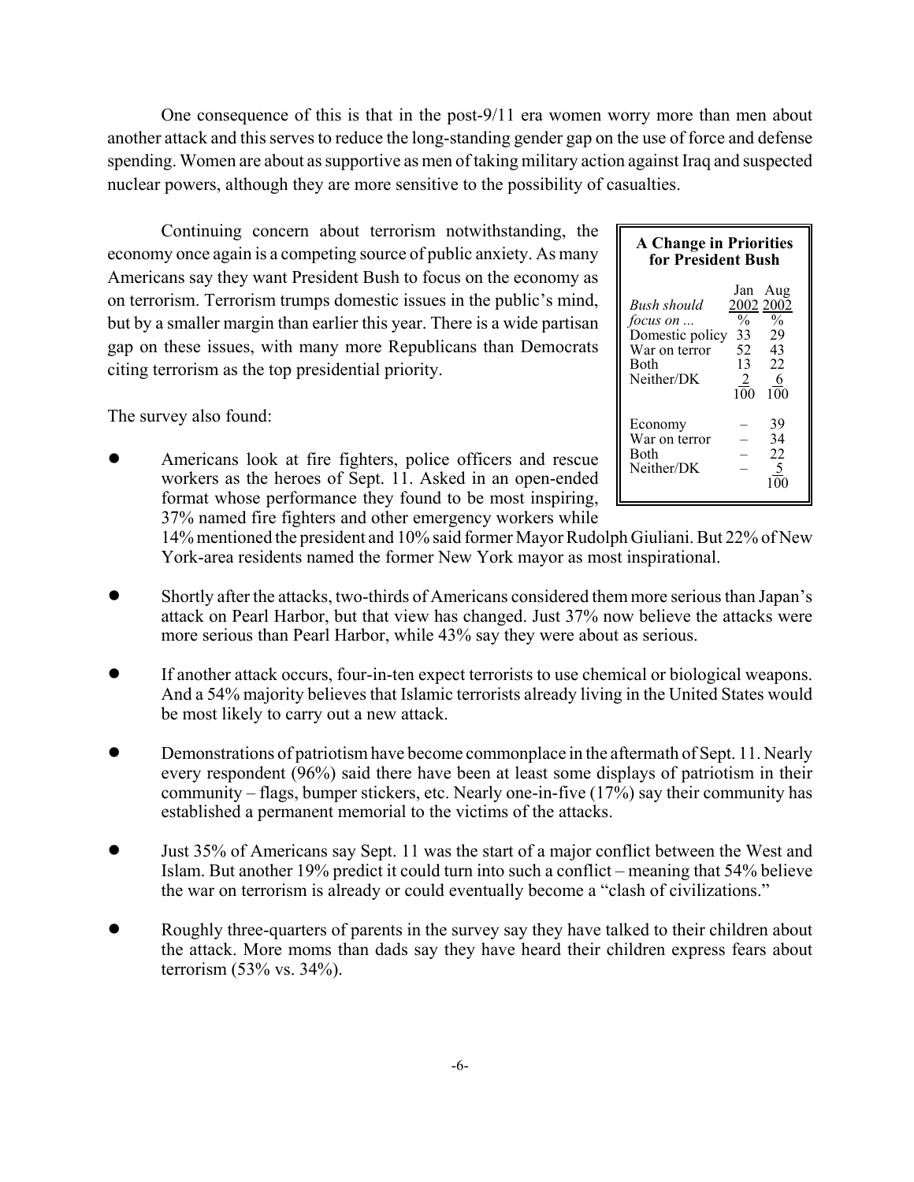One consequence of this is that in the post-9/11 era women worry more than men about another attack and this serves to reduce the long-standing gender gap on the use of force and defense spending. Women are about as supportive as men of taking military action against Iraq and suspected nuclear powers, although they are more sensitive to the possibility of casualties.

Continuing concern about terrorism notwithstanding, the economy once again is a competing source of public anxiety. As many Americans say they want President Bush to focus on the economy as on terrorism. Terrorism trumps domestic issues in the public's mind, but by a smaller margin than earlier this year. There is a wide partisan gap on these issues, with many more Republicans than Democrats citing terrorism as the top presidential priority.

**A Change in Priorities for President Bush**

| *Bush should focus on ...* | Jan 2002 | Aug 2002 |
|---|---|---|
| | % | % |
| Domestic policy | 33 | 29 |
| War on terror | 52 | 43 |
| Both | 13 | 22 |
| Neither/DK | 2 | 6 |
| | 100 | 100 |
| | | |
| Economy | – | 39 |
| War on terror | – | 34 |
| Both | – | 22 |
| Neither/DK | – | 5 |
| | | 100 |

The survey also found:

- Americans look at fire fighters, police officers and rescue workers as the heroes of Sept. 11. Asked in an open-ended format whose performance they found to be most inspiring, 37% named fire fighters and other emergency workers while 14% mentioned the president and 10% said former Mayor Rudolph Giuliani. But 22% of New York-area residents named the former New York mayor as most inspirational.

- Shortly after the attacks, two-thirds of Americans considered them more serious than Japan's attack on Pearl Harbor, but that view has changed. Just 37% now believe the attacks were more serious than Pearl Harbor, while 43% say they were about as serious.

- If another attack occurs, four-in-ten expect terrorists to use chemical or biological weapons. And a 54% majority believes that Islamic terrorists already living in the United States would be most likely to carry out a new attack.

- Demonstrations of patriotism have become commonplace in the aftermath of Sept. 11. Nearly every respondent (96%) said there have been at least some displays of patriotism in their community – flags, bumper stickers, etc. Nearly one-in-five (17%) say their community has established a permanent memorial to the victims of the attacks.

- Just 35% of Americans say Sept. 11 was the start of a major conflict between the West and Islam. But another 19% predict it could turn into such a conflict – meaning that 54% believe the war on terrorism is already or could eventually become a "clash of civilizations."

- Roughly three-quarters of parents in the survey say they have talked to their children about the attack. More moms than dads say they have heard their children express fears about terrorism (53% vs. 34%).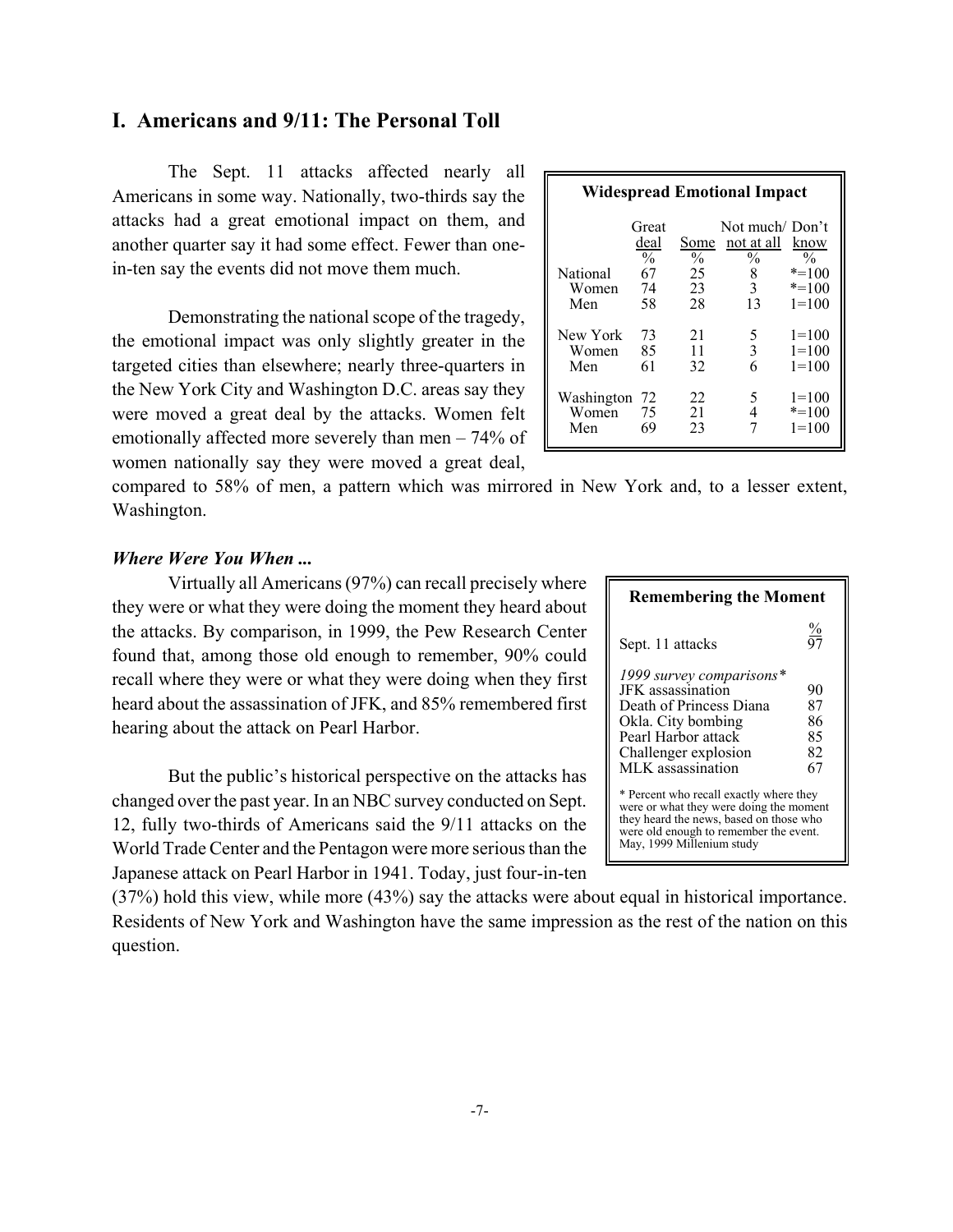## I. Americans and 9/11: The Personal Toll

The Sept. 11 attacks affected nearly all Americans in some way. Nationally, two-thirds say the attacks had a great emotional impact on them, and another quarter say it had some effect. Fewer than one-in-ten say the events did not move them much.

Demonstrating the national scope of the tragedy, the emotional impact was only slightly greater in the targeted cities than elsewhere; nearly three-quarters in the New York City and Washington D.C. areas say they were moved a great deal by the attacks. Women felt emotionally affected more severely than men – 74% of women nationally say they were moved a great deal, compared to 58% of men, a pattern which was mirrored in New York and, to a lesser extent, Washington.

**Widespread Emotional Impact**

| | Great deal | Some | Not much/ not at all | Don't know |
|---|---|---|---|---|
| | % | % | % | % |
| National | 67 | 25 | 8 | *=100 |
| Women | 74 | 23 | 3 | *=100 |
| Men | 58 | 28 | 13 | 1=100 |
| New York | 73 | 21 | 5 | 1=100 |
| Women | 85 | 11 | 3 | 1=100 |
| Men | 61 | 32 | 6 | 1=100 |
| Washington | 72 | 22 | 5 | 1=100 |
| Women | 75 | 21 | 4 | *=100 |
| Men | 69 | 23 | 7 | 1=100 |

### *Where Were You When ...*

Virtually all Americans (97%) can recall precisely where they were or what they were doing the moment they heard about the attacks. By comparison, in 1999, the Pew Research Center found that, among those old enough to remember, 90% could recall where they were or what they were doing when they first heard about the assassination of JFK, and 85% remembered first hearing about the attack on Pearl Harbor.

But the public's historical perspective on the attacks has changed over the past year. In an NBC survey conducted on Sept. 12, fully two-thirds of Americans said the 9/11 attacks on the World Trade Center and the Pentagon were more serious than the Japanese attack on Pearl Harbor in 1941. Today, just four-in-ten (37%) hold this view, while more (43%) say the attacks were about equal in historical importance. Residents of New York and Washington have the same impression as the rest of the nation on this question.

**Remembering the Moment**

| | % |
|---|---|
| Sept. 11 attacks | 97 |
| *1999 survey comparisons** | |
| JFK assassination | 90 |
| Death of Princess Diana | 87 |
| Okla. City bombing | 86 |
| Pearl Harbor attack | 85 |
| Challenger explosion | 82 |
| MLK assassination | 67 |

\* Percent who recall exactly where they were or what they were doing the moment they heard the news, based on those who were old enough to remember the event. May, 1999 Millenium study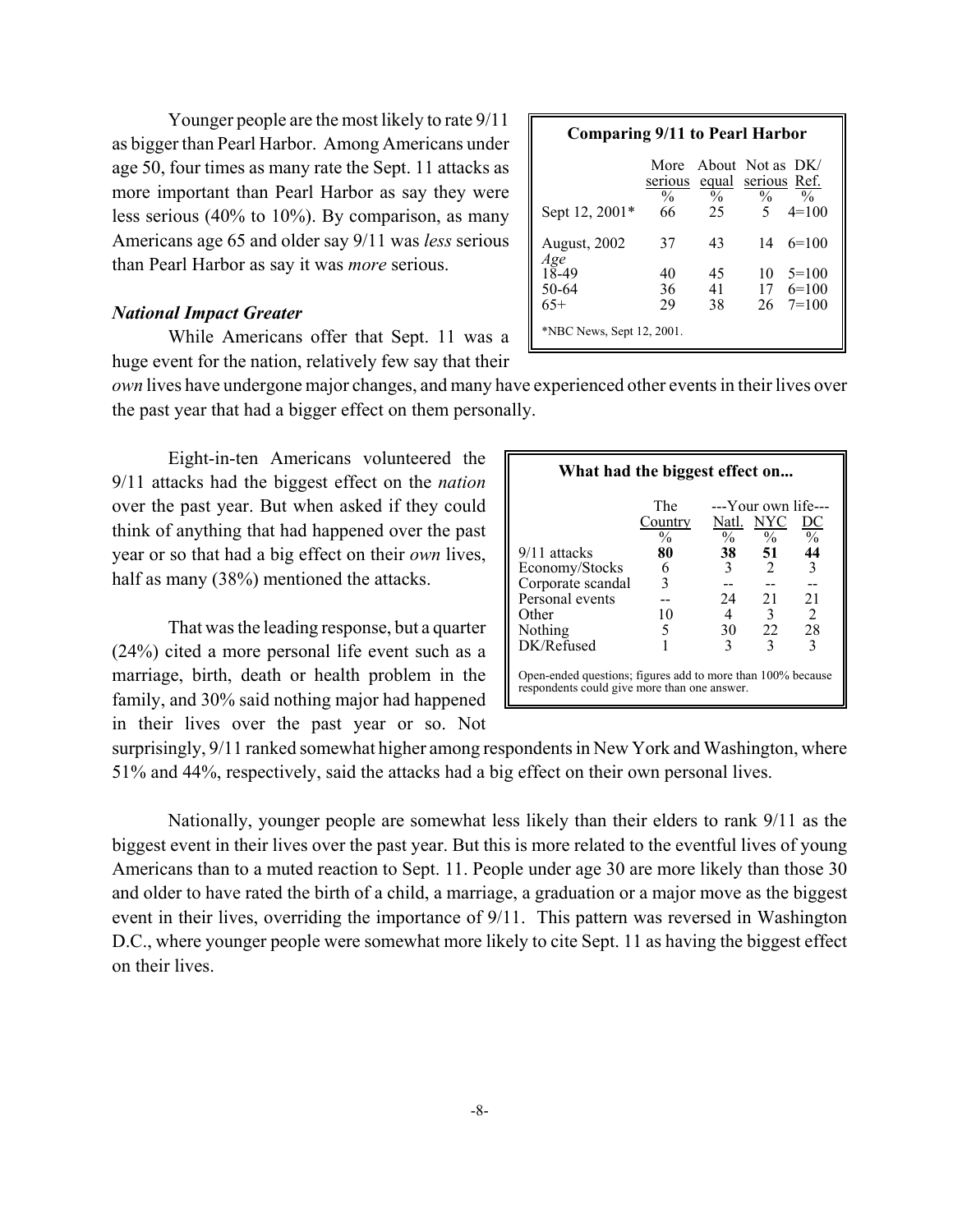Younger people are the most likely to rate 9/11 as bigger than Pearl Harbor. Among Americans under age 50, four times as many rate the Sept. 11 attacks as more important than Pearl Harbor as say they were less serious (40% to 10%). By comparison, as many Americans age 65 and older say 9/11 was *less* serious than Pearl Harbor as say it was *more* serious.

**Comparing 9/11 to Pearl Harbor**

| | More serious | About equal | Not as serious | DK/ Ref. |
|---|---|---|---|---|
| | % | % | % | % |
| Sept 12, 2001* | 66 | 25 | 5 | 4=100 |
| August, 2002 | 37 | 43 | 14 | 6=100 |
| *Age* | | | | |
| 18-49 | 40 | 45 | 10 | 5=100 |
| 50-64 | 36 | 41 | 17 | 6=100 |
| 65+ | 29 | 38 | 26 | 7=100 |

*NBC News, Sept 12, 2001.

### *National Impact Greater*

While Americans offer that Sept. 11 was a huge event for the nation, relatively few say that their *own* lives have undergone major changes, and many have experienced other events in their lives over the past year that had a bigger effect on them personally.

Eight-in-ten Americans volunteered the 9/11 attacks had the biggest effect on the *nation* over the past year. But when asked if they could think of anything that had happened over the past year or so that had a big effect on their *own* lives, half as many (38%) mentioned the attacks.

**What had the biggest effect on...**

| | The Country | ---Your own life--- Natl. | NYC | DC |
|---|---|---|---|---|
| | % | % | % | % |
| 9/11 attacks | **80** | **38** | **51** | **44** |
| Economy/Stocks | 6 | 3 | 2 | 3 |
| Corporate scandal | 3 | -- | -- | -- |
| Personal events | -- | 24 | 21 | 21 |
| Other | 10 | 4 | 3 | 2 |
| Nothing | 5 | 30 | 22 | 28 |
| DK/Refused | 1 | 3 | 3 | 3 |

Open-ended questions; figures add to more than 100% because respondents could give more than one answer.

That was the leading response, but a quarter (24%) cited a more personal life event such as a marriage, birth, death or health problem in the family, and 30% said nothing major had happened in their lives over the past year or so. Not surprisingly, 9/11 ranked somewhat higher among respondents in New York and Washington, where 51% and 44%, respectively, said the attacks had a big effect on their own personal lives.

Nationally, younger people are somewhat less likely than their elders to rank 9/11 as the biggest event in their lives over the past year. But this is more related to the eventful lives of young Americans than to a muted reaction to Sept. 11. People under age 30 are more likely than those 30 and older to have rated the birth of a child, a marriage, a graduation or a major move as the biggest event in their lives, overriding the importance of 9/11. This pattern was reversed in Washington D.C., where younger people were somewhat more likely to cite Sept. 11 as having the biggest effect on their lives.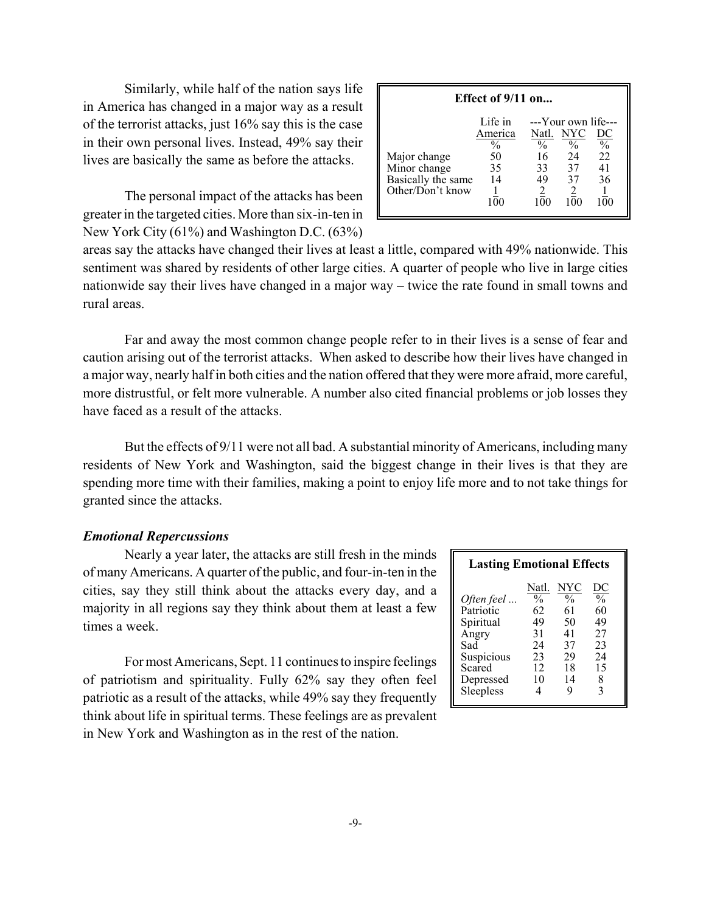Similarly, while half of the nation says life in America has changed in a major way as a result of the terrorist attacks, just 16% say this is the case in their own personal lives. Instead, 49% say their lives are basically the same as before the attacks.

**Effect of 9/11 on...**

| | Life in America | ---Your own life--- | | |
|---|---|---|---|---|
| | | Natl. | NYC | DC |
| | % | % | % | % |
| Major change | 50 | 16 | 24 | 22 |
| Minor change | 35 | 33 | 37 | 41 |
| Basically the same | 14 | 49 | 37 | 36 |
| Other/Don't know | 1 | 2 | 2 | 1 |
| | 100 | 100 | 100 | 100 |

The personal impact of the attacks has been greater in the targeted cities. More than six-in-ten in New York City (61%) and Washington D.C. (63%) areas say the attacks have changed their lives at least a little, compared with 49% nationwide. This sentiment was shared by residents of other large cities. A quarter of people who live in large cities nationwide say their lives have changed in a major way – twice the rate found in small towns and rural areas.

Far and away the most common change people refer to in their lives is a sense of fear and caution arising out of the terrorist attacks. When asked to describe how their lives have changed in a major way, nearly half in both cities and the nation offered that they were more afraid, more careful, more distrustful, or felt more vulnerable. A number also cited financial problems or job losses they have faced as a result of the attacks.

But the effects of 9/11 were not all bad. A substantial minority of Americans, including many residents of New York and Washington, said the biggest change in their lives is that they are spending more time with their families, making a point to enjoy life more and to not take things for granted since the attacks.

### *Emotional Repercussions*

Nearly a year later, the attacks are still fresh in the minds of many Americans. A quarter of the public, and four-in-ten in the cities, say they still think about the attacks every day, and a majority in all regions say they think about them at least a few times a week.

For most Americans, Sept. 11 continues to inspire feelings of patriotism and spirituality. Fully 62% say they often feel patriotic as a result of the attacks, while 49% say they frequently think about life in spiritual terms. These feelings are as prevalent in New York and Washington as in the rest of the nation.

**Lasting Emotional Effects**

| | Natl. | NYC | DC |
|---|---|---|---|
| *Often feel ...* | % | % | % |
| Patriotic | 62 | 61 | 60 |
| Spiritual | 49 | 50 | 49 |
| Angry | 31 | 41 | 27 |
| Sad | 24 | 37 | 23 |
| Suspicious | 23 | 29 | 24 |
| Scared | 12 | 18 | 15 |
| Depressed | 10 | 14 | 8 |
| Sleepless | 4 | 9 | 3 |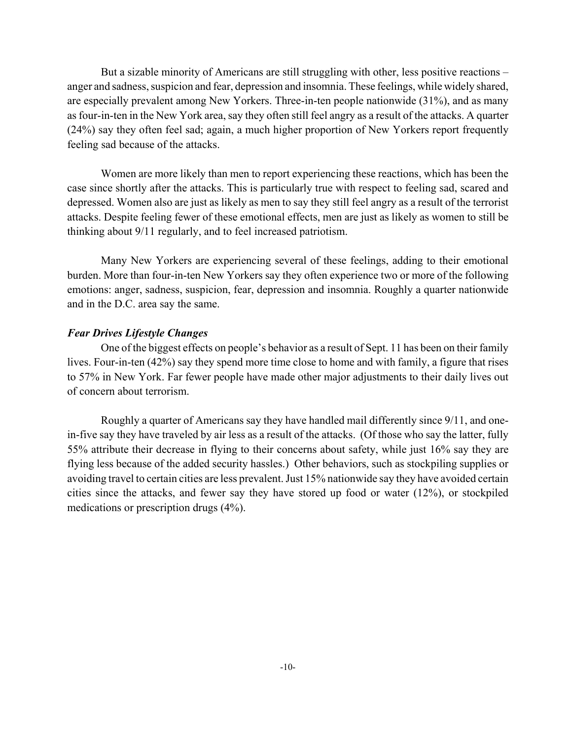But a sizable minority of Americans are still struggling with other, less positive reactions – anger and sadness, suspicion and fear, depression and insomnia. These feelings, while widely shared, are especially prevalent among New Yorkers. Three-in-ten people nationwide (31%), and as many as four-in-ten in the New York area, say they often still feel angry as a result of the attacks. A quarter (24%) say they often feel sad; again, a much higher proportion of New Yorkers report frequently feeling sad because of the attacks.

Women are more likely than men to report experiencing these reactions, which has been the case since shortly after the attacks. This is particularly true with respect to feeling sad, scared and depressed. Women also are just as likely as men to say they still feel angry as a result of the terrorist attacks. Despite feeling fewer of these emotional effects, men are just as likely as women to still be thinking about 9/11 regularly, and to feel increased patriotism.

Many New Yorkers are experiencing several of these feelings, adding to their emotional burden. More than four-in-ten New Yorkers say they often experience two or more of the following emotions: anger, sadness, suspicion, fear, depression and insomnia. Roughly a quarter nationwide and in the D.C. area say the same.

***Fear Drives Lifestyle Changes***

One of the biggest effects on people's behavior as a result of Sept. 11 has been on their family lives. Four-in-ten (42%) say they spend more time close to home and with family, a figure that rises to 57% in New York. Far fewer people have made other major adjustments to their daily lives out of concern about terrorism.

Roughly a quarter of Americans say they have handled mail differently since 9/11, and one-in-five say they have traveled by air less as a result of the attacks. (Of those who say the latter, fully 55% attribute their decrease in flying to their concerns about safety, while just 16% say they are flying less because of the added security hassles.) Other behaviors, such as stockpiling supplies or avoiding travel to certain cities are less prevalent. Just 15% nationwide say they have avoided certain cities since the attacks, and fewer say they have stored up food or water (12%), or stockpiled medications or prescription drugs (4%).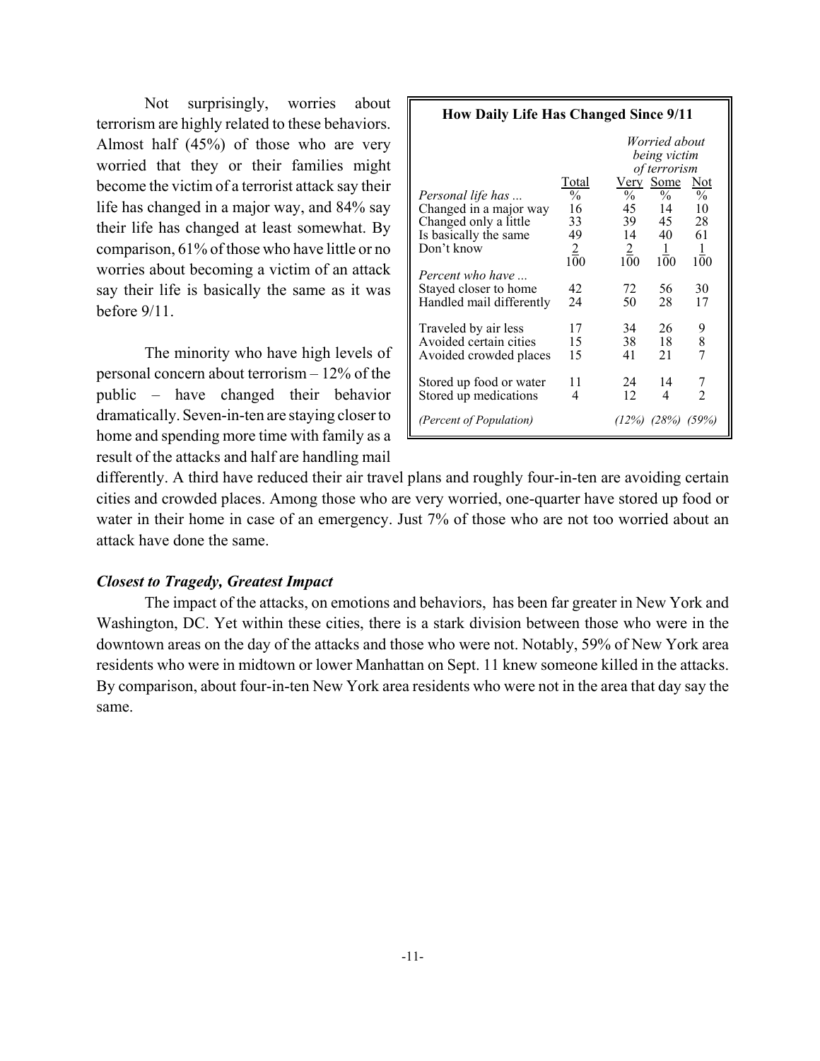Not surprisingly, worries about terrorism are highly related to these behaviors. Almost half (45%) of those who are very worried that they or their families might become the victim of a terrorist attack say their life has changed in a major way, and 84% say their life has changed at least somewhat. By comparison, 61% of those who have little or no worries about becoming a victim of an attack say their life is basically the same as it was before 9/11.

**How Daily Life Has Changed Since 9/11**

| | | *Worried about being victim of terrorism* | | |
|---|---|---|---|---|
| | Total | Very | Some | Not |
| *Personal life has ...* | % | % | % | % |
| Changed in a major way | 16 | 45 | 14 | 10 |
| Changed only a little | 33 | 39 | 45 | 28 |
| Is basically the same | 49 | 14 | 40 | 61 |
| Don't know | 2 | 2 | 1 | 1 |
| | 100 | 100 | 100 | 100 |
| *Percent who have ...* | | | | |
| Stayed closer to home | 42 | 72 | 56 | 30 |
| Handled mail differently | 24 | 50 | 28 | 17 |
| Traveled by air less | 17 | 34 | 26 | 9 |
| Avoided certain cities | 15 | 38 | 18 | 8 |
| Avoided crowded places | 15 | 41 | 21 | 7 |
| Stored up food or water | 11 | 24 | 14 | 7 |
| Stored up medications | 4 | 12 | 4 | 2 |
| *(Percent of Population)* | | *(12%)* | *(28%)* | *(59%)* |

The minority who have high levels of personal concern about terrorism – 12% of the public – have changed their behavior dramatically. Seven-in-ten are staying closer to home and spending more time with family as a result of the attacks and half are handling mail differently. A third have reduced their air travel plans and roughly four-in-ten are avoiding certain cities and crowded places. Among those who are very worried, one-quarter have stored up food or water in their home in case of an emergency. Just 7% of those who are not too worried about an attack have done the same.

***Closest to Tragedy, Greatest Impact***

The impact of the attacks, on emotions and behaviors, has been far greater in New York and Washington, DC. Yet within these cities, there is a stark division between those who were in the downtown areas on the day of the attacks and those who were not. Notably, 59% of New York area residents who were in midtown or lower Manhattan on Sept. 11 knew someone killed in the attacks. By comparison, about four-in-ten New York area residents who were not in the area that day say the same.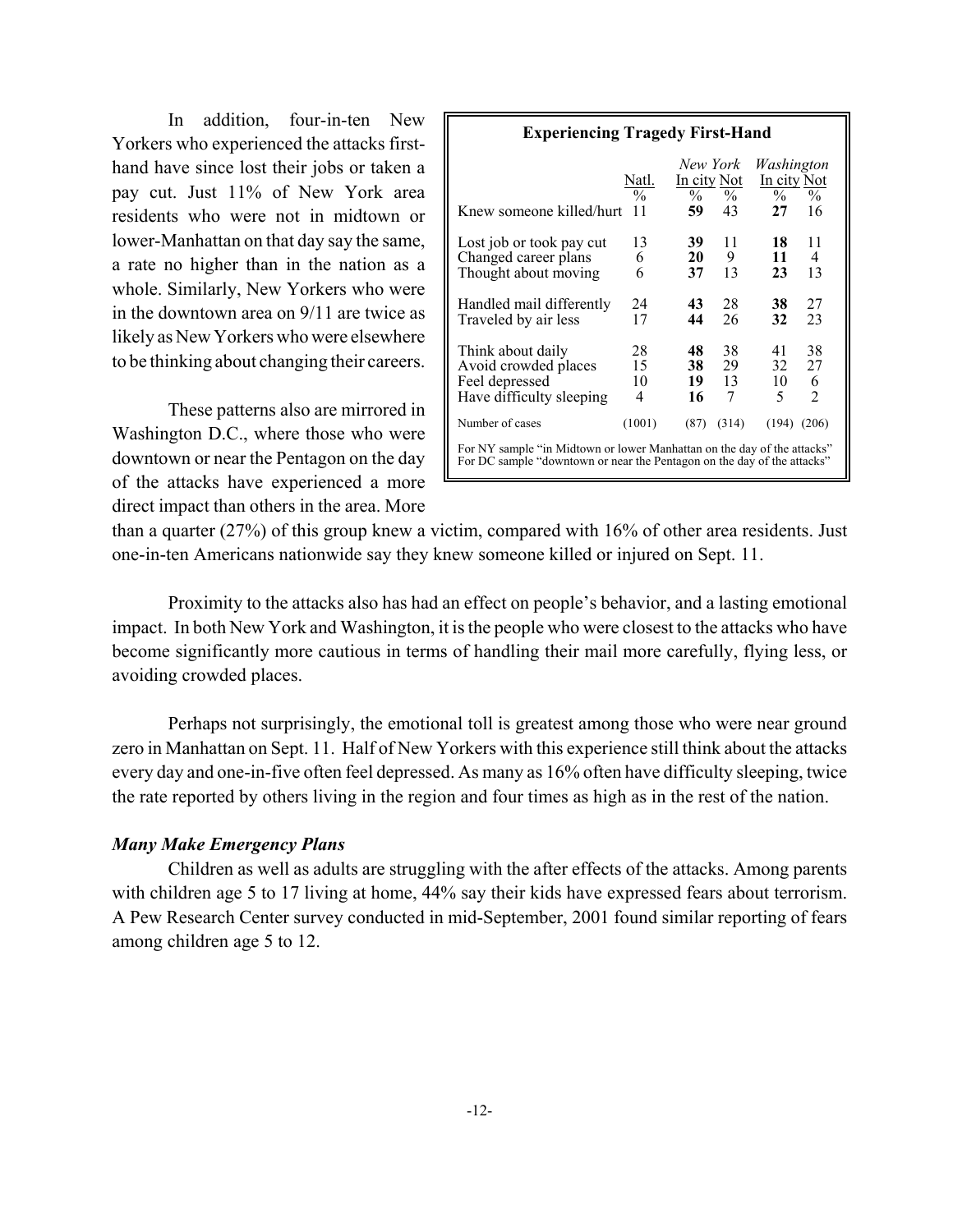In addition, four-in-ten New Yorkers who experienced the attacks first-hand have since lost their jobs or taken a pay cut. Just 11% of New York area residents who were not in midtown or lower-Manhattan on that day say the same, a rate no higher than in the nation as a whole. Similarly, New Yorkers who were in the downtown area on 9/11 are twice as likely as New Yorkers who were elsewhere to be thinking about changing their careers.

These patterns also are mirrored in Washington D.C., where those who were downtown or near the Pentagon on the day of the attacks have experienced a more direct impact than others in the area. More than a quarter (27%) of this group knew a victim, compared with 16% of other area residents. Just one-in-ten Americans nationwide say they knew someone killed or injured on Sept. 11.

**Experiencing Tragedy First-Hand**

| | Natl. | *New York* In city | *New York* Not | *Washington* In city | *Washington* Not |
|---|---|---|---|---|---|
| | % | % | % | % | % |
| Knew someone killed/hurt | 11 | **59** | 43 | **27** | 16 |
| Lost job or took pay cut | 13 | **39** | 11 | **18** | 11 |
| Changed career plans | 6 | **20** | 9 | **11** | 4 |
| Thought about moving | 6 | **37** | 13 | **23** | 13 |
| Handled mail differently | 24 | **43** | 28 | **38** | 27 |
| Traveled by air less | 17 | **44** | 26 | **32** | 23 |
| Think about daily | 28 | **48** | 38 | 41 | 38 |
| Avoid crowded places | 15 | **38** | 29 | 32 | 27 |
| Feel depressed | 10 | **19** | 13 | 10 | 6 |
| Have difficulty sleeping | 4 | **16** | 7 | 5 | 2 |
| Number of cases | (1001) | (87) | (314) | (194) | (206) |

For NY sample "in Midtown or lower Manhattan on the day of the attacks"
For DC sample "downtown or near the Pentagon on the day of the attacks"

Proximity to the attacks also has had an effect on people's behavior, and a lasting emotional impact. In both New York and Washington, it is the people who were closest to the attacks who have become significantly more cautious in terms of handling their mail more carefully, flying less, or avoiding crowded places.

Perhaps not surprisingly, the emotional toll is greatest among those who were near ground zero in Manhattan on Sept. 11. Half of New Yorkers with this experience still think about the attacks every day and one-in-five often feel depressed. As many as 16% often have difficulty sleeping, twice the rate reported by others living in the region and four times as high as in the rest of the nation.

### *Many Make Emergency Plans*

Children as well as adults are struggling with the after effects of the attacks. Among parents with children age 5 to 17 living at home, 44% say their kids have expressed fears about terrorism. A Pew Research Center survey conducted in mid-September, 2001 found similar reporting of fears among children age 5 to 12.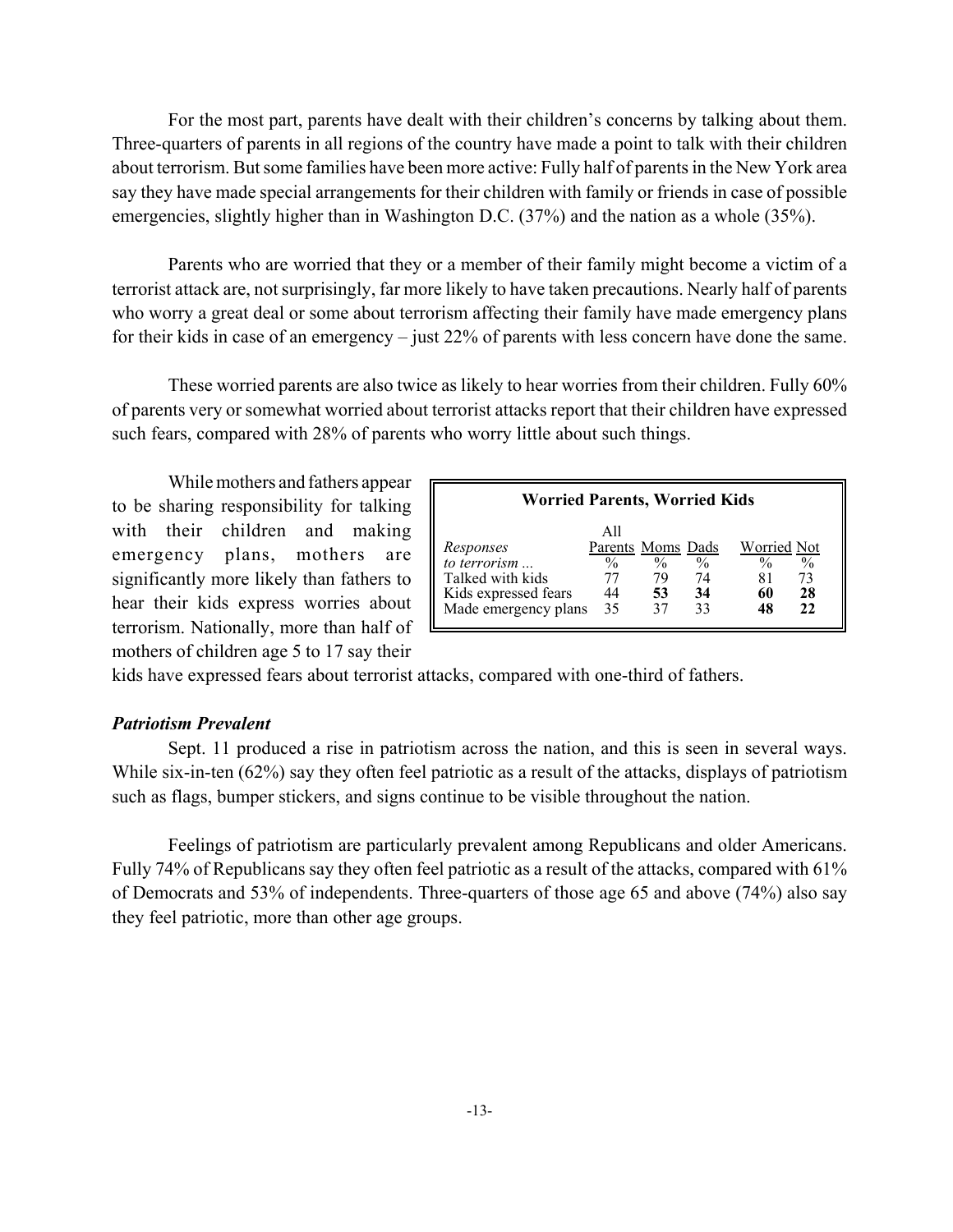For the most part, parents have dealt with their children's concerns by talking about them. Three-quarters of parents in all regions of the country have made a point to talk with their children about terrorism. But some families have been more active: Fully half of parents in the New York area say they have made special arrangements for their children with family or friends in case of possible emergencies, slightly higher than in Washington D.C. (37%) and the nation as a whole (35%).

Parents who are worried that they or a member of their family might become a victim of a terrorist attack are, not surprisingly, far more likely to have taken precautions. Nearly half of parents who worry a great deal or some about terrorism affecting their family have made emergency plans for their kids in case of an emergency – just 22% of parents with less concern have done the same.

These worried parents are also twice as likely to hear worries from their children. Fully 60% of parents very or somewhat worried about terrorist attacks report that their children have expressed such fears, compared with 28% of parents who worry little about such things.

While mothers and fathers appear to be sharing responsibility for talking with their children and making emergency plans, mothers are significantly more likely than fathers to hear their kids express worries about terrorism. Nationally, more than half of mothers of children age 5 to 17 say their kids have expressed fears about terrorist attacks, compared with one-third of fathers.

**Worried Parents, Worried Kids**

| *Responses to terrorism ...* | All Parents | Moms | Dads | Worried | Not |
|---|---|---|---|---|---|
| | % | % | % | % | % |
| Talked with kids | 77 | 79 | 74 | 81 | 73 |
| Kids expressed fears | 44 | **53** | **34** | **60** | **28** |
| Made emergency plans | 35 | 37 | 33 | **48** | **22** |

### *Patriotism Prevalent*

Sept. 11 produced a rise in patriotism across the nation, and this is seen in several ways. While six-in-ten (62%) say they often feel patriotic as a result of the attacks, displays of patriotism such as flags, bumper stickers, and signs continue to be visible throughout the nation.

Feelings of patriotism are particularly prevalent among Republicans and older Americans. Fully 74% of Republicans say they often feel patriotic as a result of the attacks, compared with 61% of Democrats and 53% of independents. Three-quarters of those age 65 and above (74%) also say they feel patriotic, more than other age groups.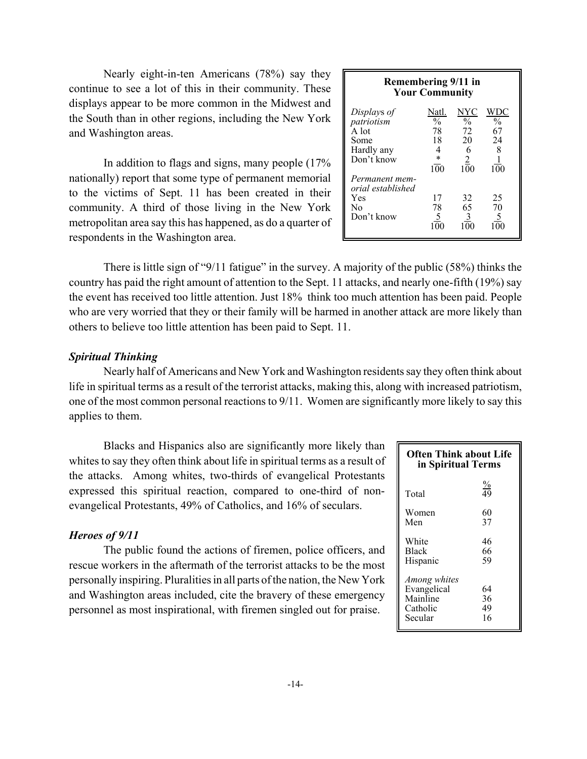Nearly eight-in-ten Americans (78%) say they continue to see a lot of this in their community. These displays appear to be more common in the Midwest and the South than in other regions, including the New York and Washington areas.

In addition to flags and signs, many people (17% nationally) report that some type of permanent memorial to the victims of Sept. 11 has been created in their community. A third of those living in the New York metropolitan area say this has happened, as do a quarter of respondents in the Washington area.

**Remembering 9/11 in Your Community**

| | Natl. | NYC | WDC |
|---|---|---|---|
| *Displays of patriotism* | % | % | % |
| A lot | 78 | 72 | 67 |
| Some | 18 | 20 | 24 |
| Hardly any | 4 | 6 | 8 |
| Don't know | * | 2 | 1 |
| | 100 | 100 | 100 |
| *Permanent memorial established* | | | |
| Yes | 17 | 32 | 25 |
| No | 78 | 65 | 70 |
| Don't know | 5 | 3 | 5 |
| | 100 | 100 | 100 |

There is little sign of "9/11 fatigue" in the survey. A majority of the public (58%) thinks the country has paid the right amount of attention to the Sept. 11 attacks, and nearly one-fifth (19%) say the event has received too little attention. Just 18% think too much attention has been paid. People who are very worried that they or their family will be harmed in another attack are more likely than others to believe too little attention has been paid to Sept. 11.

### *Spiritual Thinking*

Nearly half of Americans and New York and Washington residents say they often think about life in spiritual terms as a result of the terrorist attacks, making this, along with increased patriotism, one of the most common personal reactions to 9/11. Women are significantly more likely to say this applies to them.

Blacks and Hispanics also are significantly more likely than whites to say they often think about life in spiritual terms as a result of the attacks. Among whites, two-thirds of evangelical Protestants expressed this spiritual reaction, compared to one-third of non-evangelical Protestants, 49% of Catholics, and 16% of seculars.

**Often Think about Life in Spiritual Terms**

| | % |
|---|---|
| Total | 49 |
| Women | 60 |
| Men | 37 |
| White | 46 |
| Black | 66 |
| Hispanic | 59 |
| *Among whites* | |
| Evangelical | 64 |
| Mainline | 36 |
| Catholic | 49 |
| Secular | 16 |

### *Heroes of 9/11*

The public found the actions of firemen, police officers, and rescue workers in the aftermath of the terrorist attacks to be the most personally inspiring. Pluralities in all parts of the nation, the New York and Washington areas included, cite the bravery of these emergency personnel as most inspirational, with firemen singled out for praise.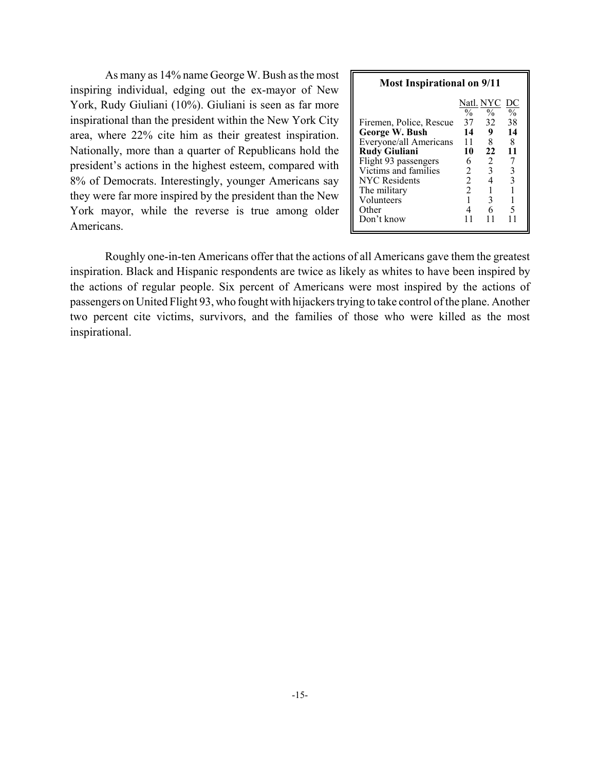As many as 14% name George W. Bush as the most inspiring individual, edging out the ex-mayor of New York, Rudy Giuliani (10%). Giuliani is seen as far more inspirational than the president within the New York City area, where 22% cite him as their greatest inspiration. Nationally, more than a quarter of Republicans hold the president's actions in the highest esteem, compared with 8% of Democrats. Interestingly, younger Americans say they were far more inspired by the president than the New York mayor, while the reverse is true among older Americans.

**Most Inspirational on 9/11**

| | Natl. | NYC | DC |
|---|---|---|---|
| | % | % | % |
| Firemen, Police, Rescue | 37 | 32 | 38 |
| **George W. Bush** | **14** | **9** | **14** |
| Everyone/all Americans | 11 | 8 | 8 |
| **Rudy Giuliani** | **10** | **22** | **11** |
| Flight 93 passengers | 6 | 2 | 7 |
| Victims and families | 2 | 3 | 3 |
| NYC Residents | 2 | 4 | 3 |
| The military | 2 | 1 | 1 |
| Volunteers | 1 | 3 | 1 |
| Other | 4 | 6 | 5 |
| Don't know | 11 | 11 | 11 |

Roughly one-in-ten Americans offer that the actions of all Americans gave them the greatest inspiration. Black and Hispanic respondents are twice as likely as whites to have been inspired by the actions of regular people. Six percent of Americans were most inspired by the actions of passengers on United Flight 93, who fought with hijackers trying to take control of the plane. Another two percent cite victims, survivors, and the families of those who were killed as the most inspirational.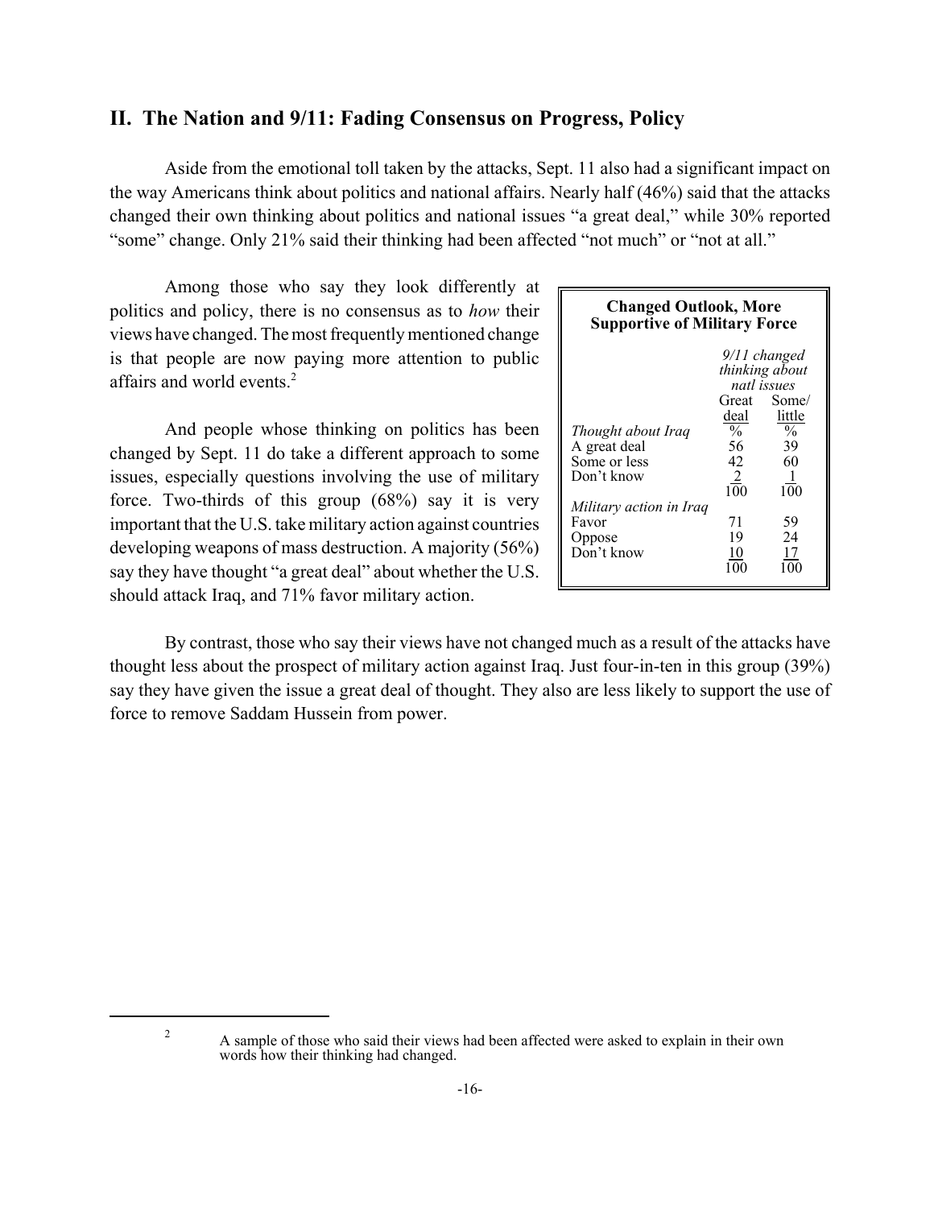## II. The Nation and 9/11: Fading Consensus on Progress, Policy

Aside from the emotional toll taken by the attacks, Sept. 11 also had a significant impact on the way Americans think about politics and national affairs. Nearly half (46%) said that the attacks changed their own thinking about politics and national issues "a great deal," while 30% reported "some" change. Only 21% said their thinking had been affected "not much" or "not at all."

Among those who say they look differently at politics and policy, there is no consensus as to *how* their views have changed. The most frequently mentioned change is that people are now paying more attention to public affairs and world events.[2]

And people whose thinking on politics has been changed by Sept. 11 do take a different approach to some issues, especially questions involving the use of military force. Two-thirds of this group (68%) say it is very important that the U.S. take military action against countries developing weapons of mass destruction. A majority (56%) say they have thought "a great deal" about whether the U.S. should attack Iraq, and 71% favor military action.

**Changed Outlook, More Supportive of Military Force**

| | *9/11 changed thinking about natl issues* | |
|---|---|---|
| | Great deal | Some/ little |
| *Thought about Iraq* | % | % |
| A great deal | 56 | 39 |
| Some or less | 42 | 60 |
| Don't know | 2 | 1 |
| | 100 | 100 |
| *Military action in Iraq* | | |
| Favor | 71 | 59 |
| Oppose | 19 | 24 |
| Don't know | 10 | 17 |
| | 100 | 100 |

By contrast, those who say their views have not changed much as a result of the attacks have thought less about the prospect of military action against Iraq. Just four-in-ten in this group (39%) say they have given the issue a great deal of thought. They also are less likely to support the use of force to remove Saddam Hussein from power.

[2] A sample of those who said their views had been affected were asked to explain in their own words how their thinking had changed.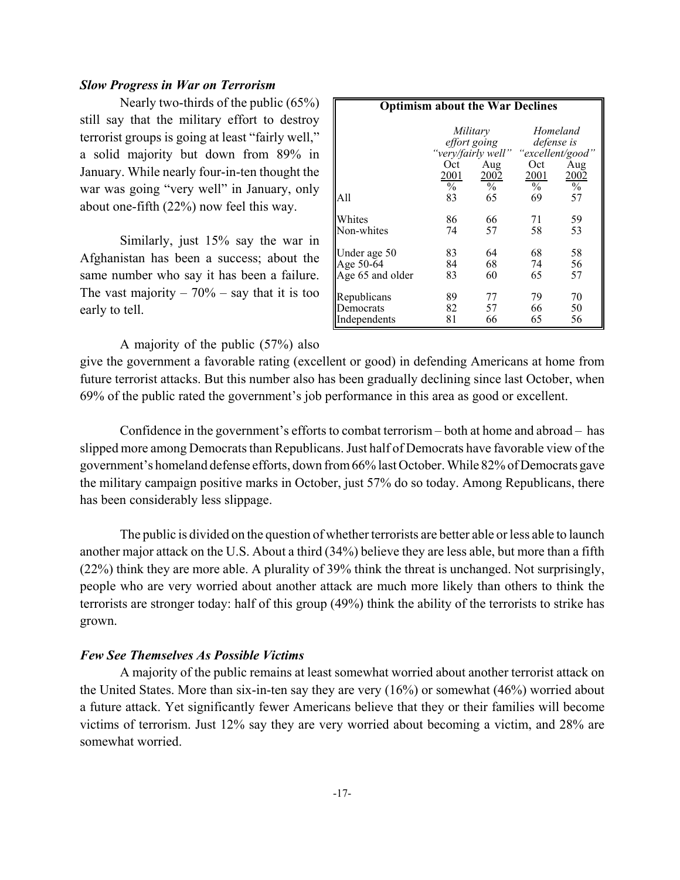### *Slow Progress in War on Terrorism*

Nearly two-thirds of the public (65%) still say that the military effort to destroy terrorist groups is going at least "fairly well," a solid majority but down from 89% in January. While nearly four-in-ten thought the war was going "very well" in January, only about one-fifth (22%) now feel this way.

Similarly, just 15% say the war in Afghanistan has been a success; about the same number who say it has been a failure. The vast majority – 70% – say that it is too early to tell.

**Optimism about the War Declines**

| | *Military effort going "very/fairly well"* | | *Homeland defense is "excellent/good"* | |
|---|---|---|---|---|
| | Oct 2001 | Aug 2002 | Oct 2001 | Aug 2002 |
| | % | % | % | % |
| All | 83 | 65 | 69 | 57 |
| Whites | 86 | 66 | 71 | 59 |
| Non-whites | 74 | 57 | 58 | 53 |
| Under age 50 | 83 | 64 | 68 | 58 |
| Age 50-64 | 84 | 68 | 74 | 56 |
| Age 65 and older | 83 | 60 | 65 | 57 |
| Republicans | 89 | 77 | 79 | 70 |
| Democrats | 82 | 57 | 66 | 50 |
| Independents | 81 | 66 | 65 | 56 |

A majority of the public (57%) also give the government a favorable rating (excellent or good) in defending Americans at home from future terrorist attacks. But this number also has been gradually declining since last October, when 69% of the public rated the government's job performance in this area as good or excellent.

Confidence in the government's efforts to combat terrorism – both at home and abroad – has slipped more among Democrats than Republicans. Just half of Democrats have favorable view of the government's homeland defense efforts, down from 66% last October. While 82% of Democrats gave the military campaign positive marks in October, just 57% do so today. Among Republicans, there has been considerably less slippage.

The public is divided on the question of whether terrorists are better able or less able to launch another major attack on the U.S. About a third (34%) believe they are less able, but more than a fifth (22%) think they are more able. A plurality of 39% think the threat is unchanged. Not surprisingly, people who are very worried about another attack are much more likely than others to think the terrorists are stronger today: half of this group (49%) think the ability of the terrorists to strike has grown.

### *Few See Themselves As Possible Victims*

A majority of the public remains at least somewhat worried about another terrorist attack on the United States. More than six-in-ten say they are very (16%) or somewhat (46%) worried about a future attack. Yet significantly fewer Americans believe that they or their families will become victims of terrorism. Just 12% say they are very worried about becoming a victim, and 28% are somewhat worried.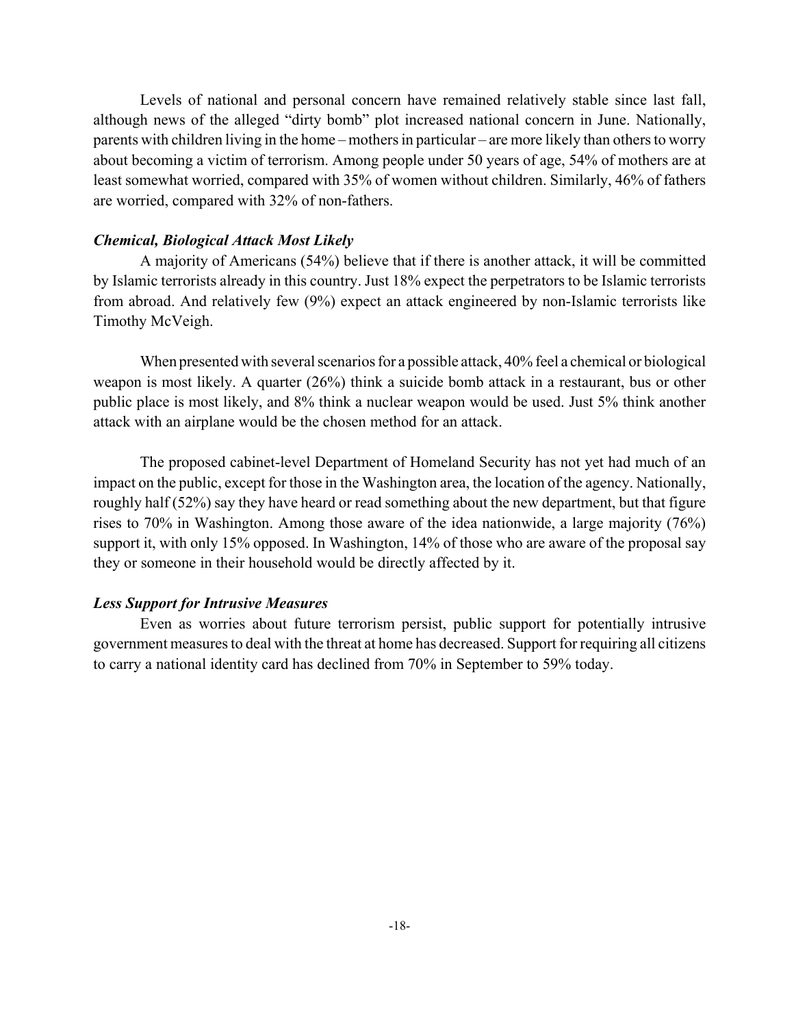Levels of national and personal concern have remained relatively stable since last fall, although news of the alleged "dirty bomb" plot increased national concern in June. Nationally, parents with children living in the home – mothers in particular – are more likely than others to worry about becoming a victim of terrorism. Among people under 50 years of age, 54% of mothers are at least somewhat worried, compared with 35% of women without children. Similarly, 46% of fathers are worried, compared with 32% of non-fathers.

### *Chemical, Biological Attack Most Likely*

A majority of Americans (54%) believe that if there is another attack, it will be committed by Islamic terrorists already in this country. Just 18% expect the perpetrators to be Islamic terrorists from abroad. And relatively few (9%) expect an attack engineered by non-Islamic terrorists like Timothy McVeigh.

When presented with several scenarios for a possible attack, 40% feel a chemical or biological weapon is most likely. A quarter (26%) think a suicide bomb attack in a restaurant, bus or other public place is most likely, and 8% think a nuclear weapon would be used. Just 5% think another attack with an airplane would be the chosen method for an attack.

The proposed cabinet-level Department of Homeland Security has not yet had much of an impact on the public, except for those in the Washington area, the location of the agency. Nationally, roughly half (52%) say they have heard or read something about the new department, but that figure rises to 70% in Washington. Among those aware of the idea nationwide, a large majority (76%) support it, with only 15% opposed. In Washington, 14% of those who are aware of the proposal say they or someone in their household would be directly affected by it.

### *Less Support for Intrusive Measures*

Even as worries about future terrorism persist, public support for potentially intrusive government measures to deal with the threat at home has decreased. Support for requiring all citizens to carry a national identity card has declined from 70% in September to 59% today.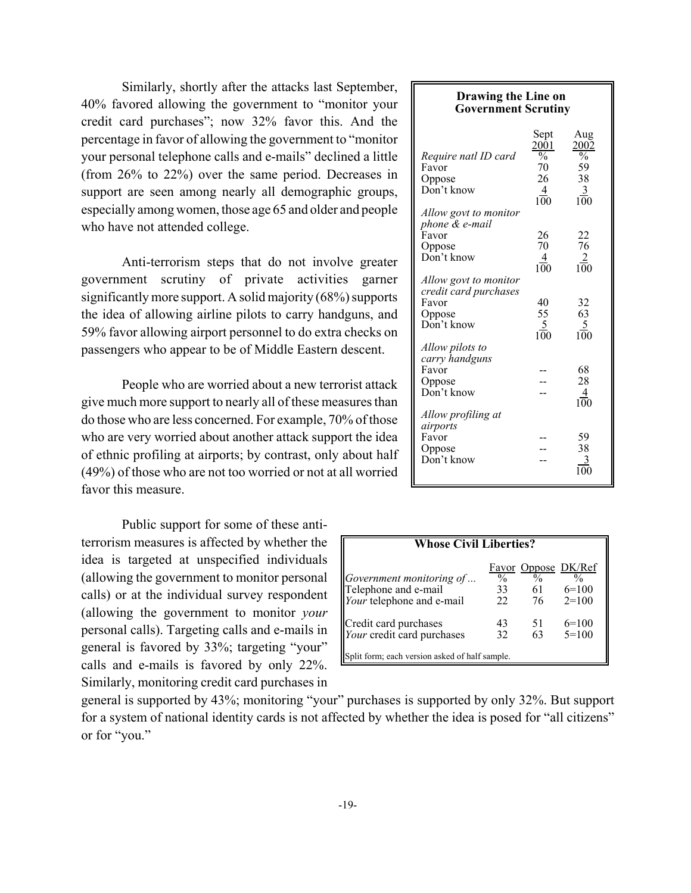Similarly, shortly after the attacks last September, 40% favored allowing the government to "monitor your credit card purchases"; now 32% favor this. And the percentage in favor of allowing the government to "monitor your personal telephone calls and e-mails" declined a little (from 26% to 22%) over the same period. Decreases in support are seen among nearly all demographic groups, especially among women, those age 65 and older and people who have not attended college.

Anti-terrorism steps that do not involve greater government scrutiny of private activities garner significantly more support. A solid majority (68%) supports the idea of allowing airline pilots to carry handguns, and 59% favor allowing airport personnel to do extra checks on passengers who appear to be of Middle Eastern descent.

People who are worried about a new terrorist attack give much more support to nearly all of these measures than do those who are less concerned. For example, 70% of those who are very worried about another attack support the idea of ethnic profiling at airports; by contrast, only about half (49%) of those who are not too worried or not at all worried favor this measure.

**Drawing the Line on Government Scrutiny**

| | Sept 2001 | Aug 2002 |
|---|---|---|
| | % | % |
| *Require natl ID card* | | |
| Favor | 70 | 59 |
| Oppose | 26 | 38 |
| Don't know | 4 | 3 |
| | 100 | 100 |
| *Allow govt to monitor phone & e-mail* | | |
| Favor | 26 | 22 |
| Oppose | 70 | 76 |
| Don't know | 4 | 2 |
| | 100 | 100 |
| *Allow govt to monitor credit card purchases* | | |
| Favor | 40 | 32 |
| Oppose | 55 | 63 |
| Don't know | 5 | 5 |
| | 100 | 100 |
| *Allow pilots to carry handguns* | | |
| Favor | -- | 68 |
| Oppose | -- | 28 |
| Don't know | -- | 4 |
| | | 100 |
| *Allow profiling at airports* | | |
| Favor | -- | 59 |
| Oppose | -- | 38 |
| Don't know | -- | 3 |
| | | 100 |

Public support for some of these anti-terrorism measures is affected by whether the idea is targeted at unspecified individuals (allowing the government to monitor personal calls) or at the individual survey respondent (allowing the government to monitor *your* personal calls). Targeting calls and e-mails in general is favored by 33%; targeting "your" calls and e-mails is favored by only 22%. Similarly, monitoring credit card purchases in general is supported by 43%; monitoring "your" purchases is supported by only 32%. But support for a system of national identity cards is not affected by whether the idea is posed for "all citizens" or for "you."

**Whose Civil Liberties?**

| *Government monitoring of ...* | Favor | Oppose | DK/Ref |
|---|---|---|---|
| | % | % | % |
| Telephone and e-mail | 33 | 61 | 6=100 |
| *Your* telephone and e-mail | 22 | 76 | 2=100 |
| Credit card purchases | 43 | 51 | 6=100 |
| *Your* credit card purchases | 32 | 63 | 5=100 |

Split form; each version asked of half sample.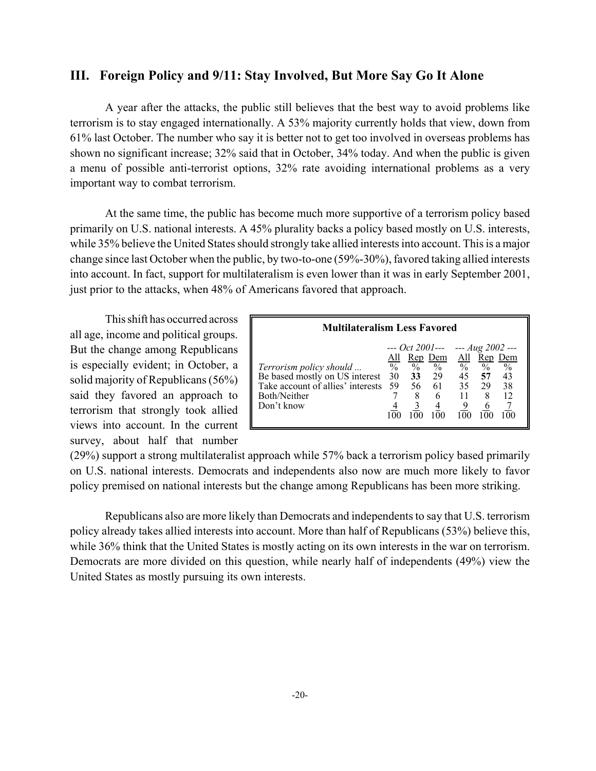## III. Foreign Policy and 9/11: Stay Involved, But More Say Go It Alone

A year after the attacks, the public still believes that the best way to avoid problems like terrorism is to stay engaged internationally. A 53% majority currently holds that view, down from 61% last October. The number who say it is better not to get too involved in overseas problems has shown no significant increase; 32% said that in October, 34% today. And when the public is given a menu of possible anti-terrorist options, 32% rate avoiding international problems as a very important way to combat terrorism.

At the same time, the public has become much more supportive of a terrorism policy based primarily on U.S. national interests. A 45% plurality backs a policy based mostly on U.S. interests, while 35% believe the United States should strongly take allied interests into account. This is a major change since last October when the public, by two-to-one (59%-30%), favored taking allied interests into account. In fact, support for multilateralism is even lower than it was in early September 2001, just prior to the attacks, when 48% of Americans favored that approach.

This shift has occurred across all age, income and political groups. But the change among Republicans is especially evident; in October, a solid majority of Republicans (56%) said they favored an approach to terrorism that strongly took allied views into account. In the current survey, about half that number (29%) support a strong multilateralist approach while 57% back a terrorism policy based primarily on U.S. national interests. Democrats and independents also now are much more likely to favor policy premised on national interests but the change among Republicans has been more striking.

**Multilateralism Less Favored**

| | --- *Oct 2001* --- | | | --- *Aug 2002* --- | | |
|---|---|---|---|---|---|---|
| | All | Rep | Dem | All | Rep | Dem |
| *Terrorism policy should ...* | % | % | % | % | % | % |
| Be based mostly on US interest | 30 | **33** | 29 | 45 | **57** | 43 |
| Take account of allies' interests | 59 | 56 | 61 | 35 | 29 | 38 |
| Both/Neither | 7 | 8 | 6 | 11 | 8 | 12 |
| Don't know | 4 | 3 | 4 | 9 | 6 | 7 |
| | 100 | 100 | 100 | 100 | 100 | 100 |

Republicans also are more likely than Democrats and independents to say that U.S. terrorism policy already takes allied interests into account. More than half of Republicans (53%) believe this, while 36% think that the United States is mostly acting on its own interests in the war on terrorism. Democrats are more divided on this question, while nearly half of independents (49%) view the United States as mostly pursuing its own interests.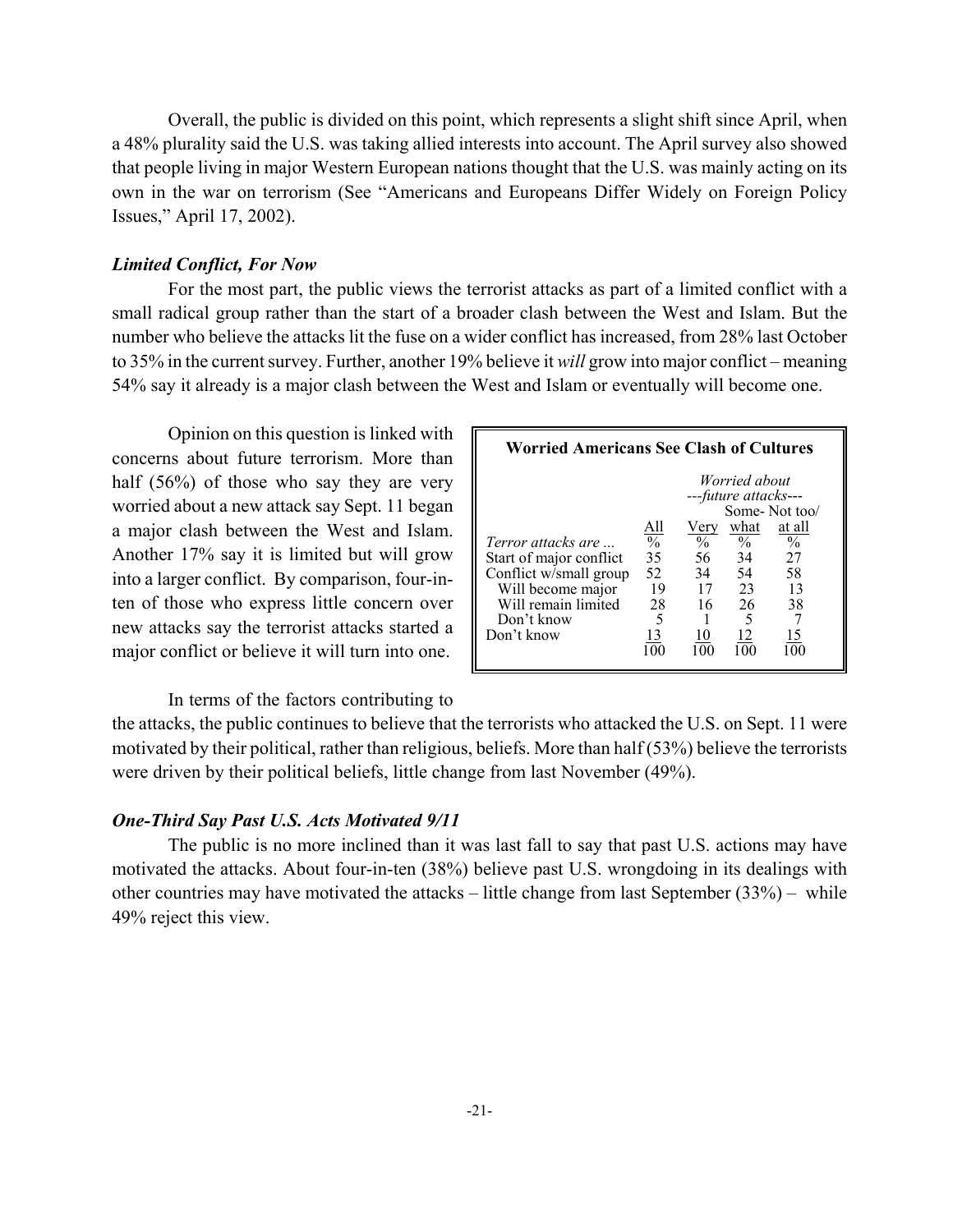Overall, the public is divided on this point, which represents a slight shift since April, when a 48% plurality said the U.S. was taking allied interests into account. The April survey also showed that people living in major Western European nations thought that the U.S. was mainly acting on its own in the war on terrorism (See "Americans and Europeans Differ Widely on Foreign Policy Issues," April 17, 2002).

### *Limited Conflict, For Now*

For the most part, the public views the terrorist attacks as part of a limited conflict with a small radical group rather than the start of a broader clash between the West and Islam. But the number who believe the attacks lit the fuse on a wider conflict has increased, from 28% last October to 35% in the current survey. Further, another 19% believe it *will* grow into major conflict – meaning 54% say it already is a major clash between the West and Islam or eventually will become one.

Opinion on this question is linked with concerns about future terrorism. More than half (56%) of those who say they are very worried about a new attack say Sept. 11 began a major clash between the West and Islam. Another 17% say it is limited but will grow into a larger conflict. By comparison, four-in-ten of those who express little concern over new attacks say the terrorist attacks started a major conflict or believe it will turn into one.

**Worried Americans See Clash of Cultures**

| | | *Worried about ---future attacks---* | | |
|---|---|---|---|---|
| | All | Very | Some-what | Not too/ at all |
| *Terror attacks are ...* | % | % | % | % |
| Start of major conflict | 35 | 56 | 34 | 27 |
| Conflict w/small group | 52 | 34 | 54 | 58 |
| Will become major | 19 | 17 | 23 | 13 |
| Will remain limited | 28 | 16 | 26 | 38 |
| Don't know | 5 | 1 | 5 | 7 |
| Don't know | 13 | 10 | 12 | 15 |
| | 100 | 100 | 100 | 100 |

In terms of the factors contributing to the attacks, the public continues to believe that the terrorists who attacked the U.S. on Sept. 11 were motivated by their political, rather than religious, beliefs. More than half (53%) believe the terrorists were driven by their political beliefs, little change from last November (49%).

### *One-Third Say Past U.S. Acts Motivated 9/11*

The public is no more inclined than it was last fall to say that past U.S. actions may have motivated the attacks. About four-in-ten (38%) believe past U.S. wrongdoing in its dealings with other countries may have motivated the attacks – little change from last September (33%) – while 49% reject this view.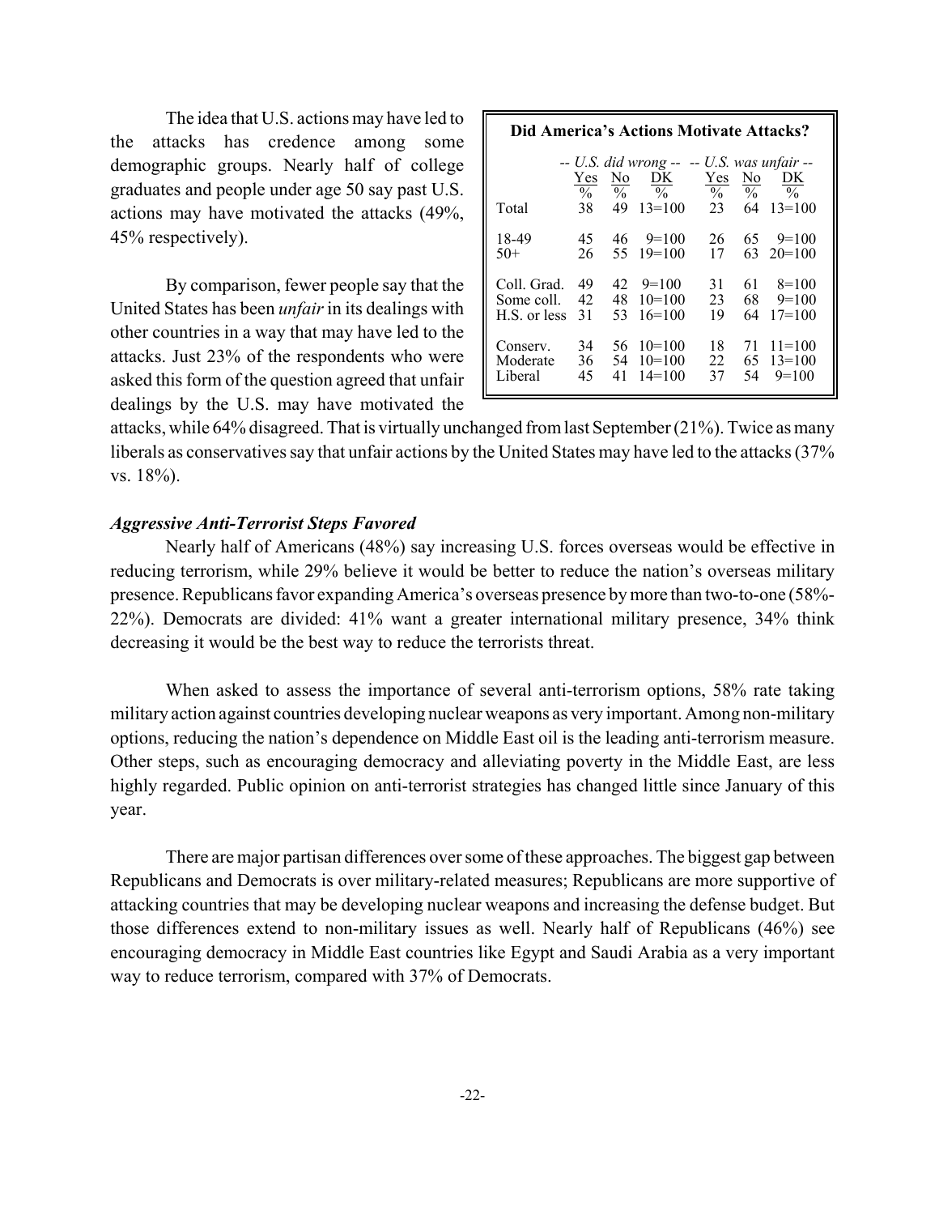The idea that U.S. actions may have led to the attacks has credence among some demographic groups. Nearly half of college graduates and people under age 50 say past U.S. actions may have motivated the attacks (49%, 45% respectively).

By comparison, fewer people say that the United States has been *unfair* in its dealings with other countries in a way that may have led to the attacks. Just 23% of the respondents who were asked this form of the question agreed that unfair dealings by the U.S. may have motivated the attacks, while 64% disagreed. That is virtually unchanged from last September (21%). Twice as many liberals as conservatives say that unfair actions by the United States may have led to the attacks (37% vs. 18%).

**Did America's Actions Motivate Attacks?**

| | *-- U.S. did wrong --* | | | *-- U.S. was unfair --* | | |
|---|---|---|---|---|---|---|
| | Yes | No | DK | Yes | No | DK |
| | % | % | % | % | % | % |
| Total | 38 | 49 | 13=100 | 23 | 64 | 13=100 |
| 18-49 | 45 | 46 | 9=100 | 26 | 65 | 9=100 |
| 50+ | 26 | 55 | 19=100 | 17 | 63 | 20=100 |
| Coll. Grad. | 49 | 42 | 9=100 | 31 | 61 | 8=100 |
| Some coll. | 42 | 48 | 10=100 | 23 | 68 | 9=100 |
| H.S. or less | 31 | 53 | 16=100 | 19 | 64 | 17=100 |
| Conserv. | 34 | 56 | 10=100 | 18 | 71 | 11=100 |
| Moderate | 36 | 54 | 10=100 | 22 | 65 | 13=100 |
| Liberal | 45 | 41 | 14=100 | 37 | 54 | 9=100 |

### *Aggressive Anti-Terrorist Steps Favored*

Nearly half of Americans (48%) say increasing U.S. forces overseas would be effective in reducing terrorism, while 29% believe it would be better to reduce the nation's overseas military presence. Republicans favor expanding America's overseas presence by more than two-to-one (58%-22%). Democrats are divided: 41% want a greater international military presence, 34% think decreasing it would be the best way to reduce the terrorists threat.

When asked to assess the importance of several anti-terrorism options, 58% rate taking military action against countries developing nuclear weapons as very important. Among non-military options, reducing the nation's dependence on Middle East oil is the leading anti-terrorism measure. Other steps, such as encouraging democracy and alleviating poverty in the Middle East, are less highly regarded. Public opinion on anti-terrorist strategies has changed little since January of this year.

There are major partisan differences over some of these approaches. The biggest gap between Republicans and Democrats is over military-related measures; Republicans are more supportive of attacking countries that may be developing nuclear weapons and increasing the defense budget. But those differences extend to non-military issues as well. Nearly half of Republicans (46%) see encouraging democracy in Middle East countries like Egypt and Saudi Arabia as a very important way to reduce terrorism, compared with 37% of Democrats.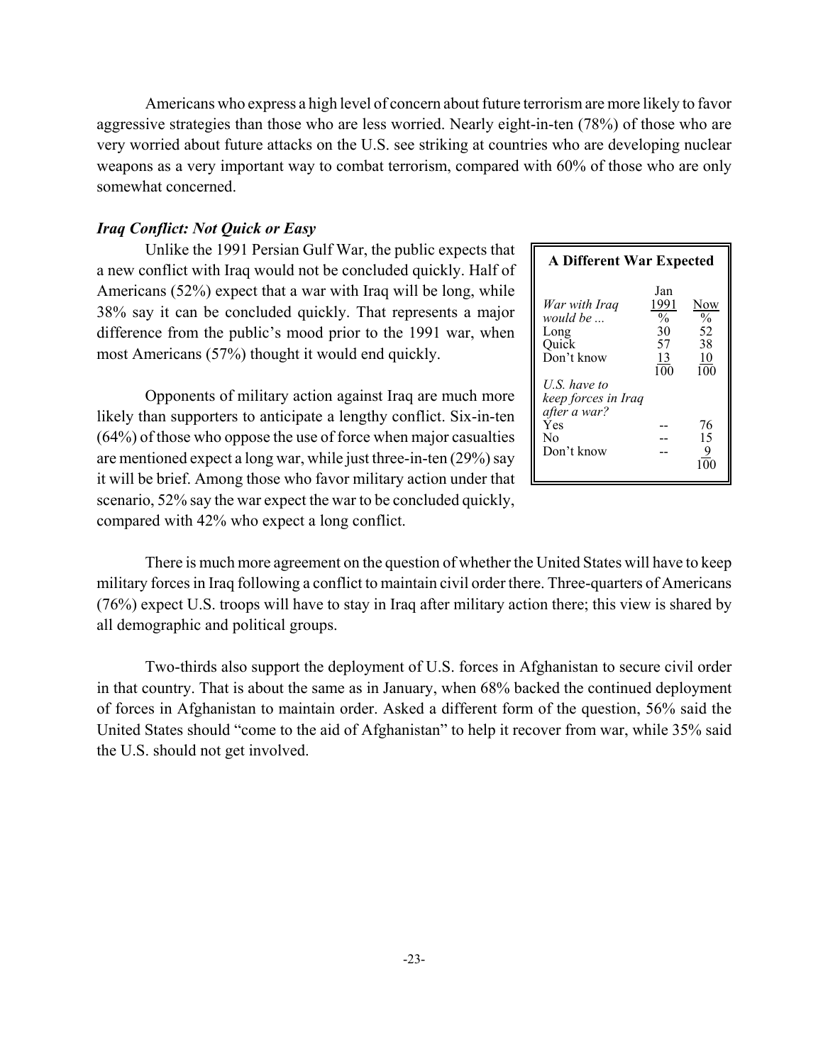Americans who express a high level of concern about future terrorism are more likely to favor aggressive strategies than those who are less worried. Nearly eight-in-ten (78%) of those who are very worried about future attacks on the U.S. see striking at countries who are developing nuclear weapons as a very important way to combat terrorism, compared with 60% of those who are only somewhat concerned.

### *Iraq Conflict: Not Quick or Easy*

Unlike the 1991 Persian Gulf War, the public expects that a new conflict with Iraq would not be concluded quickly. Half of Americans (52%) expect that a war with Iraq will be long, while 38% say it can be concluded quickly. That represents a major difference from the public's mood prior to the 1991 war, when most Americans (57%) thought it would end quickly.

**A Different War Expected**

| *War with Iraq would be ...* | Jan 1991 % | Now % |
|---|---|---|
| Long | 30 | 52 |
| Quick | 57 | 38 |
| Don't know | 13 | 10 |
| | 100 | 100 |
| *U.S. have to keep forces in Iraq after a war?* | | |
| Yes | -- | 76 |
| No | -- | 15 |
| Don't know | -- | 9 |
| | | 100 |

Opponents of military action against Iraq are much more likely than supporters to anticipate a lengthy conflict. Six-in-ten (64%) of those who oppose the use of force when major casualties are mentioned expect a long war, while just three-in-ten (29%) say it will be brief. Among those who favor military action under that scenario, 52% say the war expect the war to be concluded quickly, compared with 42% who expect a long conflict.

There is much more agreement on the question of whether the United States will have to keep military forces in Iraq following a conflict to maintain civil order there. Three-quarters of Americans (76%) expect U.S. troops will have to stay in Iraq after military action there; this view is shared by all demographic and political groups.

Two-thirds also support the deployment of U.S. forces in Afghanistan to secure civil order in that country. That is about the same as in January, when 68% backed the continued deployment of forces in Afghanistan to maintain order. Asked a different form of the question, 56% said the United States should "come to the aid of Afghanistan" to help it recover from war, while 35% said the U.S. should not get involved.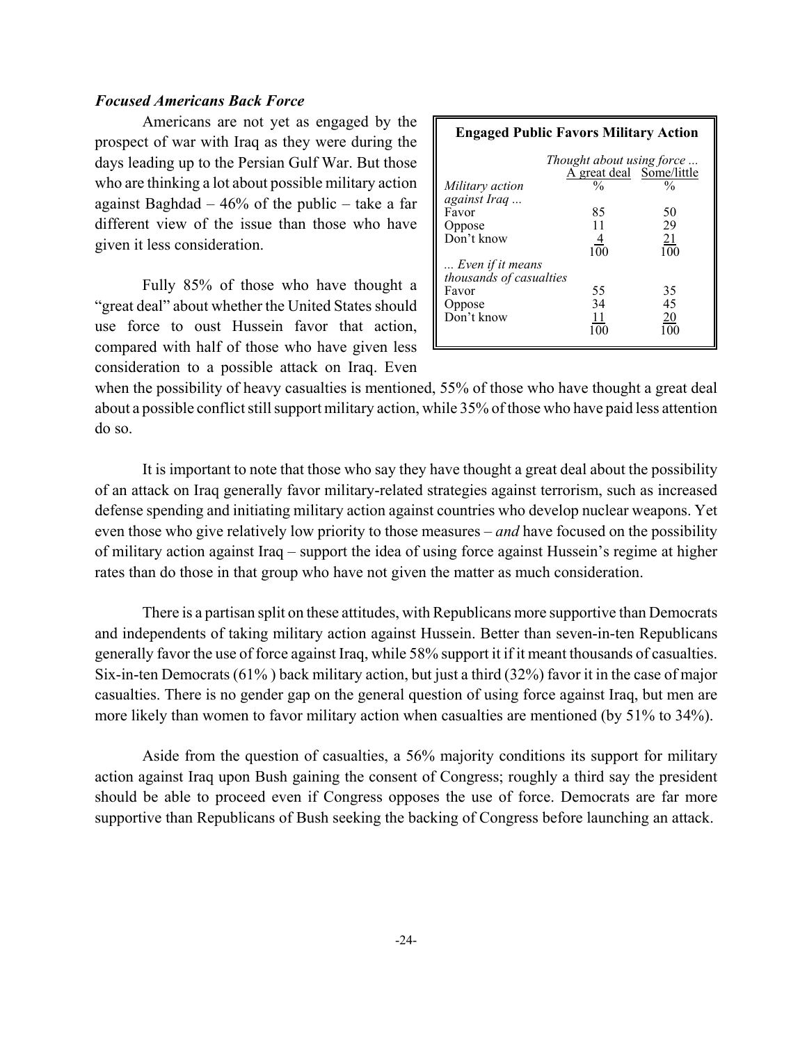### *Focused Americans Back Force*

Americans are not yet as engaged by the prospect of war with Iraq as they were during the days leading up to the Persian Gulf War. But those who are thinking a lot about possible military action against Baghdad – 46% of the public – take a far different view of the issue than those who have given it less consideration.

Fully 85% of those who have thought a "great deal" about whether the United States should use force to oust Hussein favor that action, compared with half of those who have given less consideration to a possible attack on Iraq. Even when the possibility of heavy casualties is mentioned, 55% of those who have thought a great deal about a possible conflict still support military action, while 35% of those who have paid less attention do so.

**Engaged Public Favors Military Action**

| | *Thought about using force ...* | |
|---|---|---|
| | A great deal | Some/little |
| *Military action against Iraq ...* | % | % |
| Favor | 85 | 50 |
| Oppose | 11 | 29 |
| Don't know | 4 | 21 |
| | 100 | 100 |
| *... Even if it means thousands of casualties* | | |
| Favor | 55 | 35 |
| Oppose | 34 | 45 |
| Don't know | 11 | 20 |
| | 100 | 100 |

It is important to note that those who say they have thought a great deal about the possibility of an attack on Iraq generally favor military-related strategies against terrorism, such as increased defense spending and initiating military action against countries who develop nuclear weapons. Yet even those who give relatively low priority to those measures – *and* have focused on the possibility of military action against Iraq – support the idea of using force against Hussein's regime at higher rates than do those in that group who have not given the matter as much consideration.

There is a partisan split on these attitudes, with Republicans more supportive than Democrats and independents of taking military action against Hussein. Better than seven-in-ten Republicans generally favor the use of force against Iraq, while 58% support it if it meant thousands of casualties. Six-in-ten Democrats (61% ) back military action, but just a third (32%) favor it in the case of major casualties. There is no gender gap on the general question of using force against Iraq, but men are more likely than women to favor military action when casualties are mentioned (by 51% to 34%).

Aside from the question of casualties, a 56% majority conditions its support for military action against Iraq upon Bush gaining the consent of Congress; roughly a third say the president should be able to proceed even if Congress opposes the use of force. Democrats are far more supportive than Republicans of Bush seeking the backing of Congress before launching an attack.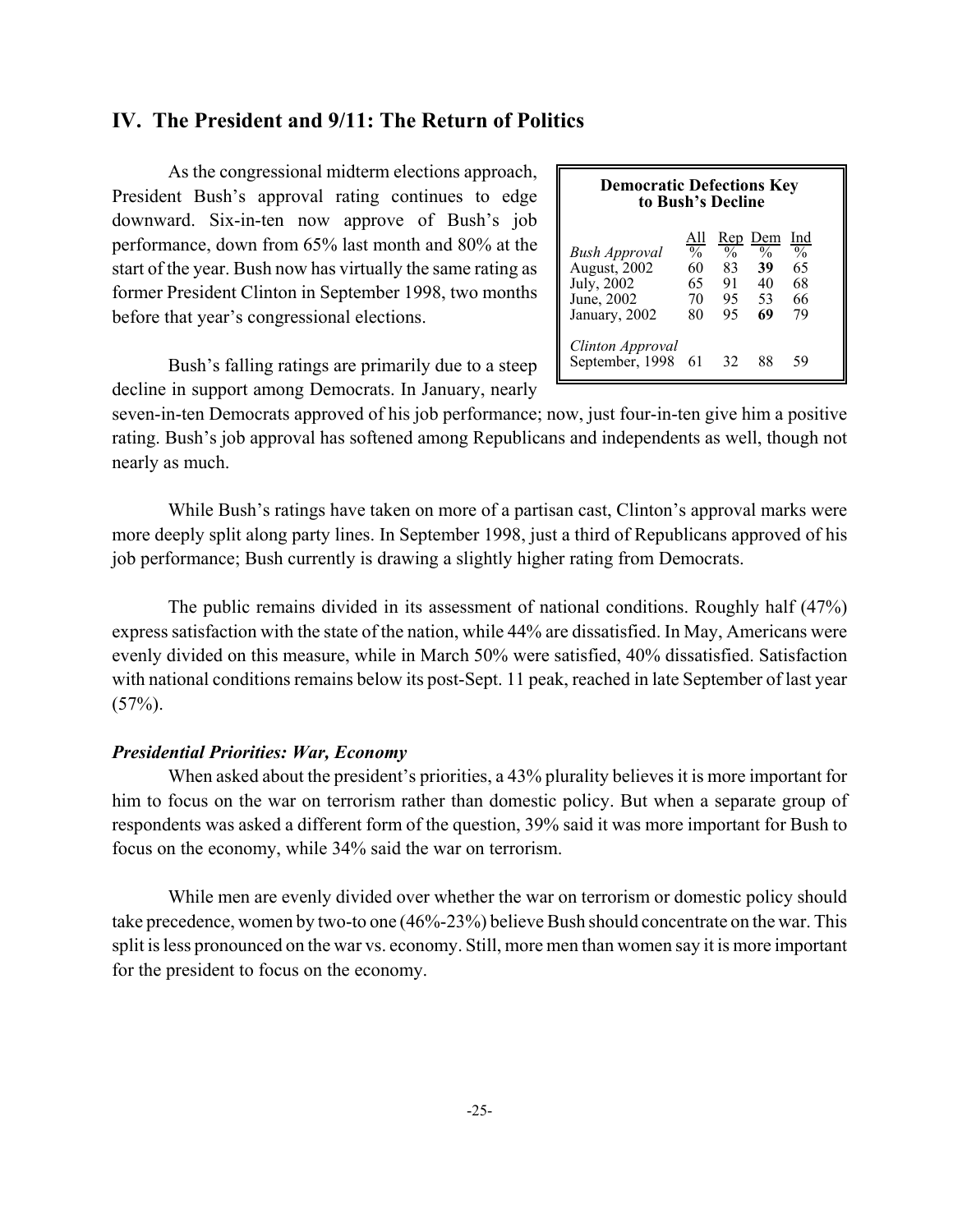## IV. The President and 9/11: The Return of Politics

As the congressional midterm elections approach, President Bush's approval rating continues to edge downward. Six-in-ten now approve of Bush's job performance, down from 65% last month and 80% at the start of the year. Bush now has virtually the same rating as former President Clinton in September 1998, two months before that year's congressional elections.

**Democratic Defections Key to Bush's Decline**

| | All | Rep | Dem | Ind |
|---|---|---|---|---|
| *Bush Approval* | % | % | % | % |
| August, 2002 | 60 | 83 | **39** | 65 |
| July, 2002 | 65 | 91 | 40 | 68 |
| June, 2002 | 70 | 95 | 53 | 66 |
| January, 2002 | 80 | 95 | **69** | 79 |
| *Clinton Approval* | | | | |
| September, 1998 | 61 | 32 | 88 | 59 |

Bush's falling ratings are primarily due to a steep decline in support among Democrats. In January, nearly seven-in-ten Democrats approved of his job performance; now, just four-in-ten give him a positive rating. Bush's job approval has softened among Republicans and independents as well, though not nearly as much.

While Bush's ratings have taken on more of a partisan cast, Clinton's approval marks were more deeply split along party lines. In September 1998, just a third of Republicans approved of his job performance; Bush currently is drawing a slightly higher rating from Democrats.

The public remains divided in its assessment of national conditions. Roughly half (47%) express satisfaction with the state of the nation, while 44% are dissatisfied. In May, Americans were evenly divided on this measure, while in March 50% were satisfied, 40% dissatisfied. Satisfaction with national conditions remains below its post-Sept. 11 peak, reached in late September of last year (57%).

### *Presidential Priorities: War, Economy*

When asked about the president's priorities, a 43% plurality believes it is more important for him to focus on the war on terrorism rather than domestic policy. But when a separate group of respondents was asked a different form of the question, 39% said it was more important for Bush to focus on the economy, while 34% said the war on terrorism.

While men are evenly divided over whether the war on terrorism or domestic policy should take precedence, women by two-to one (46%-23%) believe Bush should concentrate on the war. This split is less pronounced on the war vs. economy. Still, more men than women say it is more important for the president to focus on the economy.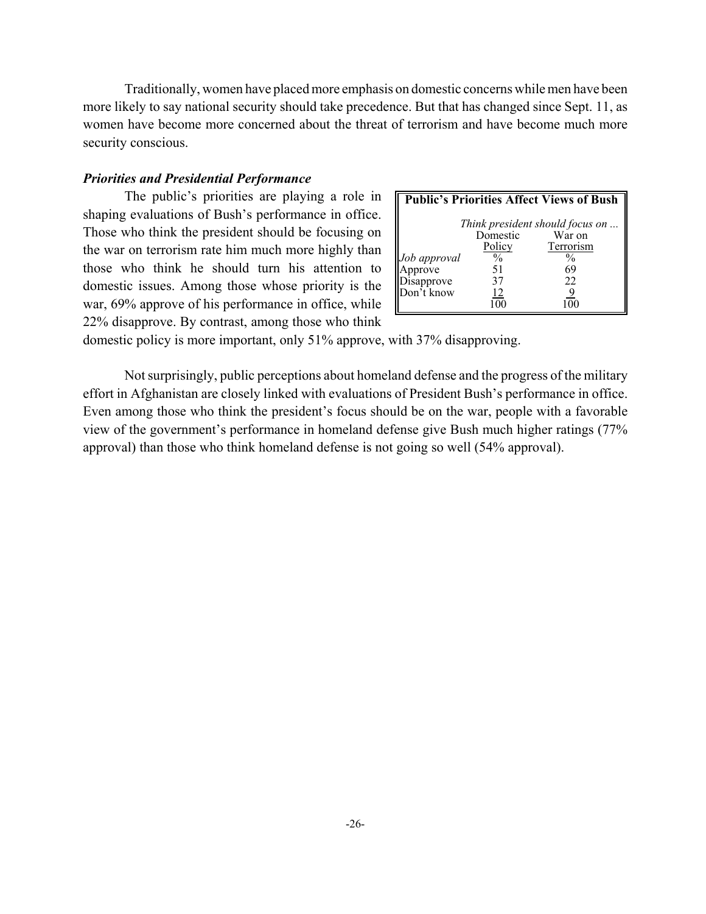Traditionally, women have placed more emphasis on domestic concerns while men have been more likely to say national security should take precedence. But that has changed since Sept. 11, as women have become more concerned about the threat of terrorism and have become much more security conscious.

### *Priorities and Presidential Performance*

The public's priorities are playing a role in shaping evaluations of Bush's performance in office. Those who think the president should be focusing on the war on terrorism rate him much more highly than those who think he should turn his attention to domestic issues. Among those whose priority is the war, 69% approve of his performance in office, while 22% disapprove. By contrast, among those who think domestic policy is more important, only 51% approve, with 37% disapproving.

**Public's Priorities Affect Views of Bush**

| | *Think president should focus on ...* | |
|---|---|---|
| | Domestic Policy | War on Terrorism |
| *Job approval* | % | % |
| Approve | 51 | 69 |
| Disapprove | 37 | 22 |
| Don't know | 12 | 9 |
| | 100 | 100 |

Not surprisingly, public perceptions about homeland defense and the progress of the military effort in Afghanistan are closely linked with evaluations of President Bush's performance in office. Even among those who think the president's focus should be on the war, people with a favorable view of the government's performance in homeland defense give Bush much higher ratings (77% approval) than those who think homeland defense is not going so well (54% approval).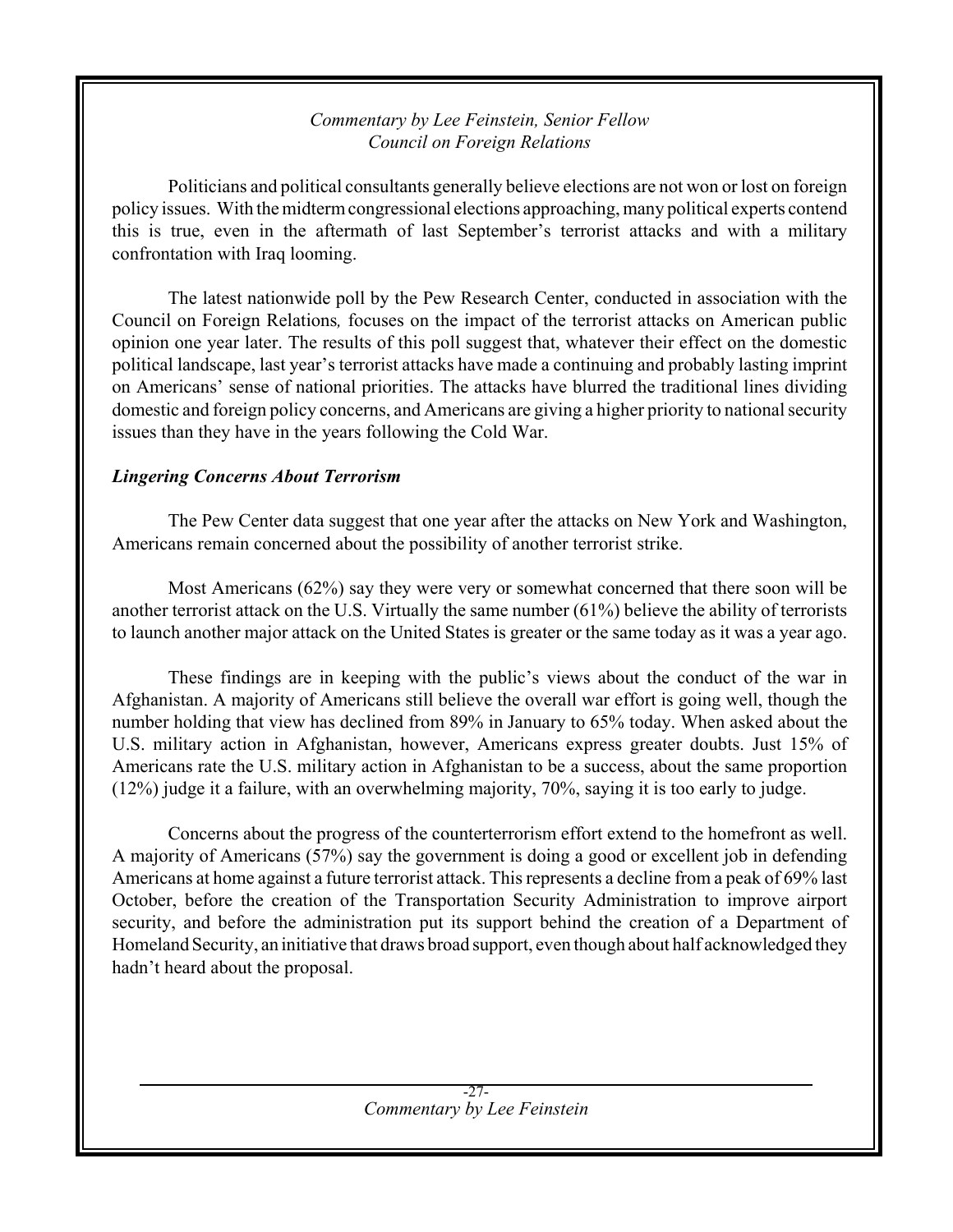*Commentary by Lee Feinstein, Senior Fellow*
*Council on Foreign Relations*

Politicians and political consultants generally believe elections are not won or lost on foreign policy issues. With the midterm congressional elections approaching, many political experts contend this is true, even in the aftermath of last September's terrorist attacks and with a military confrontation with Iraq looming.

The latest nationwide poll by the Pew Research Center, conducted in association with the Council on Foreign Relations*,* focuses on the impact of the terrorist attacks on American public opinion one year later. The results of this poll suggest that, whatever their effect on the domestic political landscape, last year's terrorist attacks have made a continuing and probably lasting imprint on Americans' sense of national priorities. The attacks have blurred the traditional lines dividing domestic and foreign policy concerns, and Americans are giving a higher priority to national security issues than they have in the years following the Cold War.

### *Lingering Concerns About Terrorism*

The Pew Center data suggest that one year after the attacks on New York and Washington, Americans remain concerned about the possibility of another terrorist strike.

Most Americans (62%) say they were very or somewhat concerned that there soon will be another terrorist attack on the U.S. Virtually the same number (61%) believe the ability of terrorists to launch another major attack on the United States is greater or the same today as it was a year ago.

These findings are in keeping with the public's views about the conduct of the war in Afghanistan. A majority of Americans still believe the overall war effort is going well, though the number holding that view has declined from 89% in January to 65% today. When asked about the U.S. military action in Afghanistan, however, Americans express greater doubts. Just 15% of Americans rate the U.S. military action in Afghanistan to be a success, about the same proportion (12%) judge it a failure, with an overwhelming majority, 70%, saying it is too early to judge.

Concerns about the progress of the counterterrorism effort extend to the homefront as well. A majority of Americans (57%) say the government is doing a good or excellent job in defending Americans at home against a future terrorist attack. This represents a decline from a peak of 69% last October, before the creation of the Transportation Security Administration to improve airport security, and before the administration put its support behind the creation of a Department of Homeland Security, an initiative that draws broad support, even though about half acknowledged they hadn't heard about the proposal.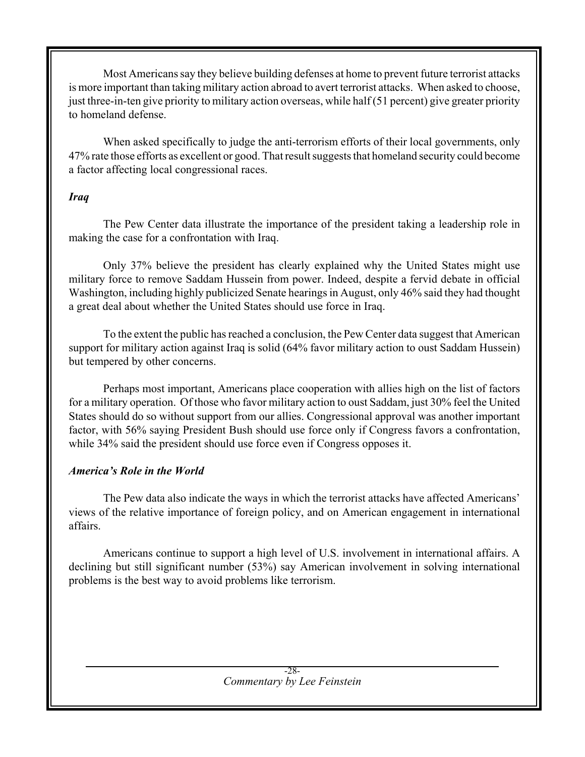Most Americans say they believe building defenses at home to prevent future terrorist attacks is more important than taking military action abroad to avert terrorist attacks. When asked to choose, just three-in-ten give priority to military action overseas, while half (51 percent) give greater priority to homeland defense.

When asked specifically to judge the anti-terrorism efforts of their local governments, only 47% rate those efforts as excellent or good. That result suggests that homeland security could become a factor affecting local congressional races.

### *Iraq*

The Pew Center data illustrate the importance of the president taking a leadership role in making the case for a confrontation with Iraq.

Only 37% believe the president has clearly explained why the United States might use military force to remove Saddam Hussein from power. Indeed, despite a fervid debate in official Washington, including highly publicized Senate hearings in August, only 46% said they had thought a great deal about whether the United States should use force in Iraq.

To the extent the public has reached a conclusion, the Pew Center data suggest that American support for military action against Iraq is solid (64% favor military action to oust Saddam Hussein) but tempered by other concerns.

Perhaps most important, Americans place cooperation with allies high on the list of factors for a military operation. Of those who favor military action to oust Saddam, just 30% feel the United States should do so without support from our allies. Congressional approval was another important factor, with 56% saying President Bush should use force only if Congress favors a confrontation, while 34% said the president should use force even if Congress opposes it.

### *America's Role in the World*

The Pew data also indicate the ways in which the terrorist attacks have affected Americans' views of the relative importance of foreign policy, and on American engagement in international affairs.

Americans continue to support a high level of U.S. involvement in international affairs. A declining but still significant number (53%) say American involvement in solving international problems is the best way to avoid problems like terrorism.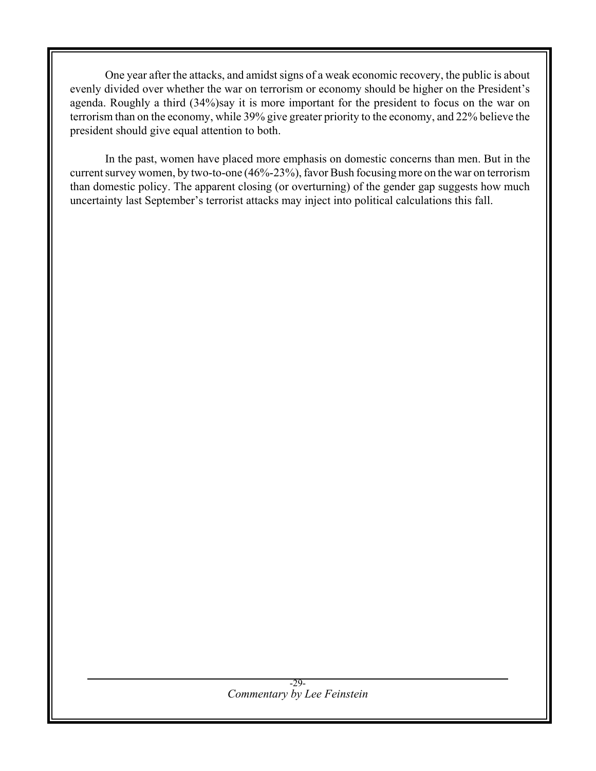One year after the attacks, and amidst signs of a weak economic recovery, the public is about evenly divided over whether the war on terrorism or economy should be higher on the President's agenda. Roughly a third (34%)say it is more important for the president to focus on the war on terrorism than on the economy, while 39% give greater priority to the economy, and 22% believe the president should give equal attention to both.

In the past, women have placed more emphasis on domestic concerns than men. But in the current survey women, by two-to-one (46%-23%), favor Bush focusing more on the war on terrorism than domestic policy. The apparent closing (or overturning) of the gender gap suggests how much uncertainty last September's terrorist attacks may inject into political calculations this fall.

*Commentary by Lee Feinstein*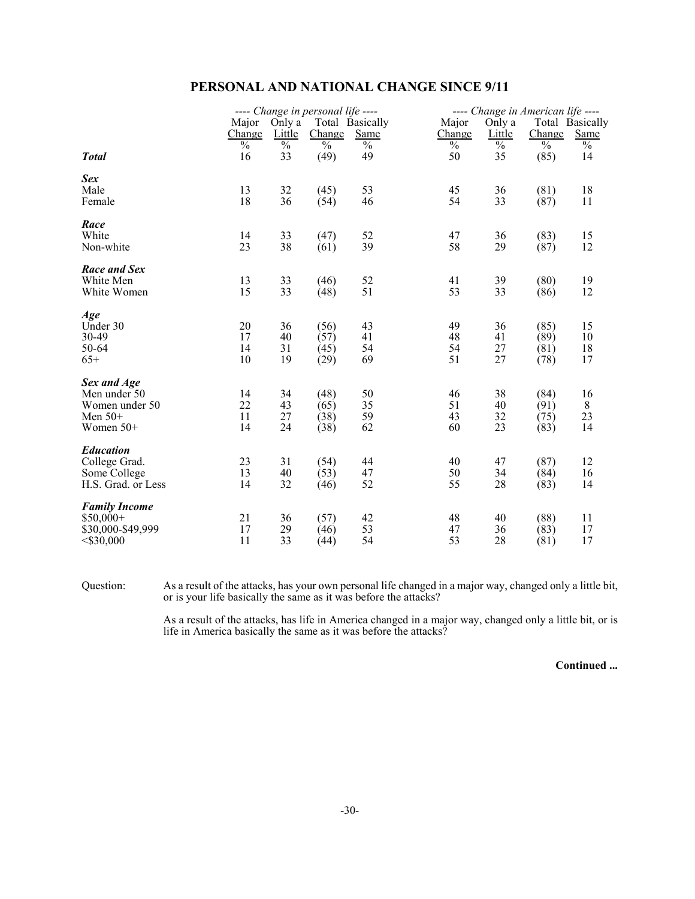## PERSONAL AND NATIONAL CHANGE SINCE 9/11

| | ---- Change in personal life ---- | | | | ---- Change in American life ---- | | | |
|---|---|---|---|---|---|---|---|---|
| | Major Change | Only a Little | Total Change | Basically Same | Major Change | Only a Little | Total Change | Basically Same |
| | % | % | % | % | % | % | % | % |
| ***Total*** | 16 | 33 | (49) | 49 | 50 | 35 | (85) | 14 |
| ***Sex*** | | | | | | | | |
| Male | 13 | 32 | (45) | 53 | 45 | 36 | (81) | 18 |
| Female | 18 | 36 | (54) | 46 | 54 | 33 | (87) | 11 |
| ***Race*** | | | | | | | | |
| White | 14 | 33 | (47) | 52 | 47 | 36 | (83) | 15 |
| Non-white | 23 | 38 | (61) | 39 | 58 | 29 | (87) | 12 |
| ***Race and Sex*** | | | | | | | | |
| White Men | 13 | 33 | (46) | 52 | 41 | 39 | (80) | 19 |
| White Women | 15 | 33 | (48) | 51 | 53 | 33 | (86) | 12 |
| ***Age*** | | | | | | | | |
| Under 30 | 20 | 36 | (56) | 43 | 49 | 36 | (85) | 15 |
| 30-49 | 17 | 40 | (57) | 41 | 48 | 41 | (89) | 10 |
| 50-64 | 14 | 31 | (45) | 54 | 54 | 27 | (81) | 18 |
| 65+ | 10 | 19 | (29) | 69 | 51 | 27 | (78) | 17 |
| ***Sex and Age*** | | | | | | | | |
| Men under 50 | 14 | 34 | (48) | 50 | 46 | 38 | (84) | 16 |
| Women under 50 | 22 | 43 | (65) | 35 | 51 | 40 | (91) | 8 |
| Men 50+ | 11 | 27 | (38) | 59 | 43 | 32 | (75) | 23 |
| Women 50+ | 14 | 24 | (38) | 62 | 60 | 23 | (83) | 14 |
| ***Education*** | | | | | | | | |
| College Grad. | 23 | 31 | (54) | 44 | 40 | 47 | (87) | 12 |
| Some College | 13 | 40 | (53) | 47 | 50 | 34 | (84) | 16 |
| H.S. Grad. or Less | 14 | 32 | (46) | 52 | 55 | 28 | (83) | 14 |
| ***Family Income*** | | | | | | | | |
| $50,000+ | 21 | 36 | (57) | 42 | 48 | 40 | (88) | 11 |
| $30,000-$49,999 | 17 | 29 | (46) | 53 | 47 | 36 | (83) | 17 |
| <$30,000 | 11 | 33 | (44) | 54 | 53 | 28 | (81) | 17 |

Question: As a result of the attacks, has your own personal life changed in a major way, changed only a little bit, or is your life basically the same as it was before the attacks?

As a result of the attacks, has life in America changed in a major way, changed only a little bit, or is life in America basically the same as it was before the attacks?

**Continued ...**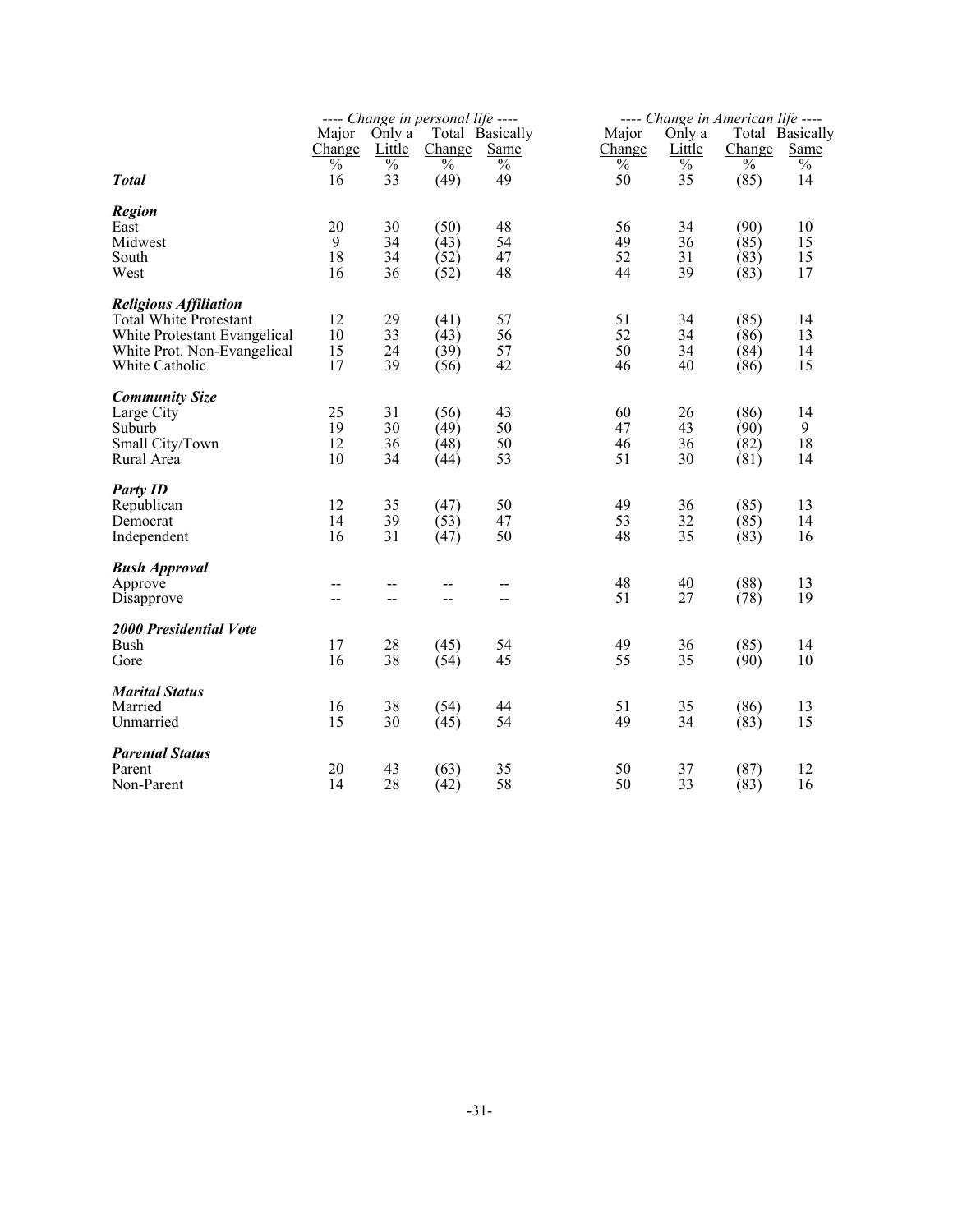| | ---- Change in personal life ---- | | | | ---- Change in American life ---- | | | |
|---|---|---|---|---|---|---|---|---|
| | Major Change | Only a Little | Total Change | Basically Same | Major Change | Only a Little | Total Change | Basically Same |
| | % | % | % | % | % | % | % | % |
| ***Total*** | 16 | 33 | (49) | 49 | 50 | 35 | (85) | 14 |
| ***Region*** | | | | | | | | |
| East | 20 | 30 | (50) | 48 | 56 | 34 | (90) | 10 |
| Midwest | 9 | 34 | (43) | 54 | 49 | 36 | (85) | 15 |
| South | 18 | 34 | (52) | 47 | 52 | 31 | (83) | 15 |
| West | 16 | 36 | (52) | 48 | 44 | 39 | (83) | 17 |
| ***Religious Affiliation*** | | | | | | | | |
| Total White Protestant | 12 | 29 | (41) | 57 | 51 | 34 | (85) | 14 |
| White Protestant Evangelical | 10 | 33 | (43) | 56 | 52 | 34 | (86) | 13 |
| White Prot. Non-Evangelical | 15 | 24 | (39) | 57 | 50 | 34 | (84) | 14 |
| White Catholic | 17 | 39 | (56) | 42 | 46 | 40 | (86) | 15 |
| ***Community Size*** | | | | | | | | |
| Large City | 25 | 31 | (56) | 43 | 60 | 26 | (86) | 14 |
| Suburb | 19 | 30 | (49) | 50 | 47 | 43 | (90) | 9 |
| Small City/Town | 12 | 36 | (48) | 50 | 46 | 36 | (82) | 18 |
| Rural Area | 10 | 34 | (44) | 53 | 51 | 30 | (81) | 14 |
| ***Party ID*** | | | | | | | | |
| Republican | 12 | 35 | (47) | 50 | 49 | 36 | (85) | 13 |
| Democrat | 14 | 39 | (53) | 47 | 53 | 32 | (85) | 14 |
| Independent | 16 | 31 | (47) | 50 | 48 | 35 | (83) | 16 |
| ***Bush Approval*** | | | | | | | | |
| Approve | -- | -- | -- | -- | 48 | 40 | (88) | 13 |
| Disapprove | -- | -- | -- | -- | 51 | 27 | (78) | 19 |
| ***2000 Presidential Vote*** | | | | | | | | |
| Bush | 17 | 28 | (45) | 54 | 49 | 36 | (85) | 14 |
| Gore | 16 | 38 | (54) | 45 | 55 | 35 | (90) | 10 |
| ***Marital Status*** | | | | | | | | |
| Married | 16 | 38 | (54) | 44 | 51 | 35 | (86) | 13 |
| Unmarried | 15 | 30 | (45) | 54 | 49 | 34 | (83) | 15 |
| ***Parental Status*** | | | | | | | | |
| Parent | 20 | 43 | (63) | 35 | 50 | 37 | (87) | 12 |
| Non-Parent | 14 | 28 | (42) | 58 | 50 | 33 | (83) | 16 |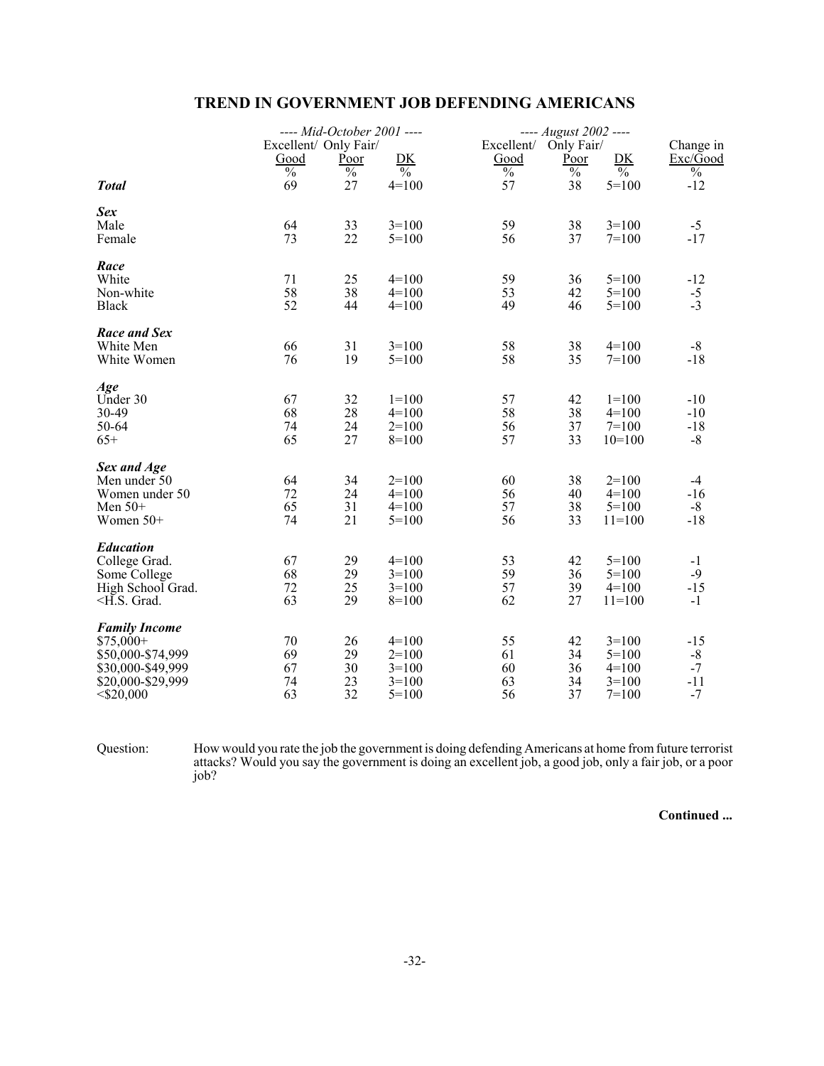## TREND IN GOVERNMENT JOB DEFENDING AMERICANS

| | ---- Mid-October 2001 ---- | | | ---- August 2002 ---- | | | |
|---|---|---|---|---|---|---|---|
| | Excellent/ Good | Only Fair/ Poor | DK | Excellent/ Good | Only Fair/ Poor | DK | Change in Exc/Good |
| | % | % | % | % | % | % | % |
| ***Total*** | 69 | 27 | 4=100 | 57 | 38 | 5=100 | -12 |
| ***Sex*** | | | | | | | |
| Male | 64 | 33 | 3=100 | 59 | 38 | 3=100 | -5 |
| Female | 73 | 22 | 5=100 | 56 | 37 | 7=100 | -17 |
| ***Race*** | | | | | | | |
| White | 71 | 25 | 4=100 | 59 | 36 | 5=100 | -12 |
| Non-white | 58 | 38 | 4=100 | 53 | 42 | 5=100 | -5 |
| Black | 52 | 44 | 4=100 | 49 | 46 | 5=100 | -3 |
| ***Race and Sex*** | | | | | | | |
| White Men | 66 | 31 | 3=100 | 58 | 38 | 4=100 | -8 |
| White Women | 76 | 19 | 5=100 | 58 | 35 | 7=100 | -18 |
| ***Age*** | | | | | | | |
| Under 30 | 67 | 32 | 1=100 | 57 | 42 | 1=100 | -10 |
| 30-49 | 68 | 28 | 4=100 | 58 | 38 | 4=100 | -10 |
| 50-64 | 74 | 24 | 2=100 | 56 | 37 | 7=100 | -18 |
| 65+ | 65 | 27 | 8=100 | 57 | 33 | 10=100 | -8 |
| ***Sex and Age*** | | | | | | | |
| Men under 50 | 64 | 34 | 2=100 | 60 | 38 | 2=100 | -4 |
| Women under 50 | 72 | 24 | 4=100 | 56 | 40 | 4=100 | -16 |
| Men 50+ | 65 | 31 | 4=100 | 57 | 38 | 5=100 | -8 |
| Women 50+ | 74 | 21 | 5=100 | 56 | 33 | 11=100 | -18 |
| ***Education*** | | | | | | | |
| College Grad. | 67 | 29 | 4=100 | 53 | 42 | 5=100 | -1 |
| Some College | 68 | 29 | 3=100 | 59 | 36 | 5=100 | -9 |
| High School Grad. | 72 | 25 | 3=100 | 57 | 39 | 4=100 | -15 |
| <H.S. Grad. | 63 | 29 | 8=100 | 62 | 27 | 11=100 | -1 |
| ***Family Income*** | | | | | | | |
| $75,000+ | 70 | 26 | 4=100 | 55 | 42 | 3=100 | -15 |
| $50,000-$74,999 | 69 | 29 | 2=100 | 61 | 34 | 5=100 | -8 |
| $30,000-$49,999 | 67 | 30 | 3=100 | 60 | 36 | 4=100 | -7 |
| $20,000-$29,999 | 74 | 23 | 3=100 | 63 | 34 | 3=100 | -11 |
| <$20,000 | 63 | 32 | 5=100 | 56 | 37 | 7=100 | -7 |

Question: How would you rate the job the government is doing defending Americans at home from future terrorist attacks? Would you say the government is doing an excellent job, a good job, only a fair job, or a poor job?

**Continued ...**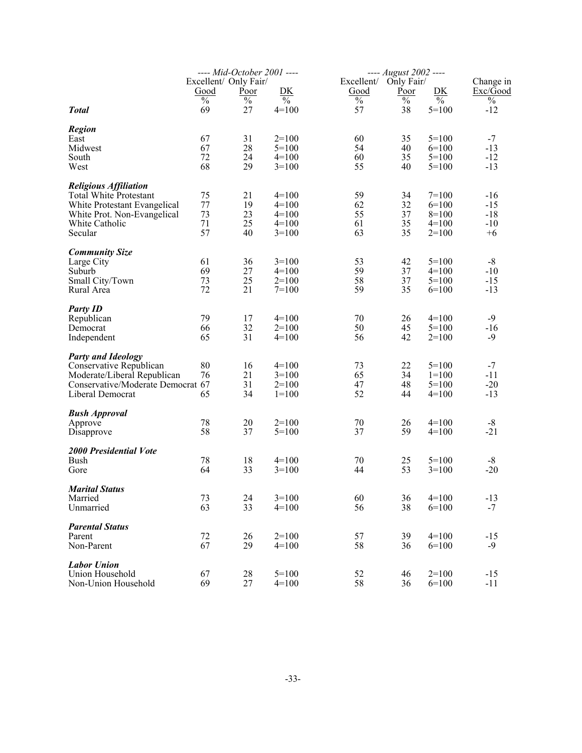| | ---- Mid-October 2001 ---- | | | ---- August 2002 ---- | | | |
|---|---|---|---|---|---|---|---|
| | Excellent/ Good | Only Fair/ Poor | DK | Excellent/ Good | Only Fair/ Poor | DK | Change in Exc/Good |
| | % | % | % | % | % | % | % |
| ***Total*** | 69 | 27 | 4=100 | 57 | 38 | 5=100 | -12 |
| ***Region*** | | | | | | | |
| East | 67 | 31 | 2=100 | 60 | 35 | 5=100 | -7 |
| Midwest | 67 | 28 | 5=100 | 54 | 40 | 6=100 | -13 |
| South | 72 | 24 | 4=100 | 60 | 35 | 5=100 | -12 |
| West | 68 | 29 | 3=100 | 55 | 40 | 5=100 | -13 |
| ***Religious Affiliation*** | | | | | | | |
| Total White Protestant | 75 | 21 | 4=100 | 59 | 34 | 7=100 | -16 |
| White Protestant Evangelical | 77 | 19 | 4=100 | 62 | 32 | 6=100 | -15 |
| White Prot. Non-Evangelical | 73 | 23 | 4=100 | 55 | 37 | 8=100 | -18 |
| White Catholic | 71 | 25 | 4=100 | 61 | 35 | 4=100 | -10 |
| Secular | 57 | 40 | 3=100 | 63 | 35 | 2=100 | +6 |
| ***Community Size*** | | | | | | | |
| Large City | 61 | 36 | 3=100 | 53 | 42 | 5=100 | -8 |
| Suburb | 69 | 27 | 4=100 | 59 | 37 | 4=100 | -10 |
| Small City/Town | 73 | 25 | 2=100 | 58 | 37 | 5=100 | -15 |
| Rural Area | 72 | 21 | 7=100 | 59 | 35 | 6=100 | -13 |
| ***Party ID*** | | | | | | | |
| Republican | 79 | 17 | 4=100 | 70 | 26 | 4=100 | -9 |
| Democrat | 66 | 32 | 2=100 | 50 | 45 | 5=100 | -16 |
| Independent | 65 | 31 | 4=100 | 56 | 42 | 2=100 | -9 |
| ***Party and Ideology*** | | | | | | | |
| Conservative Republican | 80 | 16 | 4=100 | 73 | 22 | 5=100 | -7 |
| Moderate/Liberal Republican | 76 | 21 | 3=100 | 65 | 34 | 1=100 | -11 |
| Conservative/Moderate Democrat | 67 | 31 | 2=100 | 47 | 48 | 5=100 | -20 |
| Liberal Democrat | 65 | 34 | 1=100 | 52 | 44 | 4=100 | -13 |
| ***Bush Approval*** | | | | | | | |
| Approve | 78 | 20 | 2=100 | 70 | 26 | 4=100 | -8 |
| Disapprove | 58 | 37 | 5=100 | 37 | 59 | 4=100 | -21 |
| ***2000 Presidential Vote*** | | | | | | | |
| Bush | 78 | 18 | 4=100 | 70 | 25 | 5=100 | -8 |
| Gore | 64 | 33 | 3=100 | 44 | 53 | 3=100 | -20 |
| ***Marital Status*** | | | | | | | |
| Married | 73 | 24 | 3=100 | 60 | 36 | 4=100 | -13 |
| Unmarried | 63 | 33 | 4=100 | 56 | 38 | 6=100 | -7 |
| ***Parental Status*** | | | | | | | |
| Parent | 72 | 26 | 2=100 | 57 | 39 | 4=100 | -15 |
| Non-Parent | 67 | 29 | 4=100 | 58 | 36 | 6=100 | -9 |
| ***Labor Union*** | | | | | | | |
| Union Household | 67 | 28 | 5=100 | 52 | 46 | 2=100 | -15 |
| Non-Union Household | 69 | 27 | 4=100 | 58 | 36 | 6=100 | -11 |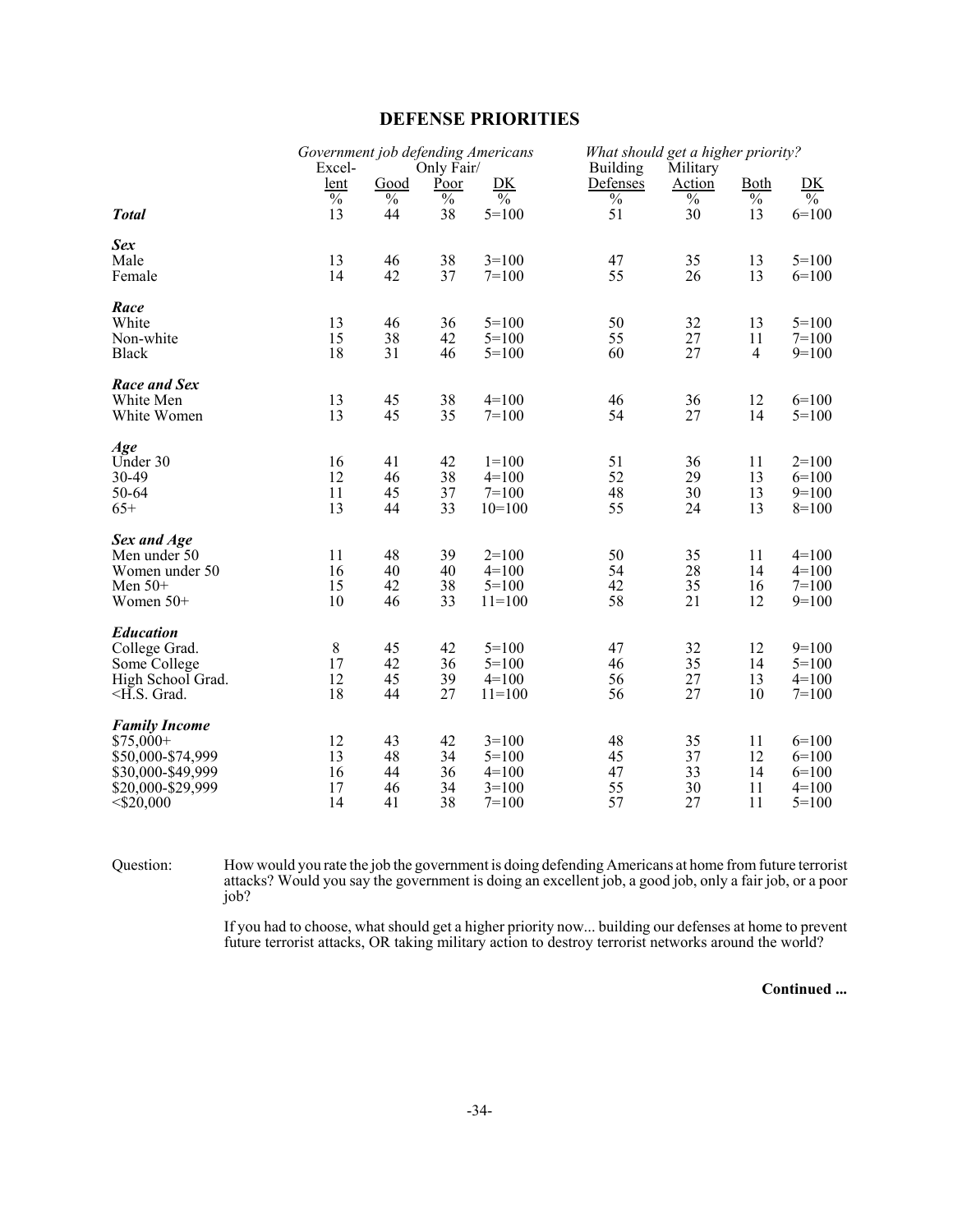## DEFENSE PRIORITIES

| | *Government job defending Americans* | | | | *What should get a higher priority?* | | | |
|---|---|---|---|---|---|---|---|---|
| | Excel-lent | Good | Only Fair/ Poor | DK | Building Defenses | Military Action | Both | DK |
| | % | % | % | % | % | % | % | % |
| ***Total*** | 13 | 44 | 38 | 5=100 | 51 | 30 | 13 | 6=100 |
| ***Sex*** | | | | | | | | |
| Male | 13 | 46 | 38 | 3=100 | 47 | 35 | 13 | 5=100 |
| Female | 14 | 42 | 37 | 7=100 | 55 | 26 | 13 | 6=100 |
| ***Race*** | | | | | | | | |
| White | 13 | 46 | 36 | 5=100 | 50 | 32 | 13 | 5=100 |
| Non-white | 15 | 38 | 42 | 5=100 | 55 | 27 | 11 | 7=100 |
| Black | 18 | 31 | 46 | 5=100 | 60 | 27 | 4 | 9=100 |
| ***Race and Sex*** | | | | | | | | |
| White Men | 13 | 45 | 38 | 4=100 | 46 | 36 | 12 | 6=100 |
| White Women | 13 | 45 | 35 | 7=100 | 54 | 27 | 14 | 5=100 |
| ***Age*** | | | | | | | | |
| Under 30 | 16 | 41 | 42 | 1=100 | 51 | 36 | 11 | 2=100 |
| 30-49 | 12 | 46 | 38 | 4=100 | 52 | 29 | 13 | 6=100 |
| 50-64 | 11 | 45 | 37 | 7=100 | 48 | 30 | 13 | 9=100 |
| 65+ | 13 | 44 | 33 | 10=100 | 55 | 24 | 13 | 8=100 |
| ***Sex and Age*** | | | | | | | | |
| Men under 50 | 11 | 48 | 39 | 2=100 | 50 | 35 | 11 | 4=100 |
| Women under 50 | 16 | 40 | 40 | 4=100 | 54 | 28 | 14 | 4=100 |
| Men 50+ | 15 | 42 | 38 | 5=100 | 42 | 35 | 16 | 7=100 |
| Women 50+ | 10 | 46 | 33 | 11=100 | 58 | 21 | 12 | 9=100 |
| ***Education*** | | | | | | | | |
| College Grad. | 8 | 45 | 42 | 5=100 | 47 | 32 | 12 | 9=100 |
| Some College | 17 | 42 | 36 | 5=100 | 46 | 35 | 14 | 5=100 |
| High School Grad. | 12 | 45 | 39 | 4=100 | 56 | 27 | 13 | 4=100 |
| <H.S. Grad. | 18 | 44 | 27 | 11=100 | 56 | 27 | 10 | 7=100 |
| ***Family Income*** | | | | | | | | |
| $75,000+ | 12 | 43 | 42 | 3=100 | 48 | 35 | 11 | 6=100 |
| $50,000-$74,999 | 13 | 48 | 34 | 5=100 | 45 | 37 | 12 | 6=100 |
| $30,000-$49,999 | 16 | 44 | 36 | 4=100 | 47 | 33 | 14 | 6=100 |
| $20,000-$29,999 | 17 | 46 | 34 | 3=100 | 55 | 30 | 11 | 4=100 |
| <$20,000 | 14 | 41 | 38 | 7=100 | 57 | 27 | 11 | 5=100 |

Question: How would you rate the job the government is doing defending Americans at home from future terrorist attacks? Would you say the government is doing an excellent job, a good job, only a fair job, or a poor job?

If you had to choose, what should get a higher priority now... building our defenses at home to prevent future terrorist attacks, OR taking military action to destroy terrorist networks around the world?

**Continued ...**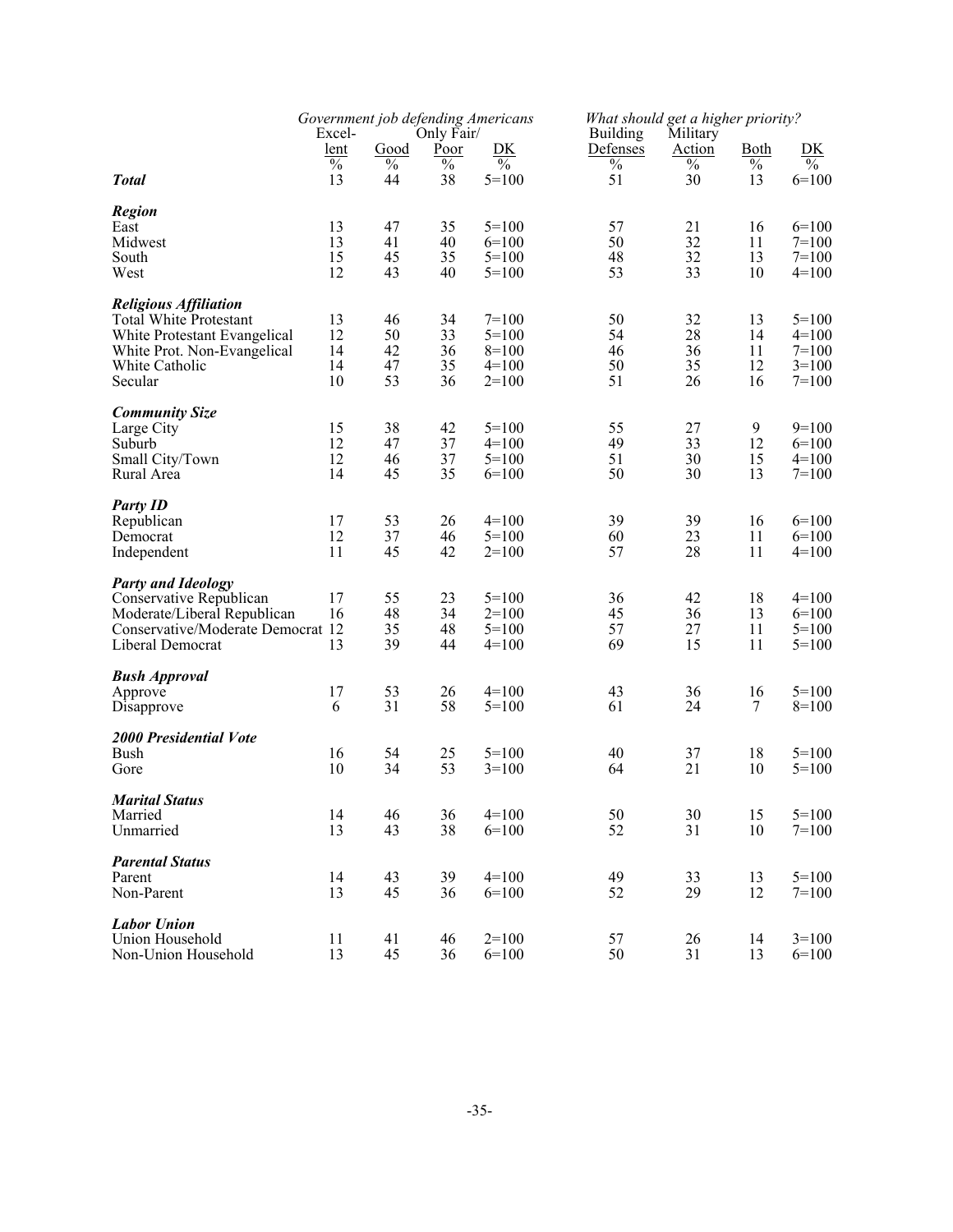| | *Government job defending Americans* | | | | *What should get a higher priority?* | | | |
|---|---|---|---|---|---|---|---|---|
| | Excel-lent | Good | Only Fair/ Poor | DK | Building Defenses | Military Action | Both | DK |
| | % | % | % | % | % | % | % | % |
| ***Total*** | 13 | 44 | 38 | 5=100 | 51 | 30 | 13 | 6=100 |
| ***Region*** | | | | | | | | |
| East | 13 | 47 | 35 | 5=100 | 57 | 21 | 16 | 6=100 |
| Midwest | 13 | 41 | 40 | 6=100 | 50 | 32 | 11 | 7=100 |
| South | 15 | 45 | 35 | 5=100 | 48 | 32 | 13 | 7=100 |
| West | 12 | 43 | 40 | 5=100 | 53 | 33 | 10 | 4=100 |
| ***Religious Affiliation*** | | | | | | | | |
| Total White Protestant | 13 | 46 | 34 | 7=100 | 50 | 32 | 13 | 5=100 |
| White Protestant Evangelical | 12 | 50 | 33 | 5=100 | 54 | 28 | 14 | 4=100 |
| White Prot. Non-Evangelical | 14 | 42 | 36 | 8=100 | 46 | 36 | 11 | 7=100 |
| White Catholic | 14 | 47 | 35 | 4=100 | 50 | 35 | 12 | 3=100 |
| Secular | 10 | 53 | 36 | 2=100 | 51 | 26 | 16 | 7=100 |
| ***Community Size*** | | | | | | | | |
| Large City | 15 | 38 | 42 | 5=100 | 55 | 27 | 9 | 9=100 |
| Suburb | 12 | 47 | 37 | 4=100 | 49 | 33 | 12 | 6=100 |
| Small City/Town | 12 | 46 | 37 | 5=100 | 51 | 30 | 15 | 4=100 |
| Rural Area | 14 | 45 | 35 | 6=100 | 50 | 30 | 13 | 7=100 |
| ***Party ID*** | | | | | | | | |
| Republican | 17 | 53 | 26 | 4=100 | 39 | 39 | 16 | 6=100 |
| Democrat | 12 | 37 | 46 | 5=100 | 60 | 23 | 11 | 6=100 |
| Independent | 11 | 45 | 42 | 2=100 | 57 | 28 | 11 | 4=100 |
| ***Party and Ideology*** | | | | | | | | |
| Conservative Republican | 17 | 55 | 23 | 5=100 | 36 | 42 | 18 | 4=100 |
| Moderate/Liberal Republican | 16 | 48 | 34 | 2=100 | 45 | 36 | 13 | 6=100 |
| Conservative/Moderate Democrat | 12 | 35 | 48 | 5=100 | 57 | 27 | 11 | 5=100 |
| Liberal Democrat | 13 | 39 | 44 | 4=100 | 69 | 15 | 11 | 5=100 |
| ***Bush Approval*** | | | | | | | | |
| Approve | 17 | 53 | 26 | 4=100 | 43 | 36 | 16 | 5=100 |
| Disapprove | 6 | 31 | 58 | 5=100 | 61 | 24 | 7 | 8=100 |
| ***2000 Presidential Vote*** | | | | | | | | |
| Bush | 16 | 54 | 25 | 5=100 | 40 | 37 | 18 | 5=100 |
| Gore | 10 | 34 | 53 | 3=100 | 64 | 21 | 10 | 5=100 |
| ***Marital Status*** | | | | | | | | |
| Married | 14 | 46 | 36 | 4=100 | 50 | 30 | 15 | 5=100 |
| Unmarried | 13 | 43 | 38 | 6=100 | 52 | 31 | 10 | 7=100 |
| ***Parental Status*** | | | | | | | | |
| Parent | 14 | 43 | 39 | 4=100 | 49 | 33 | 13 | 5=100 |
| Non-Parent | 13 | 45 | 36 | 6=100 | 52 | 29 | 12 | 7=100 |
| ***Labor Union*** | | | | | | | | |
| Union Household | 11 | 41 | 46 | 2=100 | 57 | 26 | 14 | 3=100 |
| Non-Union Household | 13 | 45 | 36 | 6=100 | 50 | 31 | 13 | 6=100 |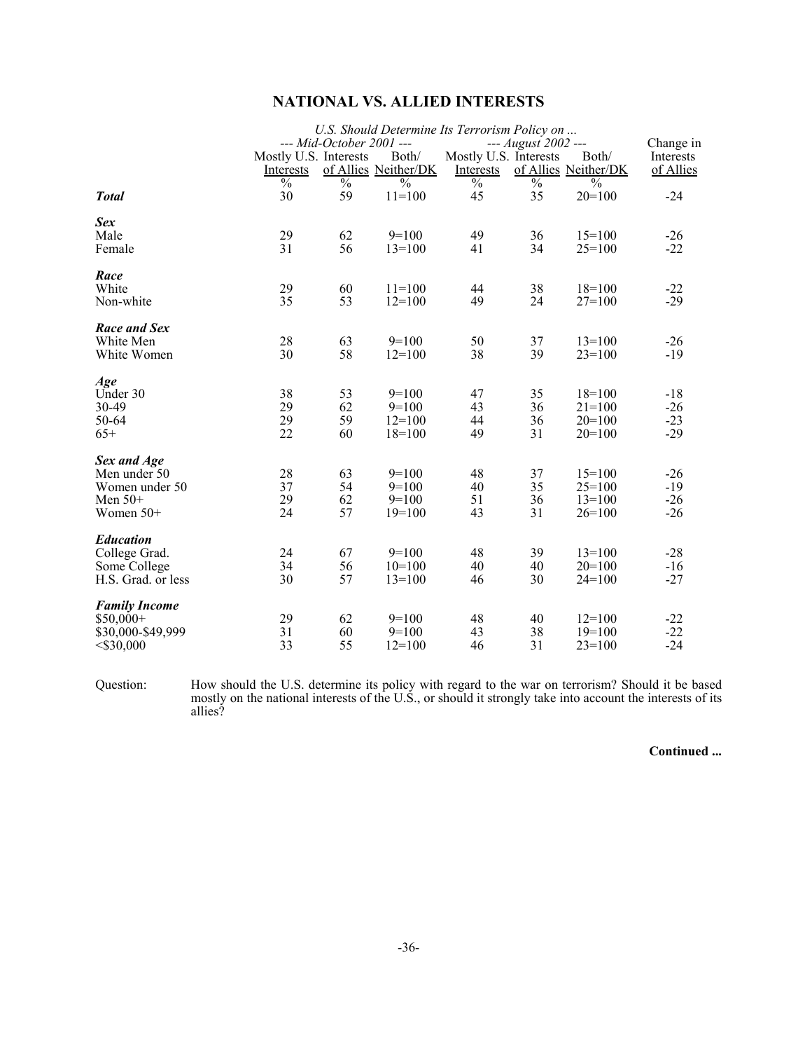## NATIONAL VS. ALLIED INTERESTS

| | U.S. Should Determine Its Terrorism Policy on ... | | | | | | |
|---|---|---|---|---|---|---|---|
| | --- Mid-October 2001 --- | | | --- August 2002 --- | | | |
| | Mostly U.S. Interests | Interests of Allies | Both/ Neither/DK | Mostly U.S. Interests | Interests of Allies | Both/ Neither/DK | Change in Interests of Allies |
| | % | % | % | % | % | % | |
| ***Total*** | 30 | 59 | 11=100 | 45 | 35 | 20=100 | -24 |
| ***Sex*** | | | | | | | |
| Male | 29 | 62 | 9=100 | 49 | 36 | 15=100 | -26 |
| Female | 31 | 56 | 13=100 | 41 | 34 | 25=100 | -22 |
| ***Race*** | | | | | | | |
| White | 29 | 60 | 11=100 | 44 | 38 | 18=100 | -22 |
| Non-white | 35 | 53 | 12=100 | 49 | 24 | 27=100 | -29 |
| ***Race and Sex*** | | | | | | | |
| White Men | 28 | 63 | 9=100 | 50 | 37 | 13=100 | -26 |
| White Women | 30 | 58 | 12=100 | 38 | 39 | 23=100 | -19 |
| ***Age*** | | | | | | | |
| Under 30 | 38 | 53 | 9=100 | 47 | 35 | 18=100 | -18 |
| 30-49 | 29 | 62 | 9=100 | 43 | 36 | 21=100 | -26 |
| 50-64 | 29 | 59 | 12=100 | 44 | 36 | 20=100 | -23 |
| 65+ | 22 | 60 | 18=100 | 49 | 31 | 20=100 | -29 |
| ***Sex and Age*** | | | | | | | |
| Men under 50 | 28 | 63 | 9=100 | 48 | 37 | 15=100 | -26 |
| Women under 50 | 37 | 54 | 9=100 | 40 | 35 | 25=100 | -19 |
| Men 50+ | 29 | 62 | 9=100 | 51 | 36 | 13=100 | -26 |
| Women 50+ | 24 | 57 | 19=100 | 43 | 31 | 26=100 | -26 |
| ***Education*** | | | | | | | |
| College Grad. | 24 | 67 | 9=100 | 48 | 39 | 13=100 | -28 |
| Some College | 34 | 56 | 10=100 | 40 | 40 | 20=100 | -16 |
| H.S. Grad. or less | 30 | 57 | 13=100 | 46 | 30 | 24=100 | -27 |
| ***Family Income*** | | | | | | | |
| $50,000+ | 29 | 62 | 9=100 | 48 | 40 | 12=100 | -22 |
| $30,000-$49,999 | 31 | 60 | 9=100 | 43 | 38 | 19=100 | -22 |
| <$30,000 | 33 | 55 | 12=100 | 46 | 31 | 23=100 | -24 |

Question: How should the U.S. determine its policy with regard to the war on terrorism? Should it be based mostly on the national interests of the U.S., or should it strongly take into account the interests of its allies?

**Continued ...**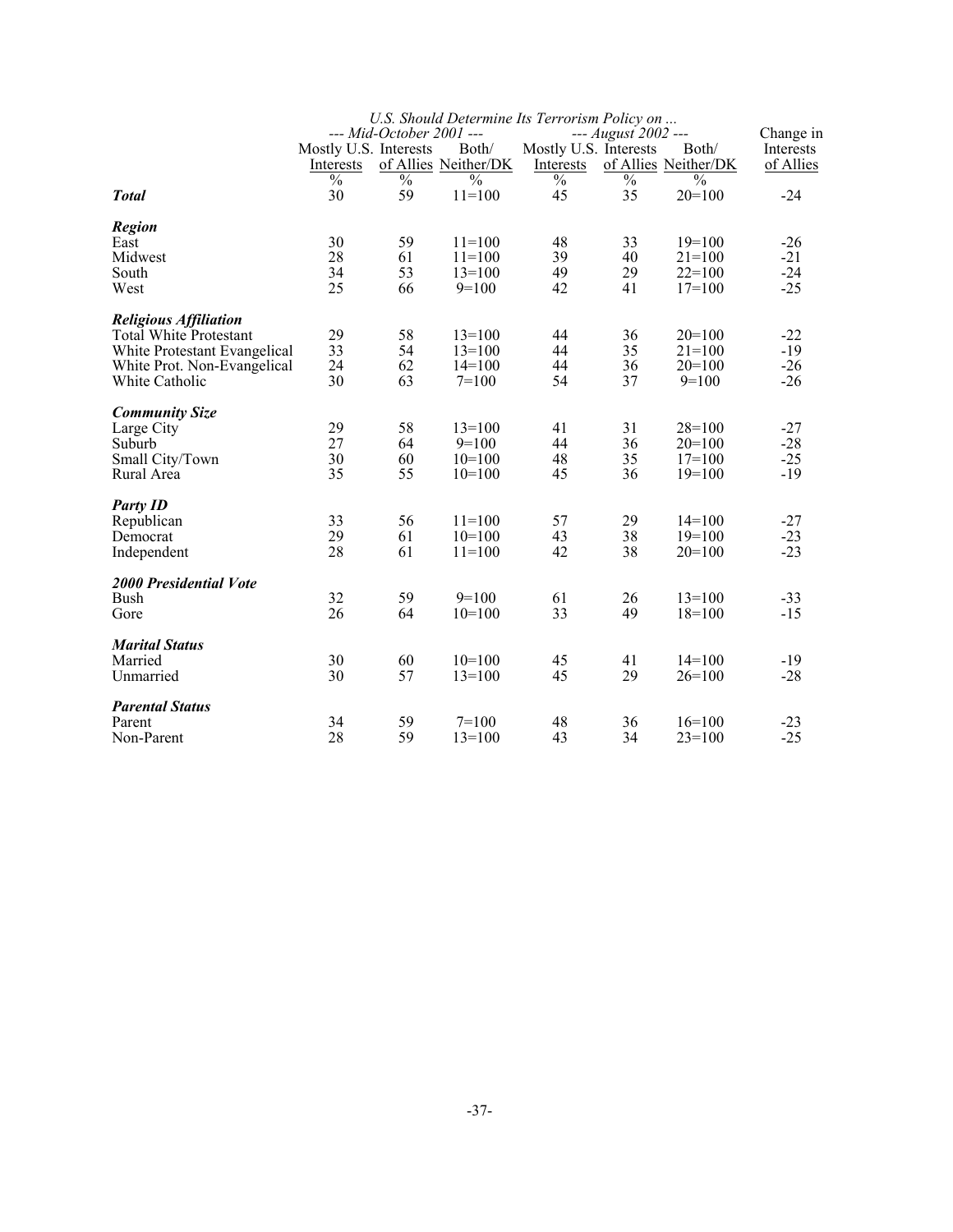| | *U.S. Should Determine Its Terrorism Policy on ...* | | | | | | |
|---|---|---|---|---|---|---|---|
| | *--- Mid-October 2001 ---* | | | *--- August 2002 ---* | | | |
| | Mostly U.S. Interests | Interests of Allies | Both/ Neither/DK | Mostly U.S. Interests | Interests of Allies | Both/ Neither/DK | Change in Interests of Allies |
| | % | % | % | % | % | % | |
| ***Total*** | 30 | 59 | 11=100 | 45 | 35 | 20=100 | -24 |
| ***Region*** | | | | | | | |
| East | 30 | 59 | 11=100 | 48 | 33 | 19=100 | -26 |
| Midwest | 28 | 61 | 11=100 | 39 | 40 | 21=100 | -21 |
| South | 34 | 53 | 13=100 | 49 | 29 | 22=100 | -24 |
| West | 25 | 66 | 9=100 | 42 | 41 | 17=100 | -25 |
| ***Religious Affiliation*** | | | | | | | |
| Total White Protestant | 29 | 58 | 13=100 | 44 | 36 | 20=100 | -22 |
| White Protestant Evangelical | 33 | 54 | 13=100 | 44 | 35 | 21=100 | -19 |
| White Prot. Non-Evangelical | 24 | 62 | 14=100 | 44 | 36 | 20=100 | -26 |
| White Catholic | 30 | 63 | 7=100 | 54 | 37 | 9=100 | -26 |
| ***Community Size*** | | | | | | | |
| Large City | 29 | 58 | 13=100 | 41 | 31 | 28=100 | -27 |
| Suburb | 27 | 64 | 9=100 | 44 | 36 | 20=100 | -28 |
| Small City/Town | 30 | 60 | 10=100 | 48 | 35 | 17=100 | -25 |
| Rural Area | 35 | 55 | 10=100 | 45 | 36 | 19=100 | -19 |
| ***Party ID*** | | | | | | | |
| Republican | 33 | 56 | 11=100 | 57 | 29 | 14=100 | -27 |
| Democrat | 29 | 61 | 10=100 | 43 | 38 | 19=100 | -23 |
| Independent | 28 | 61 | 11=100 | 42 | 38 | 20=100 | -23 |
| ***2000 Presidential Vote*** | | | | | | | |
| Bush | 32 | 59 | 9=100 | 61 | 26 | 13=100 | -33 |
| Gore | 26 | 64 | 10=100 | 33 | 49 | 18=100 | -15 |
| ***Marital Status*** | | | | | | | |
| Married | 30 | 60 | 10=100 | 45 | 41 | 14=100 | -19 |
| Unmarried | 30 | 57 | 13=100 | 45 | 29 | 26=100 | -28 |
| ***Parental Status*** | | | | | | | |
| Parent | 34 | 59 | 7=100 | 48 | 36 | 16=100 | -23 |
| Non-Parent | 28 | 59 | 13=100 | 43 | 34 | 23=100 | -25 |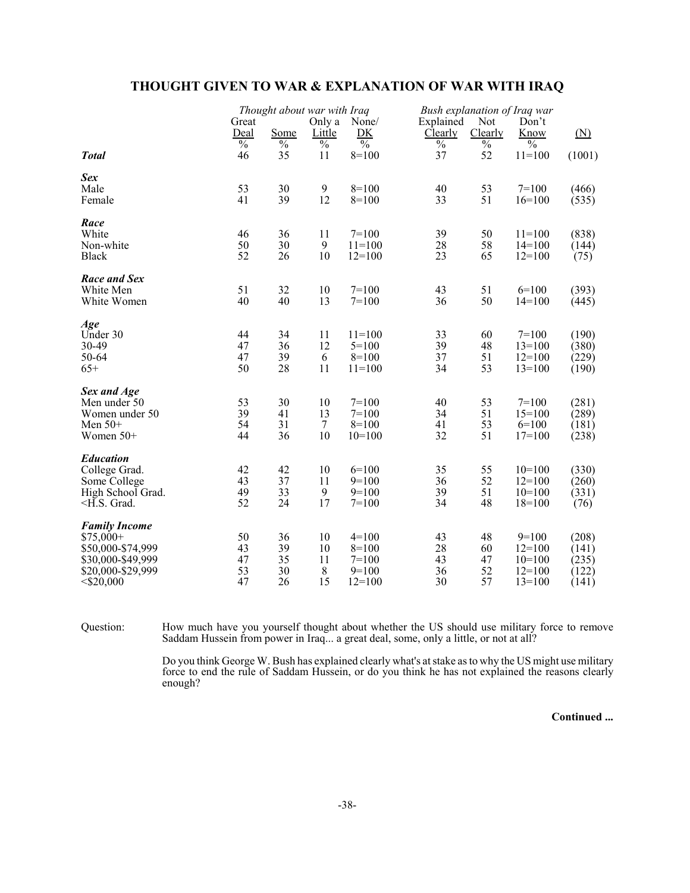# THOUGHT GIVEN TO WAR & EXPLANATION OF WAR WITH IRAQ

| | *Thought about war with Iraq* | | | | *Bush explanation of Iraq war* | | | |
|---|---|---|---|---|---|---|---|---|
| | Great Deal | Some | Only a Little | None/ DK | Explained Clearly | Not Clearly | Don't Know | (N) |
| | % | % | % | % | % | % | % | |
| ***Total*** | 46 | 35 | 11 | 8=100 | 37 | 52 | 11=100 | (1001) |
| ***Sex*** | | | | | | | | |
| Male | 53 | 30 | 9 | 8=100 | 40 | 53 | 7=100 | (466) |
| Female | 41 | 39 | 12 | 8=100 | 33 | 51 | 16=100 | (535) |
| ***Race*** | | | | | | | | |
| White | 46 | 36 | 11 | 7=100 | 39 | 50 | 11=100 | (838) |
| Non-white | 50 | 30 | 9 | 11=100 | 28 | 58 | 14=100 | (144) |
| Black | 52 | 26 | 10 | 12=100 | 23 | 65 | 12=100 | (75) |
| ***Race and Sex*** | | | | | | | | |
| White Men | 51 | 32 | 10 | 7=100 | 43 | 51 | 6=100 | (393) |
| White Women | 40 | 40 | 13 | 7=100 | 36 | 50 | 14=100 | (445) |
| ***Age*** | | | | | | | | |
| Under 30 | 44 | 34 | 11 | 11=100 | 33 | 60 | 7=100 | (190) |
| 30-49 | 47 | 36 | 12 | 5=100 | 39 | 48 | 13=100 | (380) |
| 50-64 | 47 | 39 | 6 | 8=100 | 37 | 51 | 12=100 | (229) |
| 65+ | 50 | 28 | 11 | 11=100 | 34 | 53 | 13=100 | (190) |
| ***Sex and Age*** | | | | | | | | |
| Men under 50 | 53 | 30 | 10 | 7=100 | 40 | 53 | 7=100 | (281) |
| Women under 50 | 39 | 41 | 13 | 7=100 | 34 | 51 | 15=100 | (289) |
| Men 50+ | 54 | 31 | 7 | 8=100 | 41 | 53 | 6=100 | (181) |
| Women 50+ | 44 | 36 | 10 | 10=100 | 32 | 51 | 17=100 | (238) |
| ***Education*** | | | | | | | | |
| College Grad. | 42 | 42 | 10 | 6=100 | 35 | 55 | 10=100 | (330) |
| Some College | 43 | 37 | 11 | 9=100 | 36 | 52 | 12=100 | (260) |
| High School Grad. | 49 | 33 | 9 | 9=100 | 39 | 51 | 10=100 | (331) |
| <H.S. Grad. | 52 | 24 | 17 | 7=100 | 34 | 48 | 18=100 | (76) |
| ***Family Income*** | | | | | | | | |
| $75,000+ | 50 | 36 | 10 | 4=100 | 43 | 48 | 9=100 | (208) |
| $50,000-$74,999 | 43 | 39 | 10 | 8=100 | 28 | 60 | 12=100 | (141) |
| $30,000-$49,999 | 47 | 35 | 11 | 7=100 | 43 | 47 | 10=100 | (235) |
| $20,000-$29,999 | 53 | 30 | 8 | 9=100 | 36 | 52 | 12=100 | (122) |
| <$20,000 | 47 | 26 | 15 | 12=100 | 30 | 57 | 13=100 | (141) |

Question: How much have you yourself thought about whether the US should use military force to remove Saddam Hussein from power in Iraq... a great deal, some, only a little, or not at all?

Do you think George W. Bush has explained clearly what's at stake as to why the US might use military force to end the rule of Saddam Hussein, or do you think he has not explained the reasons clearly enough?

**Continued ...**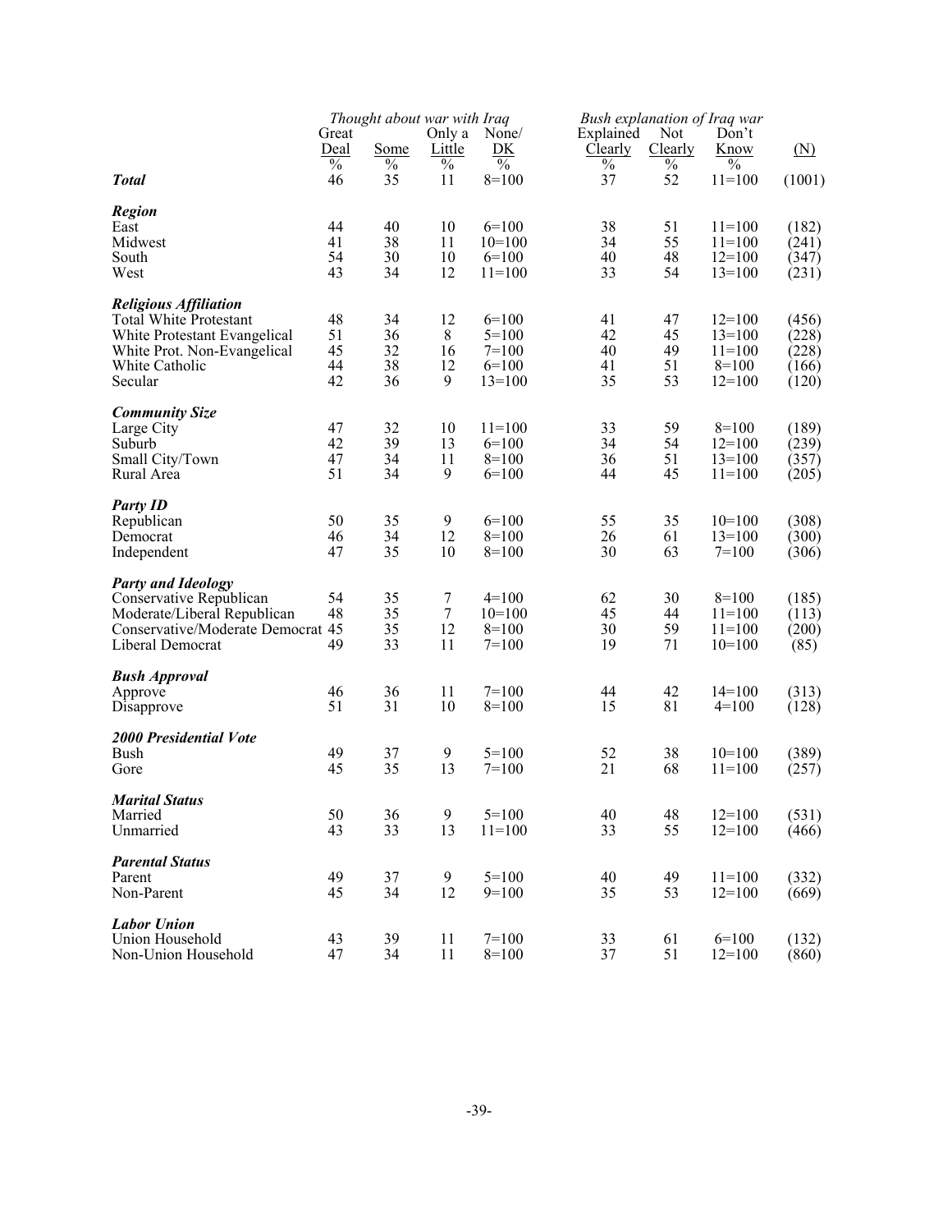| | Thought about war with Iraq | | | | Bush explanation of Iraq war | | | |
|---|---|---|---|---|---|---|---|---|
| | Great Deal | Some | Only a Little | None/ DK | Explained Clearly | Not Clearly | Don't Know | (N) |
| | % | % | % | % | % | % | % | |
| ***Total*** | 46 | 35 | 11 | 8=100 | 37 | 52 | 11=100 | (1001) |
| ***Region*** | | | | | | | | |
| East | 44 | 40 | 10 | 6=100 | 38 | 51 | 11=100 | (182) |
| Midwest | 41 | 38 | 11 | 10=100 | 34 | 55 | 11=100 | (241) |
| South | 54 | 30 | 10 | 6=100 | 40 | 48 | 12=100 | (347) |
| West | 43 | 34 | 12 | 11=100 | 33 | 54 | 13=100 | (231) |
| ***Religious Affiliation*** | | | | | | | | |
| Total White Protestant | 48 | 34 | 12 | 6=100 | 41 | 47 | 12=100 | (456) |
| White Protestant Evangelical | 51 | 36 | 8 | 5=100 | 42 | 45 | 13=100 | (228) |
| White Prot. Non-Evangelical | 45 | 32 | 16 | 7=100 | 40 | 49 | 11=100 | (228) |
| White Catholic | 44 | 38 | 12 | 6=100 | 41 | 51 | 8=100 | (166) |
| Secular | 42 | 36 | 9 | 13=100 | 35 | 53 | 12=100 | (120) |
| ***Community Size*** | | | | | | | | |
| Large City | 47 | 32 | 10 | 11=100 | 33 | 59 | 8=100 | (189) |
| Suburb | 42 | 39 | 13 | 6=100 | 34 | 54 | 12=100 | (239) |
| Small City/Town | 47 | 34 | 11 | 8=100 | 36 | 51 | 13=100 | (357) |
| Rural Area | 51 | 34 | 9 | 6=100 | 44 | 45 | 11=100 | (205) |
| ***Party ID*** | | | | | | | | |
| Republican | 50 | 35 | 9 | 6=100 | 55 | 35 | 10=100 | (308) |
| Democrat | 46 | 34 | 12 | 8=100 | 26 | 61 | 13=100 | (300) |
| Independent | 47 | 35 | 10 | 8=100 | 30 | 63 | 7=100 | (306) |
| ***Party and Ideology*** | | | | | | | | |
| Conservative Republican | 54 | 35 | 7 | 4=100 | 62 | 30 | 8=100 | (185) |
| Moderate/Liberal Republican | 48 | 35 | 7 | 10=100 | 45 | 44 | 11=100 | (113) |
| Conservative/Moderate Democrat | 45 | 35 | 12 | 8=100 | 30 | 59 | 11=100 | (200) |
| Liberal Democrat | 49 | 33 | 11 | 7=100 | 19 | 71 | 10=100 | (85) |
| ***Bush Approval*** | | | | | | | | |
| Approve | 46 | 36 | 11 | 7=100 | 44 | 42 | 14=100 | (313) |
| Disapprove | 51 | 31 | 10 | 8=100 | 15 | 81 | 4=100 | (128) |
| ***2000 Presidential Vote*** | | | | | | | | |
| Bush | 49 | 37 | 9 | 5=100 | 52 | 38 | 10=100 | (389) |
| Gore | 45 | 35 | 13 | 7=100 | 21 | 68 | 11=100 | (257) |
| ***Marital Status*** | | | | | | | | |
| Married | 50 | 36 | 9 | 5=100 | 40 | 48 | 12=100 | (531) |
| Unmarried | 43 | 33 | 13 | 11=100 | 33 | 55 | 12=100 | (466) |
| ***Parental Status*** | | | | | | | | |
| Parent | 49 | 37 | 9 | 5=100 | 40 | 49 | 11=100 | (332) |
| Non-Parent | 45 | 34 | 12 | 9=100 | 35 | 53 | 12=100 | (669) |
| ***Labor Union*** | | | | | | | | |
| Union Household | 43 | 39 | 11 | 7=100 | 33 | 61 | 6=100 | (132) |
| Non-Union Household | 47 | 34 | 11 | 8=100 | 37 | 51 | 12=100 | (860) |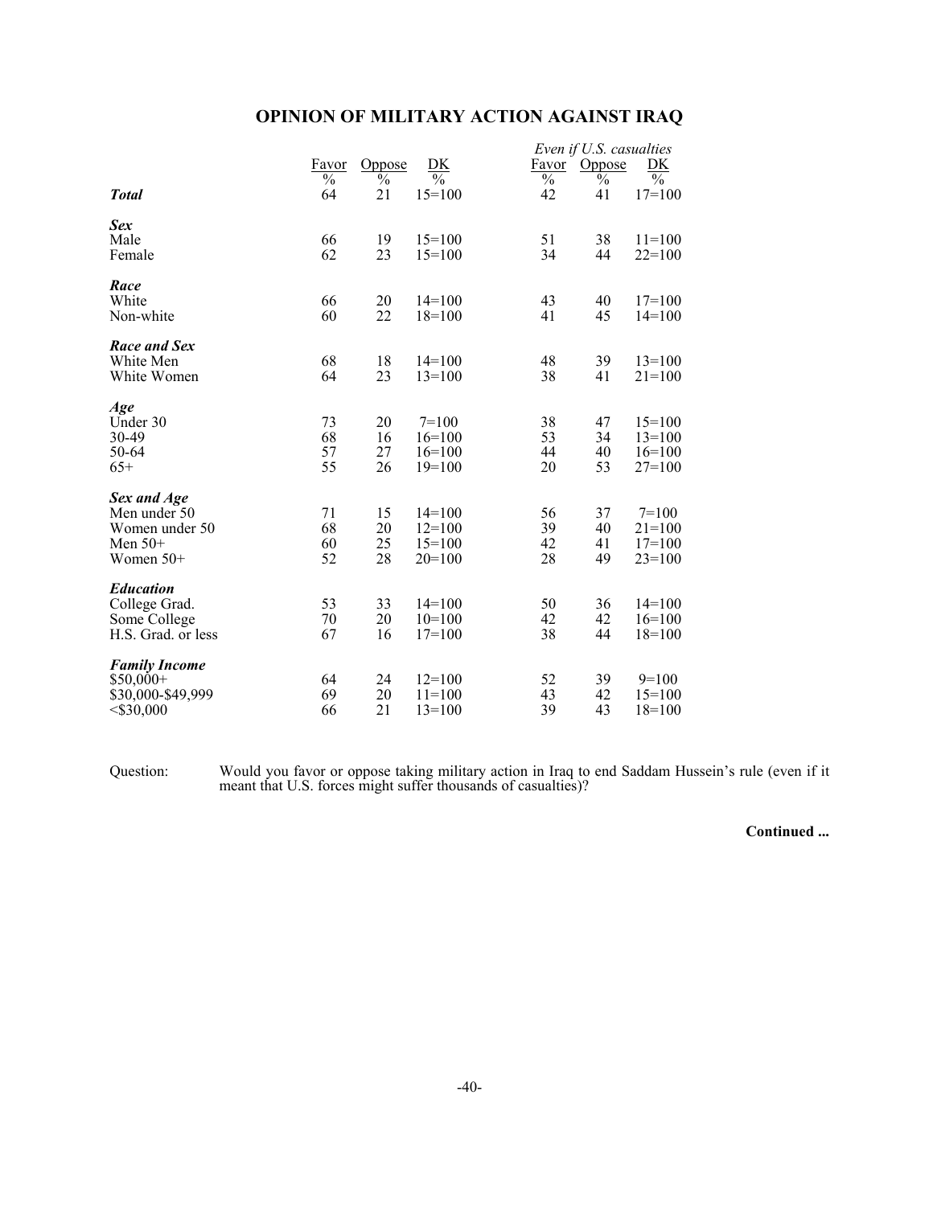# OPINION OF MILITARY ACTION AGAINST IRAQ

| | Favor | Oppose | DK | Even if U.S. casualties Favor | Oppose | DK |
|---|---|---|---|---|---|---|
| | % | % | % | % | % | % |
| ***Total*** | 64 | 21 | 15=100 | 42 | 41 | 17=100 |
| ***Sex*** | | | | | | |
| Male | 66 | 19 | 15=100 | 51 | 38 | 11=100 |
| Female | 62 | 23 | 15=100 | 34 | 44 | 22=100 |
| ***Race*** | | | | | | |
| White | 66 | 20 | 14=100 | 43 | 40 | 17=100 |
| Non-white | 60 | 22 | 18=100 | 41 | 45 | 14=100 |
| ***Race and Sex*** | | | | | | |
| White Men | 68 | 18 | 14=100 | 48 | 39 | 13=100 |
| White Women | 64 | 23 | 13=100 | 38 | 41 | 21=100 |
| ***Age*** | | | | | | |
| Under 30 | 73 | 20 | 7=100 | 38 | 47 | 15=100 |
| 30-49 | 68 | 16 | 16=100 | 53 | 34 | 13=100 |
| 50-64 | 57 | 27 | 16=100 | 44 | 40 | 16=100 |
| 65+ | 55 | 26 | 19=100 | 20 | 53 | 27=100 |
| ***Sex and Age*** | | | | | | |
| Men under 50 | 71 | 15 | 14=100 | 56 | 37 | 7=100 |
| Women under 50 | 68 | 20 | 12=100 | 39 | 40 | 21=100 |
| Men 50+ | 60 | 25 | 15=100 | 42 | 41 | 17=100 |
| Women 50+ | 52 | 28 | 20=100 | 28 | 49 | 23=100 |
| ***Education*** | | | | | | |
| College Grad. | 53 | 33 | 14=100 | 50 | 36 | 14=100 |
| Some College | 70 | 20 | 10=100 | 42 | 42 | 16=100 |
| H.S. Grad. or less | 67 | 16 | 17=100 | 38 | 44 | 18=100 |
| ***Family Income*** | | | | | | |
| $50,000+ | 64 | 24 | 12=100 | 52 | 39 | 9=100 |
| $30,000-$49,999 | 69 | 20 | 11=100 | 43 | 42 | 15=100 |
| <$30,000 | 66 | 21 | 13=100 | 39 | 43 | 18=100 |

Question: Would you favor or oppose taking military action in Iraq to end Saddam Hussein's rule (even if it meant that U.S. forces might suffer thousands of casualties)?

**Continued ...**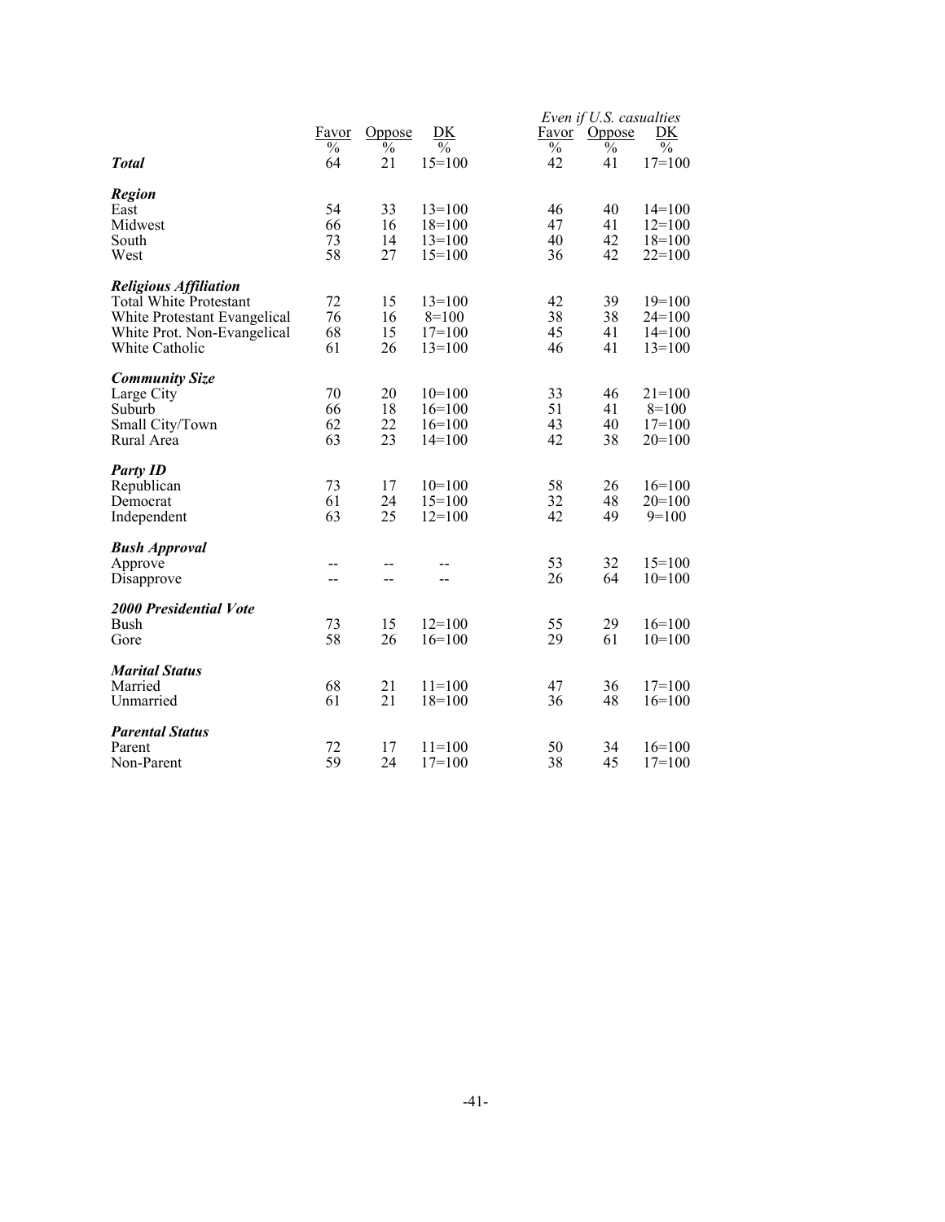| | Favor | Oppose | DK | Even if U.S. casualties Favor | Oppose | DK |
|---|---|---|---|---|---|---|
| | % | % | % | % | % | % |
| ***Total*** | 64 | 21 | 15=100 | 42 | 41 | 17=100 |
| ***Region*** | | | | | | |
| East | 54 | 33 | 13=100 | 46 | 40 | 14=100 |
| Midwest | 66 | 16 | 18=100 | 47 | 41 | 12=100 |
| South | 73 | 14 | 13=100 | 40 | 42 | 18=100 |
| West | 58 | 27 | 15=100 | 36 | 42 | 22=100 |
| ***Religious Affiliation*** | | | | | | |
| Total White Protestant | 72 | 15 | 13=100 | 42 | 39 | 19=100 |
| White Protestant Evangelical | 76 | 16 | 8=100 | 38 | 38 | 24=100 |
| White Prot. Non-Evangelical | 68 | 15 | 17=100 | 45 | 41 | 14=100 |
| White Catholic | 61 | 26 | 13=100 | 46 | 41 | 13=100 |
| ***Community Size*** | | | | | | |
| Large City | 70 | 20 | 10=100 | 33 | 46 | 21=100 |
| Suburb | 66 | 18 | 16=100 | 51 | 41 | 8=100 |
| Small City/Town | 62 | 22 | 16=100 | 43 | 40 | 17=100 |
| Rural Area | 63 | 23 | 14=100 | 42 | 38 | 20=100 |
| ***Party ID*** | | | | | | |
| Republican | 73 | 17 | 10=100 | 58 | 26 | 16=100 |
| Democrat | 61 | 24 | 15=100 | 32 | 48 | 20=100 |
| Independent | 63 | 25 | 12=100 | 42 | 49 | 9=100 |
| ***Bush Approval*** | | | | | | |
| Approve | -- | -- | -- | 53 | 32 | 15=100 |
| Disapprove | -- | -- | -- | 26 | 64 | 10=100 |
| ***2000 Presidential Vote*** | | | | | | |
| Bush | 73 | 15 | 12=100 | 55 | 29 | 16=100 |
| Gore | 58 | 26 | 16=100 | 29 | 61 | 10=100 |
| ***Marital Status*** | | | | | | |
| Married | 68 | 21 | 11=100 | 47 | 36 | 17=100 |
| Unmarried | 61 | 21 | 18=100 | 36 | 48 | 16=100 |
| ***Parental Status*** | | | | | | |
| Parent | 72 | 17 | 11=100 | 50 | 34 | 16=100 |
| Non-Parent | 59 | 24 | 17=100 | 38 | 45 | 17=100 |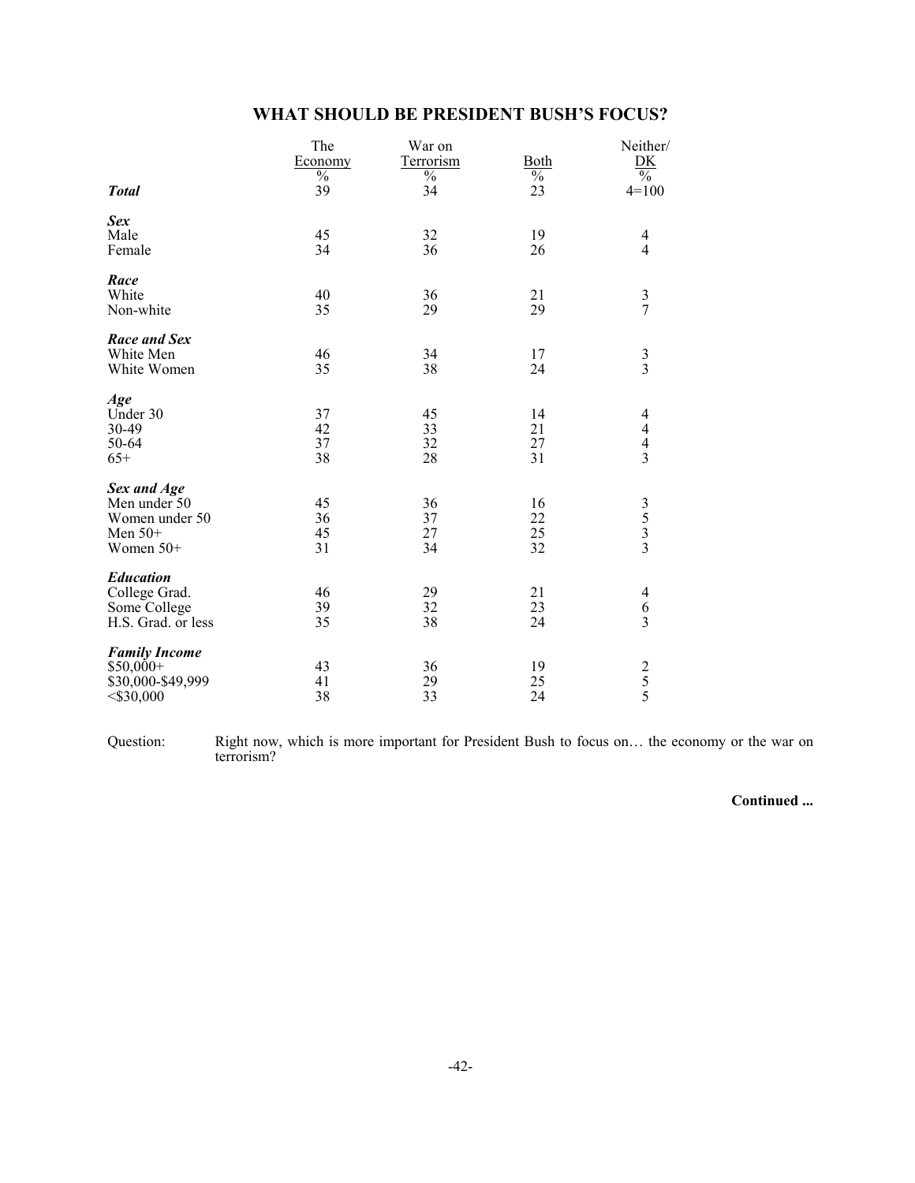## WHAT SHOULD BE PRESIDENT BUSH'S FOCUS?

| | The Economy % | War on Terrorism % | Both % | Neither/ DK % |
|---|---|---|---|---|
| ***Total*** | 39 | 34 | 23 | 4=100 |
| ***Sex*** | | | | |
| Male | 45 | 32 | 19 | 4 |
| Female | 34 | 36 | 26 | 4 |
| ***Race*** | | | | |
| White | 40 | 36 | 21 | 3 |
| Non-white | 35 | 29 | 29 | 7 |
| ***Race and Sex*** | | | | |
| White Men | 46 | 34 | 17 | 3 |
| White Women | 35 | 38 | 24 | 3 |
| ***Age*** | | | | |
| Under 30 | 37 | 45 | 14 | 4 |
| 30-49 | 42 | 33 | 21 | 4 |
| 50-64 | 37 | 32 | 27 | 4 |
| 65+ | 38 | 28 | 31 | 3 |
| ***Sex and Age*** | | | | |
| Men under 50 | 45 | 36 | 16 | 3 |
| Women under 50 | 36 | 37 | 22 | 5 |
| Men 50+ | 45 | 27 | 25 | 3 |
| Women 50+ | 31 | 34 | 32 | 3 |
| ***Education*** | | | | |
| College Grad. | 46 | 29 | 21 | 4 |
| Some College | 39 | 32 | 23 | 6 |
| H.S. Grad. or less | 35 | 38 | 24 | 3 |
| ***Family Income*** | | | | |
| $50,000+ | 43 | 36 | 19 | 2 |
| $30,000-$49,999 | 41 | 29 | 25 | 5 |
| <$30,000 | 38 | 33 | 24 | 5 |

Question: Right now, which is more important for President Bush to focus on… the economy or the war on terrorism?

**Continued ...**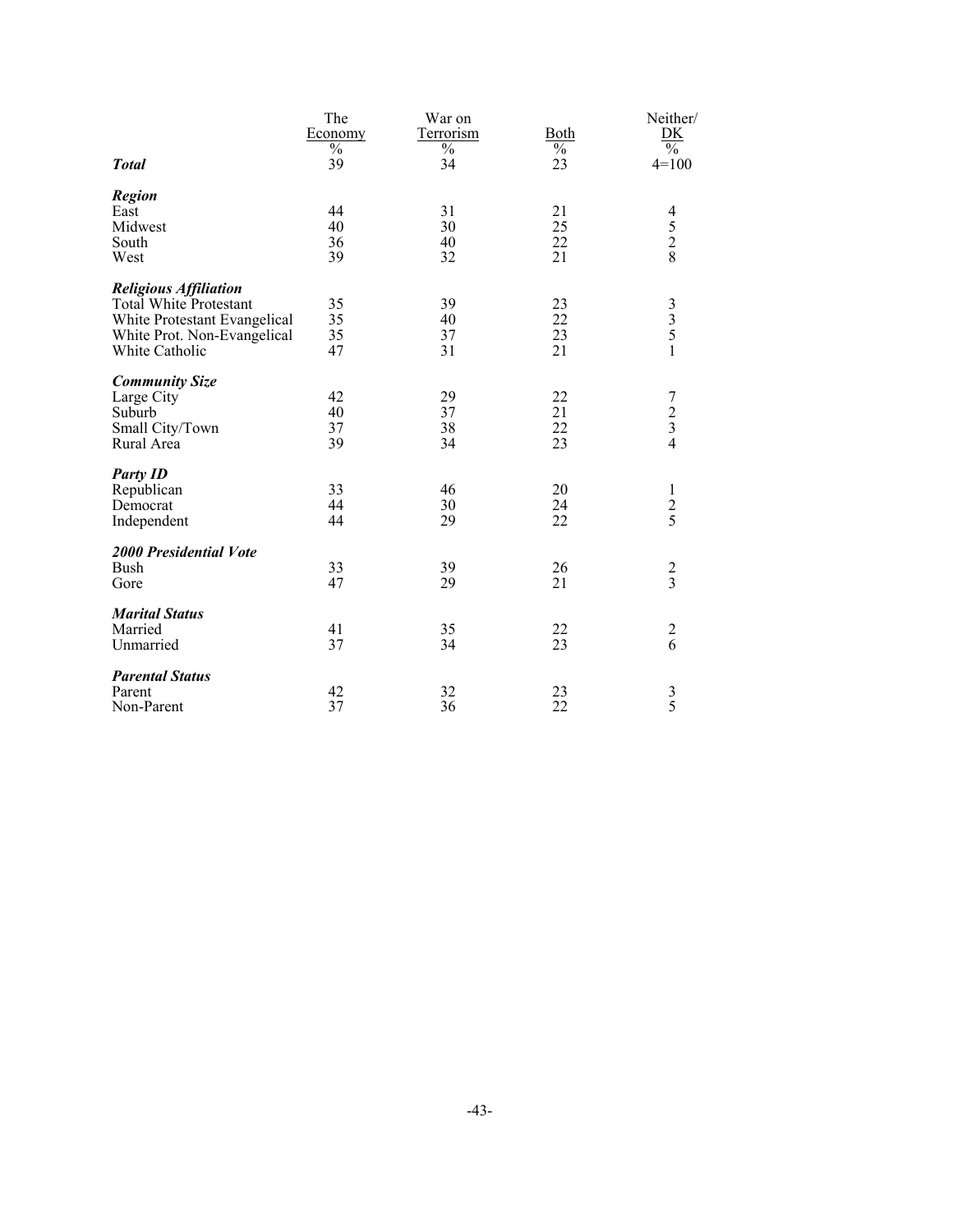| | The Economy | War on Terrorism | Both | Neither/ DK |
|---|---|---|---|---|
| | % | % | % | % |
| ***Total*** | 39 | 34 | 23 | 4=100 |
| ***Region*** | | | | |
| East | 44 | 31 | 21 | 4 |
| Midwest | 40 | 30 | 25 | 5 |
| South | 36 | 40 | 22 | 2 |
| West | 39 | 32 | 21 | 8 |
| ***Religious Affiliation*** | | | | |
| Total White Protestant | 35 | 39 | 23 | 3 |
| White Protestant Evangelical | 35 | 40 | 22 | 3 |
| White Prot. Non-Evangelical | 35 | 37 | 23 | 5 |
| White Catholic | 47 | 31 | 21 | 1 |
| ***Community Size*** | | | | |
| Large City | 42 | 29 | 22 | 7 |
| Suburb | 40 | 37 | 21 | 2 |
| Small City/Town | 37 | 38 | 22 | 3 |
| Rural Area | 39 | 34 | 23 | 4 |
| ***Party ID*** | | | | |
| Republican | 33 | 46 | 20 | 1 |
| Democrat | 44 | 30 | 24 | 2 |
| Independent | 44 | 29 | 22 | 5 |
| ***2000 Presidential Vote*** | | | | |
| Bush | 33 | 39 | 26 | 2 |
| Gore | 47 | 29 | 21 | 3 |
| ***Marital Status*** | | | | |
| Married | 41 | 35 | 22 | 2 |
| Unmarried | 37 | 34 | 23 | 6 |
| ***Parental Status*** | | | | |
| Parent | 42 | 32 | 23 | 3 |
| Non-Parent | 37 | 36 | 22 | 5 |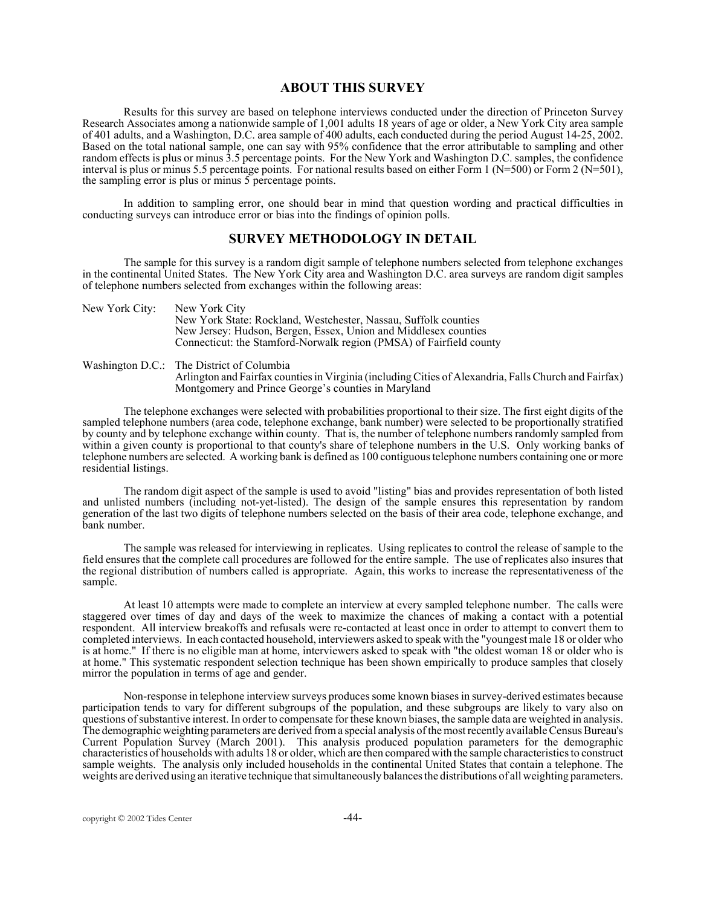## ABOUT THIS SURVEY

Results for this survey are based on telephone interviews conducted under the direction of Princeton Survey Research Associates among a nationwide sample of 1,001 adults 18 years of age or older, a New York City area sample of 401 adults, and a Washington, D.C. area sample of 400 adults, each conducted during the period August 14-25, 2002. Based on the total national sample, one can say with 95% confidence that the error attributable to sampling and other random effects is plus or minus 3.5 percentage points. For the New York and Washington D.C. samples, the confidence interval is plus or minus 5.5 percentage points. For national results based on either Form 1 (N=500) or Form 2 (N=501), the sampling error is plus or minus 5 percentage points.

In addition to sampling error, one should bear in mind that question wording and practical difficulties in conducting surveys can introduce error or bias into the findings of opinion polls.

## SURVEY METHODOLOGY IN DETAIL

The sample for this survey is a random digit sample of telephone numbers selected from telephone exchanges in the continental United States. The New York City area and Washington D.C. area surveys are random digit samples of telephone numbers selected from exchanges within the following areas:

New York City: New York City
New York State: Rockland, Westchester, Nassau, Suffolk counties
New Jersey: Hudson, Bergen, Essex, Union and Middlesex counties
Connecticut: the Stamford-Norwalk region (PMSA) of Fairfield county

Washington D.C.: The District of Columbia
Arlington and Fairfax counties in Virginia (including Cities of Alexandria, Falls Church and Fairfax)
Montgomery and Prince George's counties in Maryland

The telephone exchanges were selected with probabilities proportional to their size. The first eight digits of the sampled telephone numbers (area code, telephone exchange, bank number) were selected to be proportionally stratified by county and by telephone exchange within county. That is, the number of telephone numbers randomly sampled from within a given county is proportional to that county's share of telephone numbers in the U.S. Only working banks of telephone numbers are selected. A working bank is defined as 100 contiguous telephone numbers containing one or more residential listings.

The random digit aspect of the sample is used to avoid "listing" bias and provides representation of both listed and unlisted numbers (including not-yet-listed). The design of the sample ensures this representation by random generation of the last two digits of telephone numbers selected on the basis of their area code, telephone exchange, and bank number.

The sample was released for interviewing in replicates. Using replicates to control the release of sample to the field ensures that the complete call procedures are followed for the entire sample. The use of replicates also insures that the regional distribution of numbers called is appropriate. Again, this works to increase the representativeness of the sample.

At least 10 attempts were made to complete an interview at every sampled telephone number. The calls were staggered over times of day and days of the week to maximize the chances of making a contact with a potential respondent. All interview breakoffs and refusals were re-contacted at least once in order to attempt to convert them to completed interviews. In each contacted household, interviewers asked to speak with the "youngest male 18 or older who is at home." If there is no eligible man at home, interviewers asked to speak with "the oldest woman 18 or older who is at home." This systematic respondent selection technique has been shown empirically to produce samples that closely mirror the population in terms of age and gender.

Non-response in telephone interview surveys produces some known biases in survey-derived estimates because participation tends to vary for different subgroups of the population, and these subgroups are likely to vary also on questions of substantive interest. In order to compensate for these known biases, the sample data are weighted in analysis. The demographic weighting parameters are derived from a special analysis of the most recently available Census Bureau's Current Population Survey (March 2001). This analysis produced population parameters for the demographic characteristics of households with adults 18 or older, which are then compared with the sample characteristics to construct sample weights. The analysis only included households in the continental United States that contain a telephone. The weights are derived using an iterative technique that simultaneously balances the distributions of all weighting parameters.

copyright © 2002 Tides Center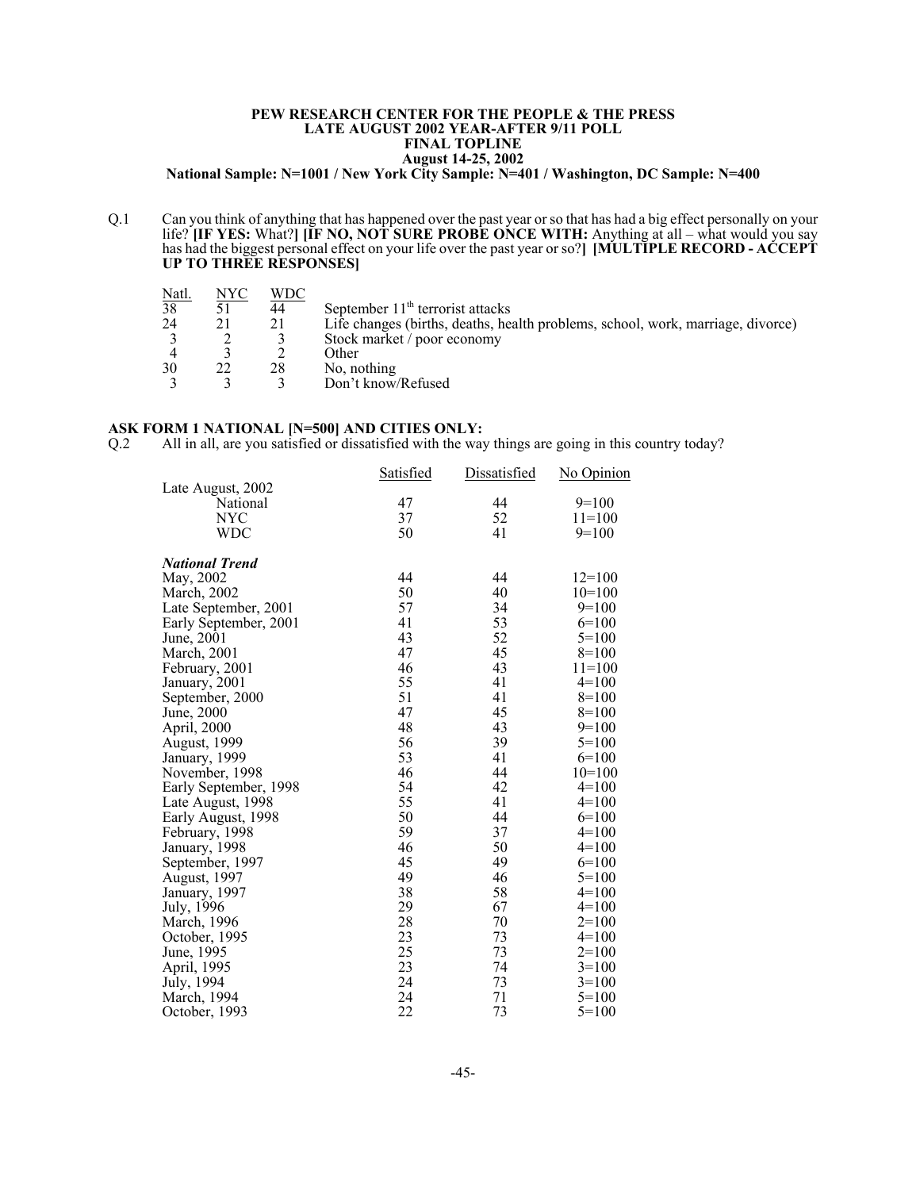**PEW RESEARCH CENTER FOR THE PEOPLE & THE PRESS**
**LATE AUGUST 2002 YEAR-AFTER 9/11 POLL**
**FINAL TOPLINE**
**August 14-25, 2002**
**National Sample: N=1001 / New York City Sample: N=401 / Washington, DC Sample: N=400**

Q.1 Can you think of anything that has happened over the past year or so that has had a big effect personally on your life? **[IF YES:** What?**] [IF NO, NOT SURE PROBE ONCE WITH:** Anything at all – what would you say has had the biggest personal effect on your life over the past year or so?**] [MULTIPLE RECORD - ACCEPT UP TO THREE RESPONSES]**

| Natl. | NYC | WDC | |
|---|---|---|---|
| 38 | 51 | 44 | September 11th terrorist attacks |
| 24 | 21 | 21 | Life changes (births, deaths, health problems, school, work, marriage, divorce) |
| 3 | 2 | 3 | Stock market / poor economy |
| 4 | 3 | 2 | Other |
| 30 | 22 | 28 | No, nothing |
| 3 | 3 | 3 | Don't know/Refused |

**ASK FORM 1 NATIONAL [N=500] AND CITIES ONLY:**

Q.2 All in all, are you satisfied or dissatisfied with the way things are going in this country today?

| | Satisfied | Dissatisfied | No Opinion |
|---|---|---|---|
| Late August, 2002 | | | |
| National | 47 | 44 | 9=100 |
| NYC | 37 | 52 | 11=100 |
| WDC | 50 | 41 | 9=100 |
| ***National Trend*** | | | |
| May, 2002 | 44 | 44 | 12=100 |
| March, 2002 | 50 | 40 | 10=100 |
| Late September, 2001 | 57 | 34 | 9=100 |
| Early September, 2001 | 41 | 53 | 6=100 |
| June, 2001 | 43 | 52 | 5=100 |
| March, 2001 | 47 | 45 | 8=100 |
| February, 2001 | 46 | 43 | 11=100 |
| January, 2001 | 55 | 41 | 4=100 |
| September, 2000 | 51 | 41 | 8=100 |
| June, 2000 | 47 | 45 | 8=100 |
| April, 2000 | 48 | 43 | 9=100 |
| August, 1999 | 56 | 39 | 5=100 |
| January, 1999 | 53 | 41 | 6=100 |
| November, 1998 | 46 | 44 | 10=100 |
| Early September, 1998 | 54 | 42 | 4=100 |
| Late August, 1998 | 55 | 41 | 4=100 |
| Early August, 1998 | 50 | 44 | 6=100 |
| February, 1998 | 59 | 37 | 4=100 |
| January, 1998 | 46 | 50 | 4=100 |
| September, 1997 | 45 | 49 | 6=100 |
| August, 1997 | 49 | 46 | 5=100 |
| January, 1997 | 38 | 58 | 4=100 |
| July, 1996 | 29 | 67 | 4=100 |
| March, 1996 | 28 | 70 | 2=100 |
| October, 1995 | 23 | 73 | 4=100 |
| June, 1995 | 25 | 73 | 2=100 |
| April, 1995 | 23 | 74 | 3=100 |
| July, 1994 | 24 | 73 | 3=100 |
| March, 1994 | 24 | 71 | 5=100 |
| October, 1993 | 22 | 73 | 5=100 |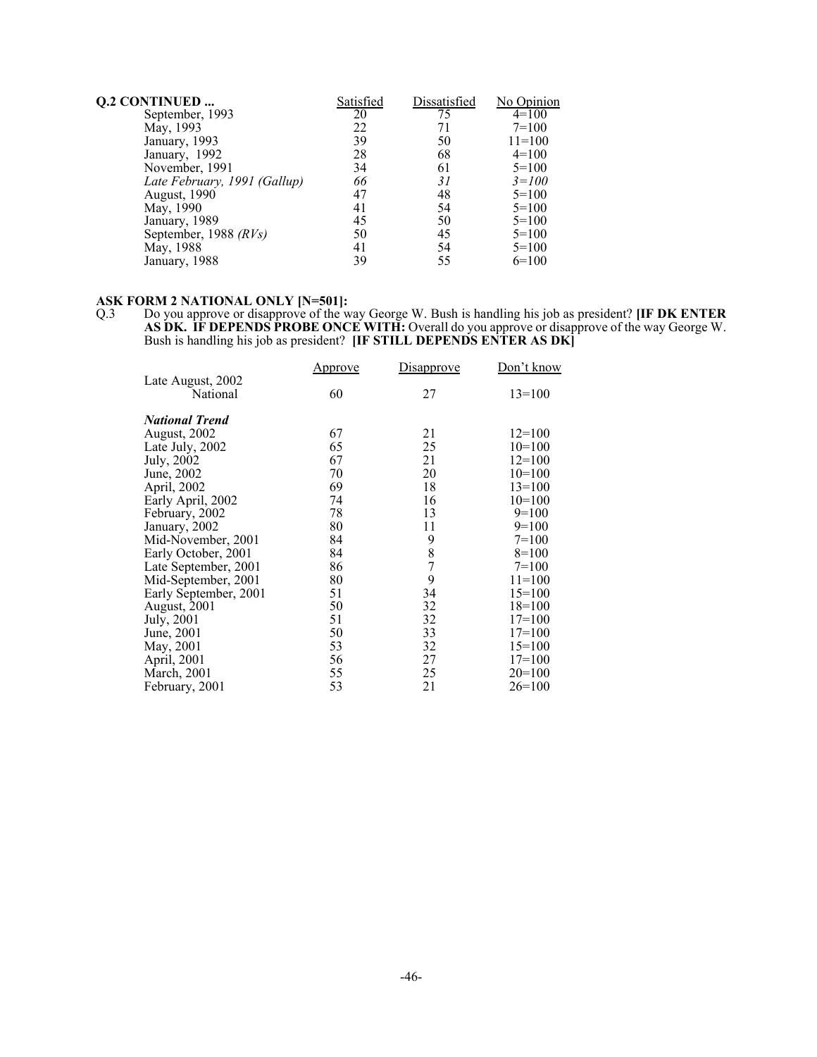| Q.2 CONTINUED ... | Satisfied | Dissatisfied | No Opinion |
|---|---|---|---|
| September, 1993 | 20 | 75 | 4=100 |
| May, 1993 | 22 | 71 | 7=100 |
| January, 1993 | 39 | 50 | 11=100 |
| January, 1992 | 28 | 68 | 4=100 |
| November, 1991 | 34 | 61 | 5=100 |
| *Late February, 1991 (Gallup)* | *66* | *31* | *3=100* |
| August, 1990 | 47 | 48 | 5=100 |
| May, 1990 | 41 | 54 | 5=100 |
| January, 1989 | 45 | 50 | 5=100 |
| September, 1988 *(RVs)* | 50 | 45 | 5=100 |
| May, 1988 | 41 | 54 | 5=100 |
| January, 1988 | 39 | 55 | 6=100 |

**ASK FORM 2 NATIONAL ONLY [N=501]:**

Q.3 Do you approve or disapprove of the way George W. Bush is handling his job as president? **[IF DK ENTER AS DK. IF DEPENDS PROBE ONCE WITH:** Overall do you approve or disapprove of the way George W. Bush is handling his job as president? **[IF STILL DEPENDS ENTER AS DK]**

| | Approve | Disapprove | Don't know |
|---|---|---|---|
| Late August, 2002 | | | |
| National | 60 | 27 | 13=100 |
| ***National Trend*** | | | |
| August, 2002 | 67 | 21 | 12=100 |
| Late July, 2002 | 65 | 25 | 10=100 |
| July, 2002 | 67 | 21 | 12=100 |
| June, 2002 | 70 | 20 | 10=100 |
| April, 2002 | 69 | 18 | 13=100 |
| Early April, 2002 | 74 | 16 | 10=100 |
| February, 2002 | 78 | 13 | 9=100 |
| January, 2002 | 80 | 11 | 9=100 |
| Mid-November, 2001 | 84 | 9 | 7=100 |
| Early October, 2001 | 84 | 8 | 8=100 |
| Late September, 2001 | 86 | 7 | 7=100 |
| Mid-September, 2001 | 80 | 9 | 11=100 |
| Early September, 2001 | 51 | 34 | 15=100 |
| August, 2001 | 50 | 32 | 18=100 |
| July, 2001 | 51 | 32 | 17=100 |
| June, 2001 | 50 | 33 | 17=100 |
| May, 2001 | 53 | 32 | 15=100 |
| April, 2001 | 56 | 27 | 17=100 |
| March, 2001 | 55 | 25 | 20=100 |
| February, 2001 | 53 | 21 | 26=100 |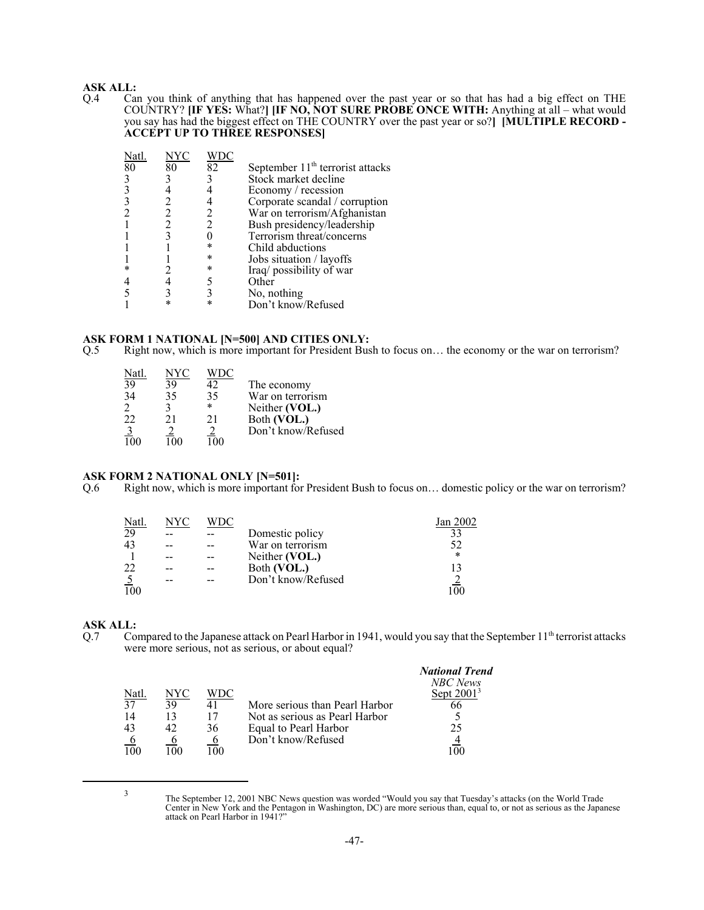**ASK ALL:**

Q.4 Can you think of anything that has happened over the past year or so that has had a big effect on THE COUNTRY? **[IF YES:** What?**] [IF NO, NOT SURE PROBE ONCE WITH:** Anything at all – what would you say has had the biggest effect on THE COUNTRY over the past year or so?**] [MULTIPLE RECORD - ACCEPT UP TO THREE RESPONSES]**

| Natl. | NYC | WDC | |
|---|---|---|---|
| 80 | 80 | 82 | September 11th terrorist attacks |
| 3 | 3 | 3 | Stock market decline |
| 3 | 4 | 4 | Economy / recession |
| 3 | 2 | 4 | Corporate scandal / corruption |
| 2 | 2 | 2 | War on terrorism/Afghanistan |
| 1 | 2 | 2 | Bush presidency/leadership |
| 1 | 3 | 0 | Terrorism threat/concerns |
| 1 | 1 | * | Child abductions |
| 1 | 1 | * | Jobs situation / layoffs |
| * | 2 | * | Iraq/ possibility of war |
| 4 | 4 | 5 | Other |
| 5 | 3 | 3 | No, nothing |
| 1 | * | * | Don't know/Refused |

**ASK FORM 1 NATIONAL [N=500] AND CITIES ONLY:**

Q.5 Right now, which is more important for President Bush to focus on… the economy or the war on terrorism?

| Natl. | NYC | WDC | |
|---|---|---|---|
| 39 | 39 | 42 | The economy |
| 34 | 35 | 35 | War on terrorism |
| 2 | 3 | * | Neither **(VOL.)** |
| 22 | 21 | 21 | Both **(VOL.)** |
| 3 | 2 | 2 | Don't know/Refused |
| 100 | 100 | 100 | |

**ASK FORM 2 NATIONAL ONLY [N=501]:**

Q.6 Right now, which is more important for President Bush to focus on… domestic policy or the war on terrorism?

| Natl. | NYC | WDC | | Jan 2002 |
|---|---|---|---|---|
| 29 | -- | -- | Domestic policy | 33 |
| 43 | -- | -- | War on terrorism | 52 |
| 1 | -- | -- | Neither **(VOL.)** | * |
| 22 | -- | -- | Both **(VOL.)** | 13 |
| 5 | -- | -- | Don't know/Refused | 2 |
| 100 | | | | 100 |

**ASK ALL:**

Q.7 Compared to the Japanese attack on Pearl Harbor in 1941, would you say that the September 11th terrorist attacks were more serious, not as serious, or about equal?

| Natl. | NYC | WDC | | ***National Trend*** *NBC News* Sept 2001[3] |
|---|---|---|---|---|
| 37 | 39 | 41 | More serious than Pearl Harbor | 66 |
| 14 | 13 | 17 | Not as serious as Pearl Harbor | 5 |
| 43 | 42 | 36 | Equal to Pearl Harbor | 25 |
| 6 | 6 | 6 | Don't know/Refused | 4 |
| 100 | 100 | 100 | | 100 |

[3] The September 12, 2001 NBC News question was worded "Would you say that Tuesday's attacks (on the World Trade Center in New York and the Pentagon in Washington, DC) are more serious than, equal to, or not as serious as the Japanese attack on Pearl Harbor in 1941?"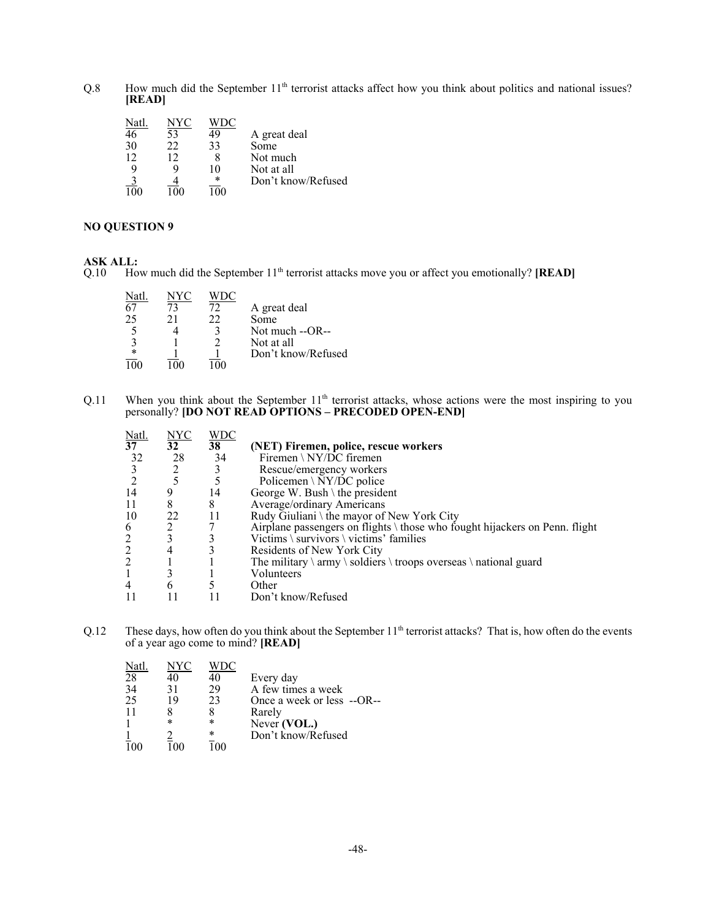Q.8 How much did the September 11th terrorist attacks affect how you think about politics and national issues? **[READ]**

| Natl. | NYC | WDC | |
|---|---|---|---|
| 46 | 53 | 49 | A great deal |
| 30 | 22 | 33 | Some |
| 12 | 12 | 8 | Not much |
| 9 | 9 | 10 | Not at all |
| 3 | 4 | * | Don't know/Refused |
| 100 | 100 | 100 | |

**NO QUESTION 9**

**ASK ALL:**

Q.10 How much did the September 11th terrorist attacks move you or affect you emotionally? **[READ]**

| Natl. | NYC | WDC | |
|---|---|---|---|
| 67 | 73 | 72 | A great deal |
| 25 | 21 | 22 | Some |
| 5 | 4 | 3 | Not much --OR-- |
| 3 | 1 | 2 | Not at all |
| * | 1 | 1 | Don't know/Refused |
| 100 | 100 | 100 | |

Q.11 When you think about the September 11th terrorist attacks, whose actions were the most inspiring to you personally? **[DO NOT READ OPTIONS – PRECODED OPEN-END]**

| Natl. | NYC | WDC | |
|---|---|---|---|
| **37** | **32** | **38** | **(NET) Firemen, police, rescue workers** |
| 32 | 28 | 34 | Firemen \ NY/DC firemen |
| 3 | 2 | 3 | Rescue/emergency workers |
| 2 | 5 | 5 | Policemen \ NY/DC police |
| 14 | 9 | 14 | George W. Bush \ the president |
| 11 | 8 | 8 | Average/ordinary Americans |
| 10 | 22 | 11 | Rudy Giuliani \ the mayor of New York City |
| 6 | 2 | 7 | Airplane passengers on flights \ those who fought hijackers on Penn. flight |
| 2 | 3 | 3 | Victims \ survivors \ victims' families |
| 2 | 4 | 3 | Residents of New York City |
| 2 | 1 | 1 | The military \ army \ soldiers \ troops overseas \ national guard |
| 1 | 3 | 1 | Volunteers |
| 4 | 6 | 5 | Other |
| 11 | 11 | 11 | Don't know/Refused |

Q.12 These days, how often do you think about the September 11th terrorist attacks? That is, how often do the events of a year ago come to mind? **[READ]**

| Natl. | NYC | WDC | |
|---|---|---|---|
| 28 | 40 | 40 | Every day |
| 34 | 31 | 29 | A few times a week |
| 25 | 19 | 23 | Once a week or less --OR-- |
| 11 | 8 | 8 | Rarely |
| 1 | * | * | Never **(VOL.)** |
| 1 | 2 | * | Don't know/Refused |
| 100 | 100 | 100 | |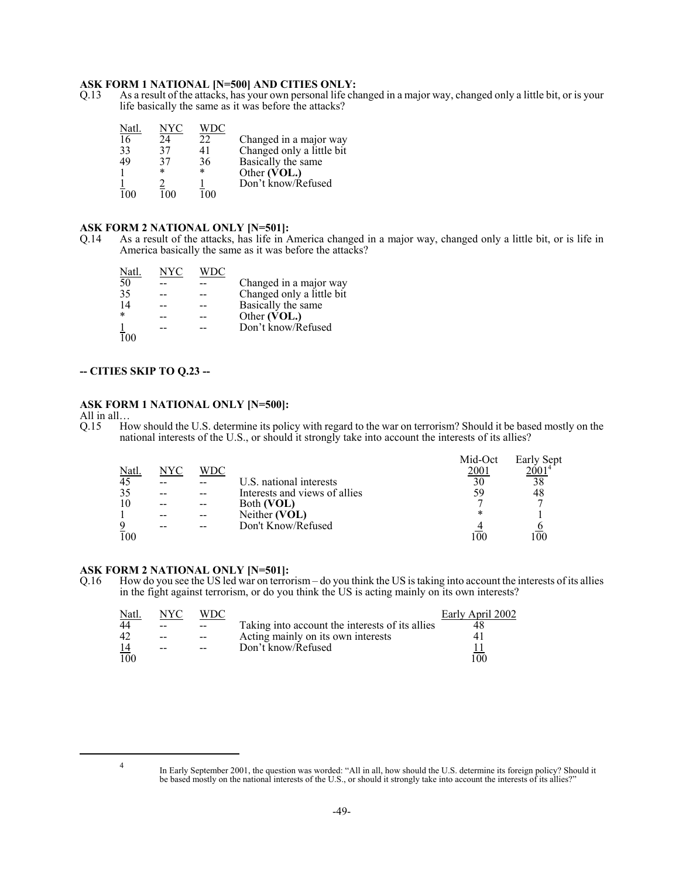**ASK FORM 1 NATIONAL [N=500] AND CITIES ONLY:**

Q.13 As a result of the attacks, has your own personal life changed in a major way, changed only a little bit, or is your life basically the same as it was before the attacks?

| Natl. | NYC | WDC | |
|---|---|---|---|
| 16 | 24 | 22 | Changed in a major way |
| 33 | 37 | 41 | Changed only a little bit |
| 49 | 37 | 36 | Basically the same |
| 1 | * | * | Other **(VOL.)** |
| 1 | 2 | 1 | Don't know/Refused |
| 100 | 100 | 100 | |

**ASK FORM 2 NATIONAL ONLY [N=501]:**

Q.14 As a result of the attacks, has life in America changed in a major way, changed only a little bit, or is life in America basically the same as it was before the attacks?

| Natl. | NYC | WDC | |
|---|---|---|---|
| 50 | -- | -- | Changed in a major way |
| 35 | -- | -- | Changed only a little bit |
| 14 | -- | -- | Basically the same |
| * | -- | -- | Other **(VOL.)** |
| 1 | -- | -- | Don't know/Refused |
| 100 | | | |

**-- CITIES SKIP TO Q.23 --**

**ASK FORM 1 NATIONAL ONLY [N=500]:**

All in all…

Q.15 How should the U.S. determine its policy with regard to the war on terrorism? Should it be based mostly on the national interests of the U.S., or should it strongly take into account the interests of its allies?

| Natl. | NYC | WDC | | Mid-Oct 2001 | Early Sept 2001[4] |
|---|---|---|---|---|---|
| 45 | -- | -- | U.S. national interests | 30 | 38 |
| 35 | -- | -- | Interests and views of allies | 59 | 48 |
| 10 | -- | -- | Both **(VOL)** | 7 | 7 |
| 1 | -- | -- | Neither **(VOL)** | * | 1 |
| 9 | -- | -- | Don't Know/Refused | 4 | 6 |
| 100 | | | | 100 | 100 |

**ASK FORM 2 NATIONAL ONLY [N=501]:**

Q.16 How do you see the US led war on terrorism – do you think the US is taking into account the interests of its allies in the fight against terrorism, or do you think the US is acting mainly on its own interests?

| Natl. | NYC | WDC | | Early April 2002 |
|---|---|---|---|---|
| 44 | -- | -- | Taking into account the interests of its allies | 48 |
| 42 | -- | -- | Acting mainly on its own interests | 41 |
| 14 | -- | -- | Don't know/Refused | 11 |
| 100 | | | | 100 |

[4] In Early September 2001, the question was worded: "All in all, how should the U.S. determine its foreign policy? Should it be based mostly on the national interests of the U.S., or should it strongly take into account the interests of its allies?"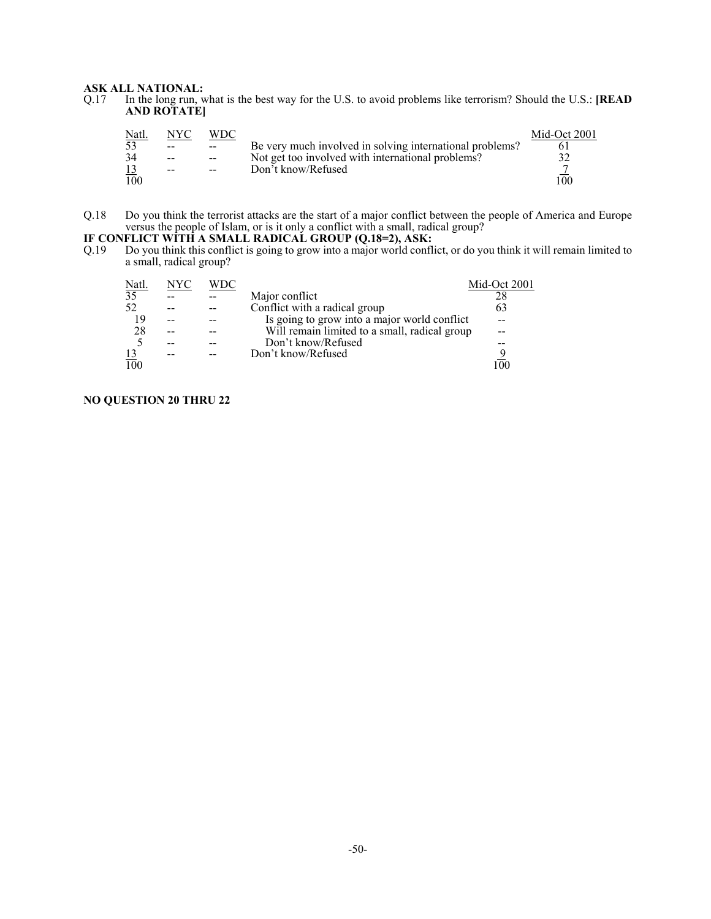**ASK ALL NATIONAL:**

Q.17 In the long run, what is the best way for the U.S. to avoid problems like terrorism? Should the U.S.: **[READ AND ROTATE]**

| Natl. | NYC | WDC | | Mid-Oct 2001 |
|---|---|---|---|---|
| 53 | -- | -- | Be very much involved in solving international problems? | 61 |
| 34 | -- | -- | Not get too involved with international problems? | 32 |
| 13 | -- | -- | Don't know/Refused | 7 |
| 100 | | | | 100 |

Q.18 Do you think the terrorist attacks are the start of a major conflict between the people of America and Europe versus the people of Islam, or is it only a conflict with a small, radical group?

**IF CONFLICT WITH A SMALL RADICAL GROUP (Q.18=2), ASK:**

Q.19 Do you think this conflict is going to grow into a major world conflict, or do you think it will remain limited to a small, radical group?

| Natl. | NYC | WDC | | Mid-Oct 2001 |
|---|---|---|---|---|
| 35 | -- | -- | Major conflict | 28 |
| 52 | -- | -- | Conflict with a radical group | 63 |
| 19 | -- | -- | Is going to grow into a major world conflict | -- |
| 28 | -- | -- | Will remain limited to a small, radical group | -- |
| 5 | -- | -- | Don't know/Refused | -- |
| 13 | -- | -- | Don't know/Refused | 9 |
| 100 | | | | 100 |

**NO QUESTION 20 THRU 22**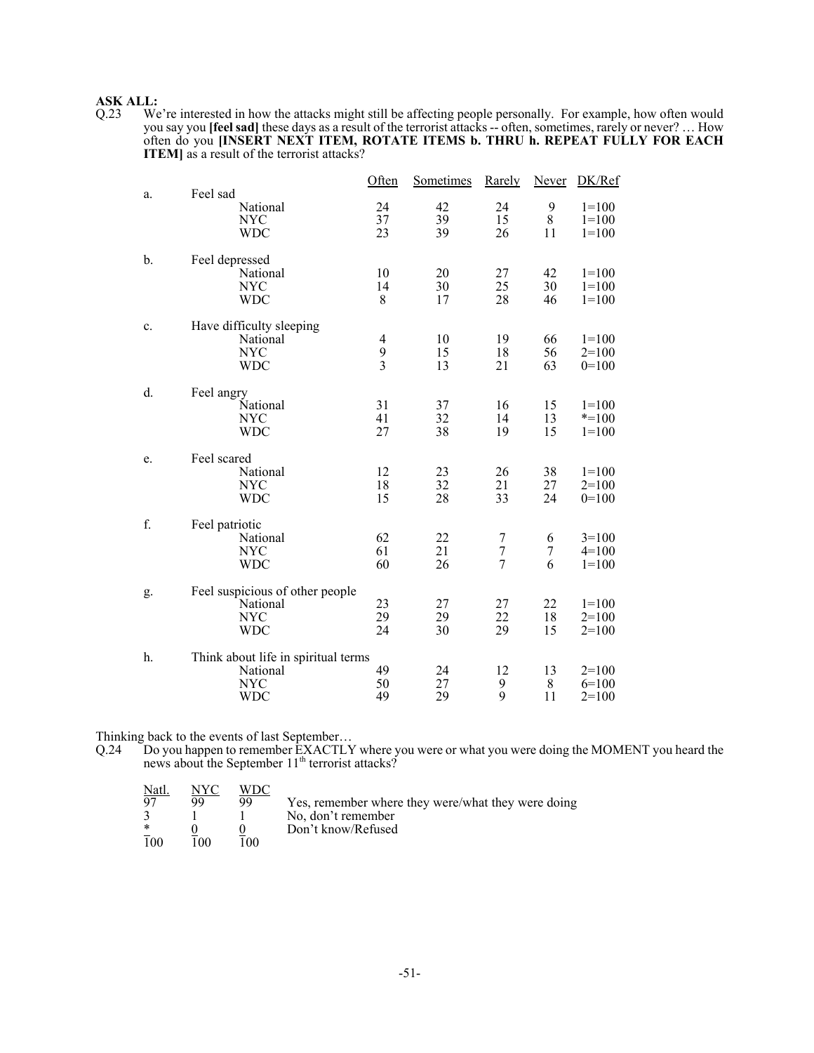**ASK ALL:**

Q.23 We're interested in how the attacks might still be affecting people personally. For example, how often would you say you **[feel sad]** these days as a result of the terrorist attacks -- often, sometimes, rarely or never? … How often do you **[INSERT NEXT ITEM, ROTATE ITEMS b. THRU h. REPEAT FULLY FOR EACH ITEM]** as a result of the terrorist attacks?

| | | Often | Sometimes | Rarely | Never | DK/Ref |
|---|---|---|---|---|---|---|
| a. | Feel sad | | | | | |
| | National | 24 | 42 | 24 | 9 | 1=100 |
| | NYC | 37 | 39 | 15 | 8 | 1=100 |
| | WDC | 23 | 39 | 26 | 11 | 1=100 |
| b. | Feel depressed | | | | | |
| | National | 10 | 20 | 27 | 42 | 1=100 |
| | NYC | 14 | 30 | 25 | 30 | 1=100 |
| | WDC | 8 | 17 | 28 | 46 | 1=100 |
| c. | Have difficulty sleeping | | | | | |
| | National | 4 | 10 | 19 | 66 | 1=100 |
| | NYC | 9 | 15 | 18 | 56 | 2=100 |
| | WDC | 3 | 13 | 21 | 63 | 0=100 |
| d. | Feel angry | | | | | |
| | National | 31 | 37 | 16 | 15 | 1=100 |
| | NYC | 41 | 32 | 14 | 13 | *=100 |
| | WDC | 27 | 38 | 19 | 15 | 1=100 |
| e. | Feel scared | | | | | |
| | National | 12 | 23 | 26 | 38 | 1=100 |
| | NYC | 18 | 32 | 21 | 27 | 2=100 |
| | WDC | 15 | 28 | 33 | 24 | 0=100 |
| f. | Feel patriotic | | | | | |
| | National | 62 | 22 | 7 | 6 | 3=100 |
| | NYC | 61 | 21 | 7 | 7 | 4=100 |
| | WDC | 60 | 26 | 7 | 6 | 1=100 |
| g. | Feel suspicious of other people | | | | | |
| | National | 23 | 27 | 27 | 22 | 1=100 |
| | NYC | 29 | 29 | 22 | 18 | 2=100 |
| | WDC | 24 | 30 | 29 | 15 | 2=100 |
| h. | Think about life in spiritual terms | | | | | |
| | National | 49 | 24 | 12 | 13 | 2=100 |
| | NYC | 50 | 27 | 9 | 8 | 6=100 |
| | WDC | 49 | 29 | 9 | 11 | 2=100 |

Thinking back to the events of last September…

Q.24 Do you happen to remember EXACTLY where you were or what you were doing the MOMENT you heard the news about the September 11th terrorist attacks?

| Natl. | NYC | WDC | |
|---|---|---|---|
| 97 | 99 | 99 | Yes, remember where they were/what they were doing |
| 3 | 1 | 1 | No, don't remember |
| * | 0 | 0 | Don't know/Refused |
| 100 | 100 | 100 | |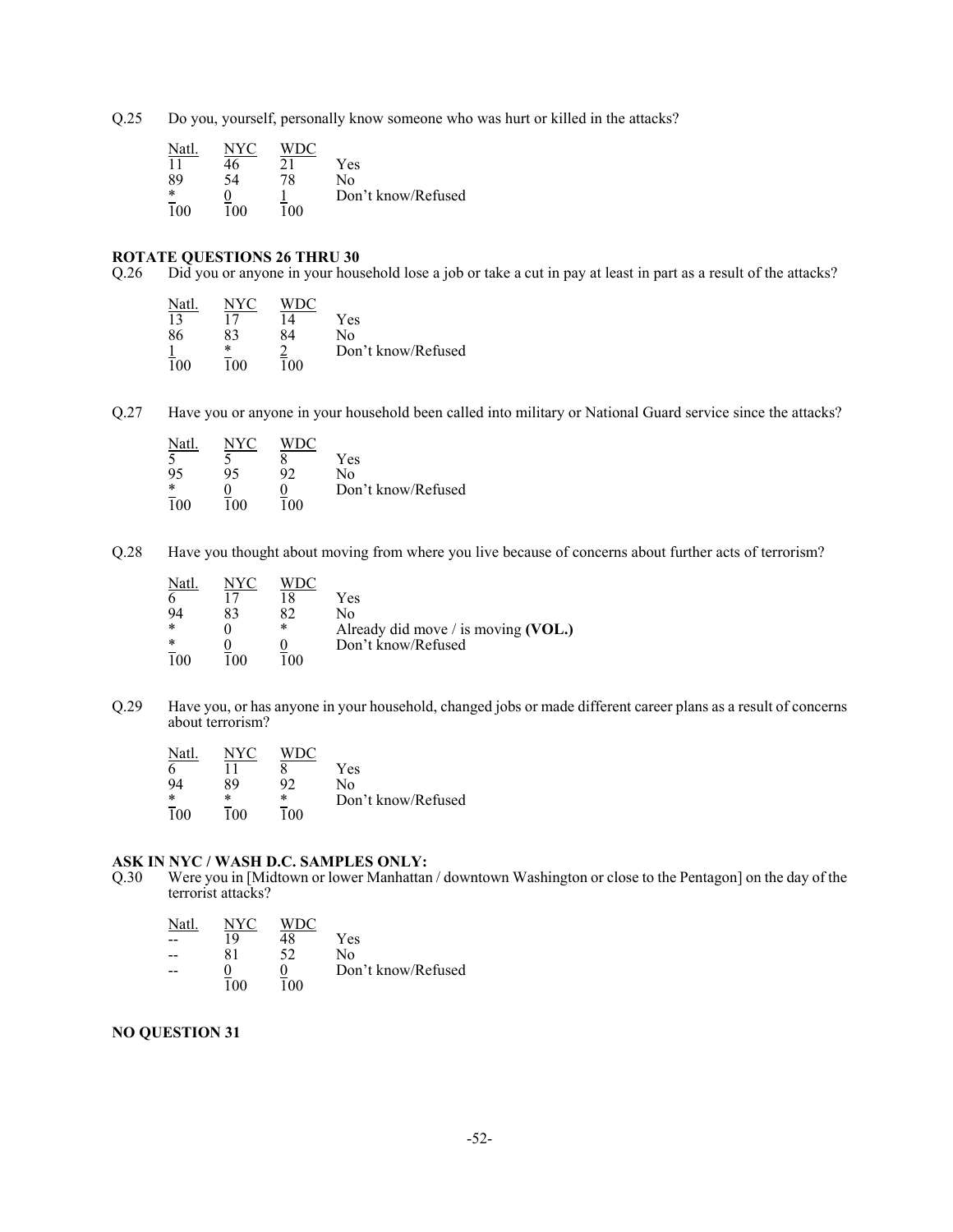Q.25 Do you, yourself, personally know someone who was hurt or killed in the attacks?

| Natl. | NYC | WDC | |
|---|---|---|---|
| 11 | 46 | 21 | Yes |
| 89 | 54 | 78 | No |
| * | 0 | 1 | Don't know/Refused |
| 100 | 100 | 100 | |

**ROTATE QUESTIONS 26 THRU 30**

Q.26 Did you or anyone in your household lose a job or take a cut in pay at least in part as a result of the attacks?

| Natl. | NYC | WDC | |
|---|---|---|---|
| 13 | 17 | 14 | Yes |
| 86 | 83 | 84 | No |
| 1 | * | 2 | Don't know/Refused |
| 100 | 100 | 100 | |

Q.27 Have you or anyone in your household been called into military or National Guard service since the attacks?

| Natl. | NYC | WDC | |
|---|---|---|---|
| 5 | 5 | 8 | Yes |
| 95 | 95 | 92 | No |
| * | 0 | 0 | Don't know/Refused |
| 100 | 100 | 100 | |

Q.28 Have you thought about moving from where you live because of concerns about further acts of terrorism?

| Natl. | NYC | WDC | |
|---|---|---|---|
| 6 | 17 | 18 | Yes |
| 94 | 83 | 82 | No |
| * | 0 | * | Already did move / is moving **(VOL.)** |
| * | 0 | 0 | Don't know/Refused |
| 100 | 100 | 100 | |

Q.29 Have you, or has anyone in your household, changed jobs or made different career plans as a result of concerns about terrorism?

| Natl. | NYC | WDC | |
|---|---|---|---|
| 6 | 11 | 8 | Yes |
| 94 | 89 | 92 | No |
| * | * | * | Don't know/Refused |
| 100 | 100 | 100 | |

**ASK IN NYC / WASH D.C. SAMPLES ONLY:**

Q.30 Were you in [Midtown or lower Manhattan / downtown Washington or close to the Pentagon] on the day of the terrorist attacks?

| Natl. | NYC | WDC | |
|---|---|---|---|
| -- | 19 | 48 | Yes |
| -- | 81 | 52 | No |
| -- | 0 | 0 | Don't know/Refused |
| | 100 | 100 | |

**NO QUESTION 31**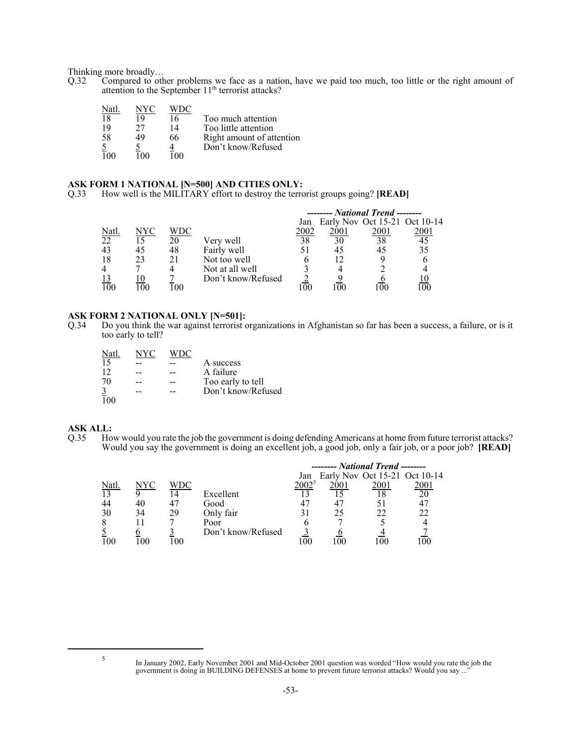Thinking more broadly…

Q.32 Compared to other problems we face as a nation, have we paid too much, too little or the right amount of attention to the September 11th terrorist attacks?

| Natl. | NYC | WDC | |
|---|---|---|---|
| 18 | 19 | 16 | Too much attention |
| 19 | 27 | 14 | Too little attention |
| 58 | 49 | 66 | Right amount of attention |
| 5 | 5 | 4 | Don't know/Refused |
| 100 | 100 | 100 | |

**ASK FORM 1 NATIONAL [N=500] AND CITIES ONLY:**

Q.33 How well is the MILITARY effort to destroy the terrorist groups going? **[READ]**

| | | | | *-------- National Trend --------* | | | |
|---|---|---|---|---|---|---|---|
| Natl. | NYC | WDC | | Jan 2002 | Early Nov 2001 | Oct 15-21 2001 | Oct 10-14 2001 |
| 22 | 15 | 20 | Very well | 38 | 30 | 38 | 45 |
| 43 | 45 | 48 | Fairly well | 51 | 45 | 45 | 35 |
| 18 | 23 | 21 | Not too well | 6 | 12 | 9 | 6 |
| 4 | 7 | 4 | Not at all well | 3 | 4 | 2 | 4 |
| 13 | 10 | 7 | Don't know/Refused | 2 | 9 | 6 | 10 |
| 100 | 100 | 100 | | 100 | 100 | 100 | 100 |

**ASK FORM 2 NATIONAL ONLY [N=501]:**

Q.34 Do you think the war against terrorist organizations in Afghanistan so far has been a success, a failure, or is it too early to tell?

| Natl. | NYC | WDC | |
|---|---|---|---|
| 15 | -- | -- | A success |
| 12 | -- | -- | A failure |
| 70 | -- | -- | Too early to tell |
| 3 | -- | -- | Don't know/Refused |
| 100 | | | |

**ASK ALL:**

Q.35 How would you rate the job the government is doing defending Americans at home from future terrorist attacks? Would you say the government is doing an excellent job, a good job, only a fair job, or a poor job? **[READ]**

| | | | | *-------- National Trend --------* | | | |
|---|---|---|---|---|---|---|---|
| Natl. | NYC | WDC | | Jan 2002[5] | Early Nov 2001 | Oct 15-21 2001 | Oct 10-14 2001 |
| 13 | 9 | 14 | Excellent | 13 | 15 | 18 | 20 |
| 44 | 40 | 47 | Good | 47 | 47 | 51 | 47 |
| 30 | 34 | 29 | Only fair | 31 | 25 | 22 | 22 |
| 8 | 11 | 7 | Poor | 6 | 7 | 5 | 4 |
| 5 | 6 | 3 | Don't know/Refused | 3 | 6 | 4 | 7 |
| 100 | 100 | 100 | | 100 | 100 | 100 | 100 |

[5] In January 2002, Early November 2001 and Mid-October 2001 question was worded "How would you rate the job the government is doing in BUILDING DEFENSES at home to prevent future terrorist attacks? Would you say ..."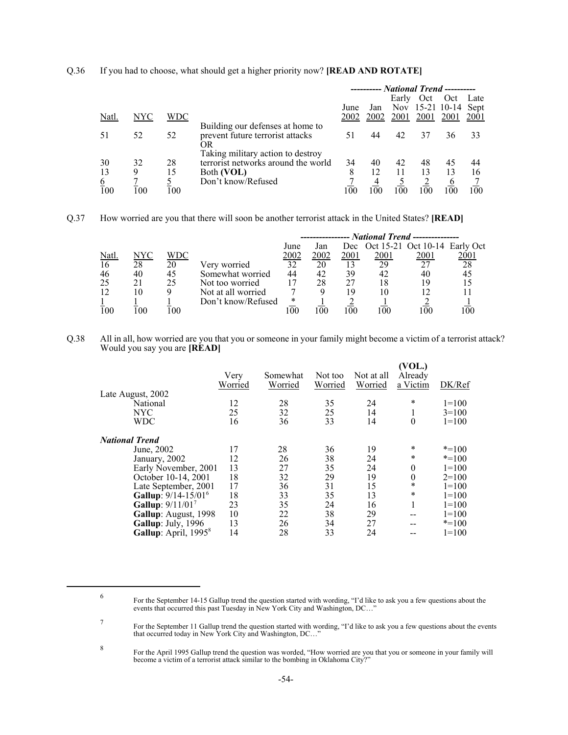Q.36 If you had to choose, what should get a higher priority now? **[READ AND ROTATE]**

| Natl. | NYC | WDC | | June 2002 | Jan 2002 | Early Nov 2001 | Oct 15-21 2001 | Oct 10-14 2001 | Late Sept 2001 |
|---|---|---|---|---|---|---|---|---|---|
| | | | | *National Trend* | | | | | |
| 51 | 52 | 52 | Building our defenses at home to prevent future terrorist attacks | 51 | 44 | 42 | 37 | 36 | 33 |
| | | | OR | | | | | | |
| 30 | 32 | 28 | Taking military action to destroy terrorist networks around the world | 34 | 40 | 42 | 48 | 45 | 44 |
| 13 | 9 | 15 | Both **(VOL)** | 8 | 12 | 11 | 13 | 13 | 16 |
| 6 | 7 | 5 | Don't know/Refused | 7 | 4 | 5 | 2 | 6 | 7 |
| 100 | 100 | 100 | | 100 | 100 | 100 | 100 | 100 | 100 |

Q.37 How worried are you that there will soon be another terrorist attack in the United States? **[READ]**

| Natl. | NYC | WDC | | June 2002 | Jan 2002 | Dec 2001 | Oct 15-21 2001 | Oct 10-14 2001 | Early Oct 2001 |
|---|---|---|---|---|---|---|---|---|---|
| | | | | *National Trend* | | | | | |
| 16 | 28 | 20 | Very worried | 32 | 20 | 13 | 29 | 27 | 28 |
| 46 | 40 | 45 | Somewhat worried | 44 | 42 | 39 | 42 | 40 | 45 |
| 25 | 21 | 25 | Not too worried | 17 | 28 | 27 | 18 | 19 | 15 |
| 12 | 10 | 9 | Not at all worried | 7 | 9 | 19 | 10 | 12 | 11 |
| 1 | 1 | 1 | Don't know/Refused | * | 1 | 2 | 1 | 2 | 1 |
| 100 | 100 | 100 | | 100 | 100 | 100 | 100 | 100 | 100 |

Q.38 All in all, how worried are you that you or someone in your family might become a victim of a terrorist attack? Would you say you are **[READ]**

| | Very Worried | Somewhat Worried | Not too Worried | Not at all Worried | (VOL.) Already a Victim | DK/Ref |
|---|---|---|---|---|---|---|
| Late August, 2002 | | | | | | |
| National | 12 | 28 | 35 | 24 | * | 1=100 |
| NYC | 25 | 32 | 25 | 14 | 1 | 3=100 |
| WDC | 16 | 36 | 33 | 14 | 0 | 1=100 |
| ***National Trend*** | | | | | | |
| June, 2002 | 17 | 28 | 36 | 19 | * | *=100 |
| January, 2002 | 12 | 26 | 38 | 24 | * | *=100 |
| Early November, 2001 | 13 | 27 | 35 | 24 | 0 | 1=100 |
| October 10-14, 2001 | 18 | 32 | 29 | 19 | 0 | 2=100 |
| Late September, 2001 | 17 | 36 | 31 | 15 | * | 1=100 |
| **Gallup**: 9/14-15/01[6] | 18 | 33 | 35 | 13 | * | 1=100 |
| **Gallup**: 9/11/01[7] | 23 | 35 | 24 | 16 | 1 | 1=100 |
| **Gallup**: August, 1998 | 10 | 22 | 38 | 29 | -- | 1=100 |
| **Gallup**: July, 1996 | 13 | 26 | 34 | 27 | -- | *=100 |
| **Gallup**: April, 1995[8] | 14 | 28 | 33 | 24 | -- | 1=100 |

[6] For the September 14-15 Gallup trend the question started with wording, "I'd like to ask you a few questions about the events that occurred this past Tuesday in New York City and Washington, DC…"

[7] For the September 11 Gallup trend the question started with wording, "I'd like to ask you a few questions about the events that occurred today in New York City and Washington, DC…"

[8] For the April 1995 Gallup trend the question was worded, "How worried are you that you or someone in your family will become a victim of a terrorist attack similar to the bombing in Oklahoma City?"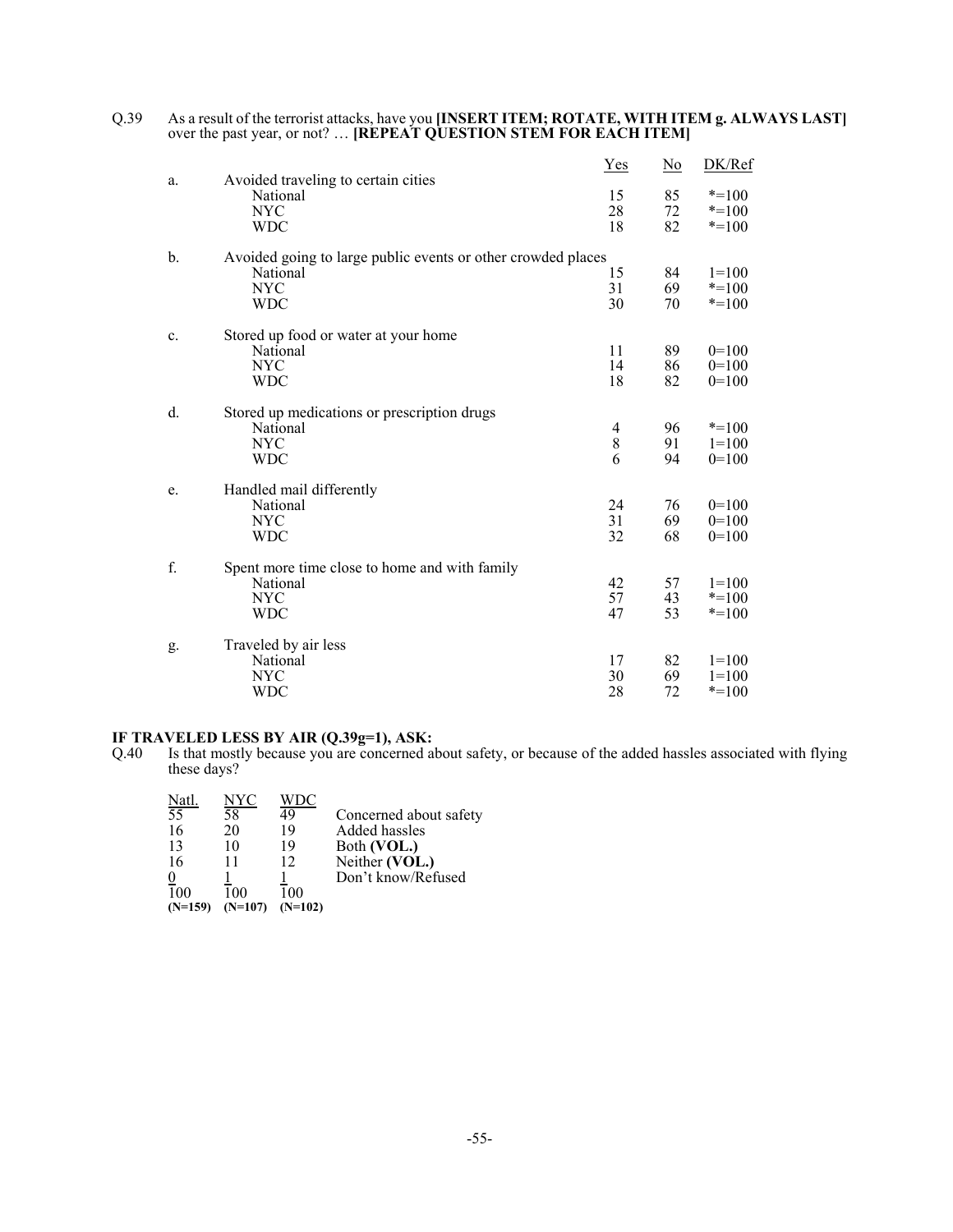Q.39 As a result of the terrorist attacks, have you **[INSERT ITEM; ROTATE, WITH ITEM g. ALWAYS LAST]** over the past year, or not? … **[REPEAT QUESTION STEM FOR EACH ITEM]**

| | | Yes | No | DK/Ref |
|---|---|---|---|---|
| a. | Avoided traveling to certain cities | | | |
| | National | 15 | 85 | *=100 |
| | NYC | 28 | 72 | *=100 |
| | WDC | 18 | 82 | *=100 |
| b. | Avoided going to large public events or other crowded places | | | |
| | National | 15 | 84 | 1=100 |
| | NYC | 31 | 69 | *=100 |
| | WDC | 30 | 70 | *=100 |
| c. | Stored up food or water at your home | | | |
| | National | 11 | 89 | 0=100 |
| | NYC | 14 | 86 | 0=100 |
| | WDC | 18 | 82 | 0=100 |
| d. | Stored up medications or prescription drugs | | | |
| | National | 4 | 96 | *=100 |
| | NYC | 8 | 91 | 1=100 |
| | WDC | 6 | 94 | 0=100 |
| e. | Handled mail differently | | | |
| | National | 24 | 76 | 0=100 |
| | NYC | 31 | 69 | 0=100 |
| | WDC | 32 | 68 | 0=100 |
| f. | Spent more time close to home and with family | | | |
| | National | 42 | 57 | 1=100 |
| | NYC | 57 | 43 | *=100 |
| | WDC | 47 | 53 | *=100 |
| g. | Traveled by air less | | | |
| | National | 17 | 82 | 1=100 |
| | NYC | 30 | 69 | 1=100 |
| | WDC | 28 | 72 | *=100 |

**IF TRAVELED LESS BY AIR (Q.39g=1), ASK:**

Q.40 Is that mostly because you are concerned about safety, or because of the added hassles associated with flying these days?

| Natl. | NYC | WDC | |
|---|---|---|---|
| 55 | 58 | 49 | Concerned about safety |
| 16 | 20 | 19 | Added hassles |
| 13 | 10 | 19 | Both **(VOL.)** |
| 16 | 11 | 12 | Neither **(VOL.)** |
| 0 | 1 | 1 | Don't know/Refused |
| 100 | 100 | 100 | |
| **(N=159)** | **(N=107)** | **(N=102)** | |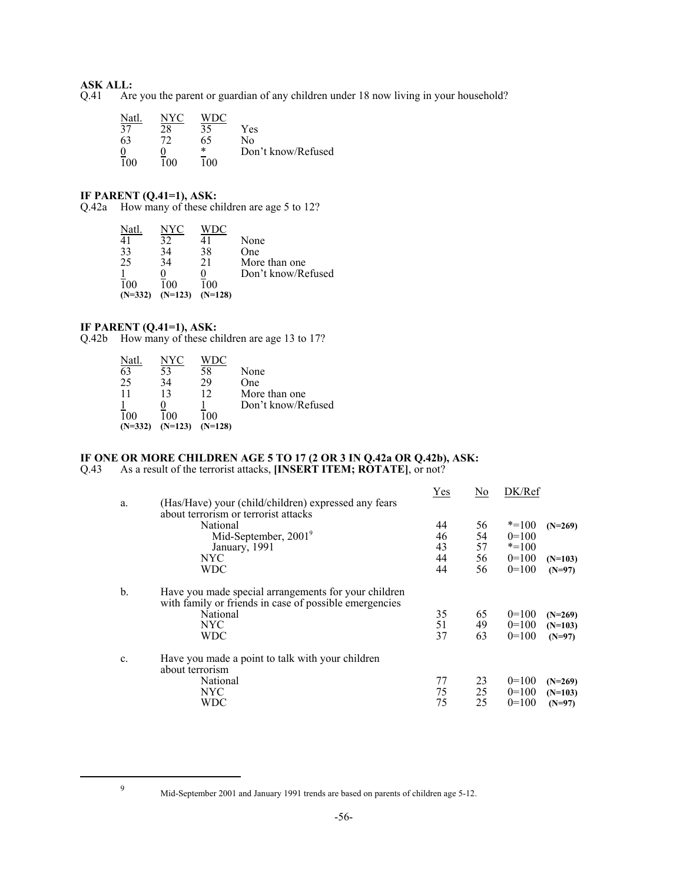**ASK ALL:**

Q.41 Are you the parent or guardian of any children under 18 now living in your household?

| Natl. | NYC | WDC | |
|---|---|---|---|
| 37 | 28 | 35 | Yes |
| 63 | 72 | 65 | No |
| 0 | 0 | * | Don't know/Refused |
| 100 | 100 | 100 | |

**IF PARENT (Q.41=1), ASK:**

Q.42a How many of these children are age 5 to 12?

| Natl. | NYC | WDC | |
|---|---|---|---|
| 41 | 32 | 41 | None |
| 33 | 34 | 38 | One |
| 25 | 34 | 21 | More than one |
| 1 | 0 | 0 | Don't know/Refused |
| 100 | 100 | 100 | |
| **(N=332)** | **(N=123)** | **(N=128)** | |

**IF PARENT (Q.41=1), ASK:**

Q.42b How many of these children are age 13 to 17?

| Natl. | NYC | WDC | |
|---|---|---|---|
| 63 | 53 | 58 | None |
| 25 | 34 | 29 | One |
| 11 | 13 | 12 | More than one |
| 1 | 0 | 1 | Don't know/Refused |
| 100 | 100 | 100 | |
| **(N=332)** | **(N=123)** | **(N=128)** | |

**IF ONE OR MORE CHILDREN AGE 5 TO 17 (2 OR 3 IN Q.42a OR Q.42b), ASK:**

Q.43 As a result of the terrorist attacks, **[INSERT ITEM; ROTATE]**, or not?

| | | Yes | No | DK/Ref | |
|---|---|---|---|---|---|
| a. | (Has/Have) your (child/children) expressed any fears about terrorism or terrorist attacks | | | | |
| | National | 44 | 56 | *=100 | **(N=269)** |
| | Mid-September, 2001[9] | 46 | 54 | 0=100 | |
| | January, 1991 | 43 | 57 | *=100 | |
| | NYC | 44 | 56 | 0=100 | **(N=103)** |
| | WDC | 44 | 56 | 0=100 | **(N=97)** |
| b. | Have you made special arrangements for your children with family or friends in case of possible emergencies | | | | |
| | National | 35 | 65 | 0=100 | **(N=269)** |
| | NYC | 51 | 49 | 0=100 | **(N=103)** |
| | WDC | 37 | 63 | 0=100 | **(N=97)** |
| c. | Have you made a point to talk with your children about terrorism | | | | |
| | National | 77 | 23 | 0=100 | **(N=269)** |
| | NYC | 75 | 25 | 0=100 | **(N=103)** |
| | WDC | 75 | 25 | 0=100 | **(N=97)** |

[9] Mid-September 2001 and January 1991 trends are based on parents of children age 5-12.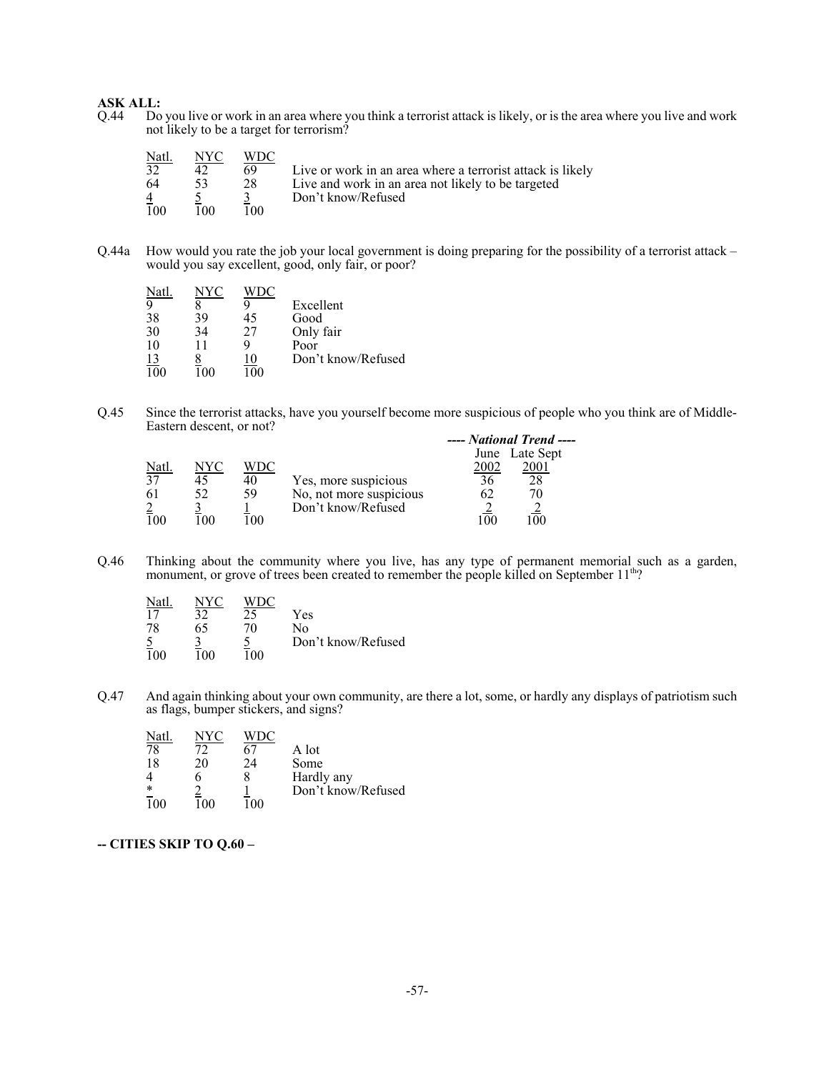**ASK ALL:**

Q.44 Do you live or work in an area where you think a terrorist attack is likely, or is the area where you live and work not likely to be a target for terrorism?

| Natl. | NYC | WDC | |
|---|---|---|---|
| 32 | 42 | 69 | Live or work in an area where a terrorist attack is likely |
| 64 | 53 | 28 | Live and work in an area not likely to be targeted |
| 4 | 5 | 3 | Don't know/Refused |
| 100 | 100 | 100 | |

Q.44a How would you rate the job your local government is doing preparing for the possibility of a terrorist attack – would you say excellent, good, only fair, or poor?

| Natl. | NYC | WDC | |
|---|---|---|---|
| 9 | 8 | 9 | Excellent |
| 38 | 39 | 45 | Good |
| 30 | 34 | 27 | Only fair |
| 10 | 11 | 9 | Poor |
| 13 | 8 | 10 | Don't know/Refused |
| 100 | 100 | 100 | |

Q.45 Since the terrorist attacks, have you yourself become more suspicious of people who you think are of Middle-Eastern descent, or not?

| | | | | ***---- National Trend ----*** | |
|---|---|---|---|---|---|
| Natl. | NYC | WDC | | June 2002 | Late Sept 2001 |
| 37 | 45 | 40 | Yes, more suspicious | 36 | 28 |
| 61 | 52 | 59 | No, not more suspicious | 62 | 70 |
| 2 | 3 | 1 | Don't know/Refused | 2 | 2 |
| 100 | 100 | 100 | | 100 | 100 |

Q.46 Thinking about the community where you live, has any type of permanent memorial such as a garden, monument, or grove of trees been created to remember the people killed on September 11th?

| Natl. | NYC | WDC | |
|---|---|---|---|
| 17 | 32 | 25 | Yes |
| 78 | 65 | 70 | No |
| 5 | 3 | 5 | Don't know/Refused |
| 100 | 100 | 100 | |

Q.47 And again thinking about your own community, are there a lot, some, or hardly any displays of patriotism such as flags, bumper stickers, and signs?

| Natl. | NYC | WDC | |
|---|---|---|---|
| 78 | 72 | 67 | A lot |
| 18 | 20 | 24 | Some |
| 4 | 6 | 8 | Hardly any |
| * | 2 | 1 | Don't know/Refused |
| 100 | 100 | 100 | |

**-- CITIES SKIP TO Q.60 –**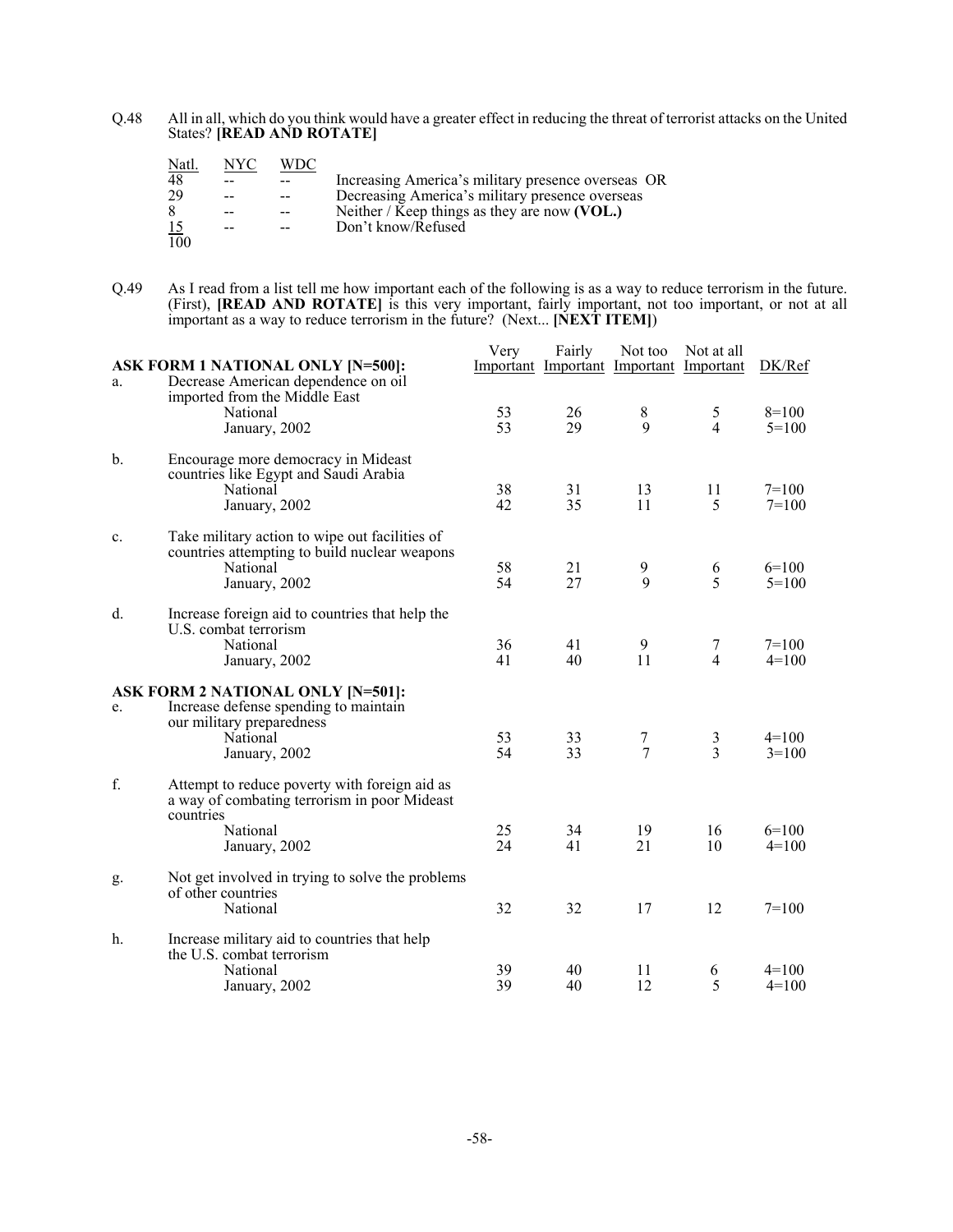Q.48 All in all, which do you think would have a greater effect in reducing the threat of terrorist attacks on the United States? **[READ AND ROTATE]**

| Natl. | NYC | WDC | |
|---|---|---|---|
| 48 | -- | -- | Increasing America's military presence overseas OR |
| 29 | -- | -- | Decreasing America's military presence overseas |
| 8 | -- | -- | Neither / Keep things as they are now **(VOL.)** |
| 15 | -- | -- | Don't know/Refused |
| 100 | | | |

Q.49 As I read from a list tell me how important each of the following is as a way to reduce terrorism in the future. (First), **[READ AND ROTATE]** is this very important, fairly important, not too important, or not at all important as a way to reduce terrorism in the future? (Next... **[NEXT ITEM]**)

| | | Very Important | Fairly Important | Not too Important | Not at all Important | DK/Ref |
|---|---|---|---|---|---|---|
| | **ASK FORM 1 NATIONAL ONLY [N=500]:** | | | | | |
| a. | Decrease American dependence on oil imported from the Middle East | | | | | |
| | National | 53 | 26 | 8 | 5 | 8=100 |
| | January, 2002 | 53 | 29 | 9 | 4 | 5=100 |
| b. | Encourage more democracy in Mideast countries like Egypt and Saudi Arabia | | | | | |
| | National | 38 | 31 | 13 | 11 | 7=100 |
| | January, 2002 | 42 | 35 | 11 | 5 | 7=100 |
| c. | Take military action to wipe out facilities of countries attempting to build nuclear weapons | | | | | |
| | National | 58 | 21 | 9 | 6 | 6=100 |
| | January, 2002 | 54 | 27 | 9 | 5 | 5=100 |
| d. | Increase foreign aid to countries that help the U.S. combat terrorism | | | | | |
| | National | 36 | 41 | 9 | 7 | 7=100 |
| | January, 2002 | 41 | 40 | 11 | 4 | 4=100 |
| | **ASK FORM 2 NATIONAL ONLY [N=501]:** | | | | | |
| e. | Increase defense spending to maintain our military preparedness | | | | | |
| | National | 53 | 33 | 7 | 3 | 4=100 |
| | January, 2002 | 54 | 33 | 7 | 3 | 3=100 |
| f. | Attempt to reduce poverty with foreign aid as a way of combating terrorism in poor Mideast countries | | | | | |
| | National | 25 | 34 | 19 | 16 | 6=100 |
| | January, 2002 | 24 | 41 | 21 | 10 | 4=100 |
| g. | Not get involved in trying to solve the problems of other countries | | | | | |
| | National | 32 | 32 | 17 | 12 | 7=100 |
| h. | Increase military aid to countries that help the U.S. combat terrorism | | | | | |
| | National | 39 | 40 | 11 | 6 | 4=100 |
| | January, 2002 | 39 | 40 | 12 | 5 | 4=100 |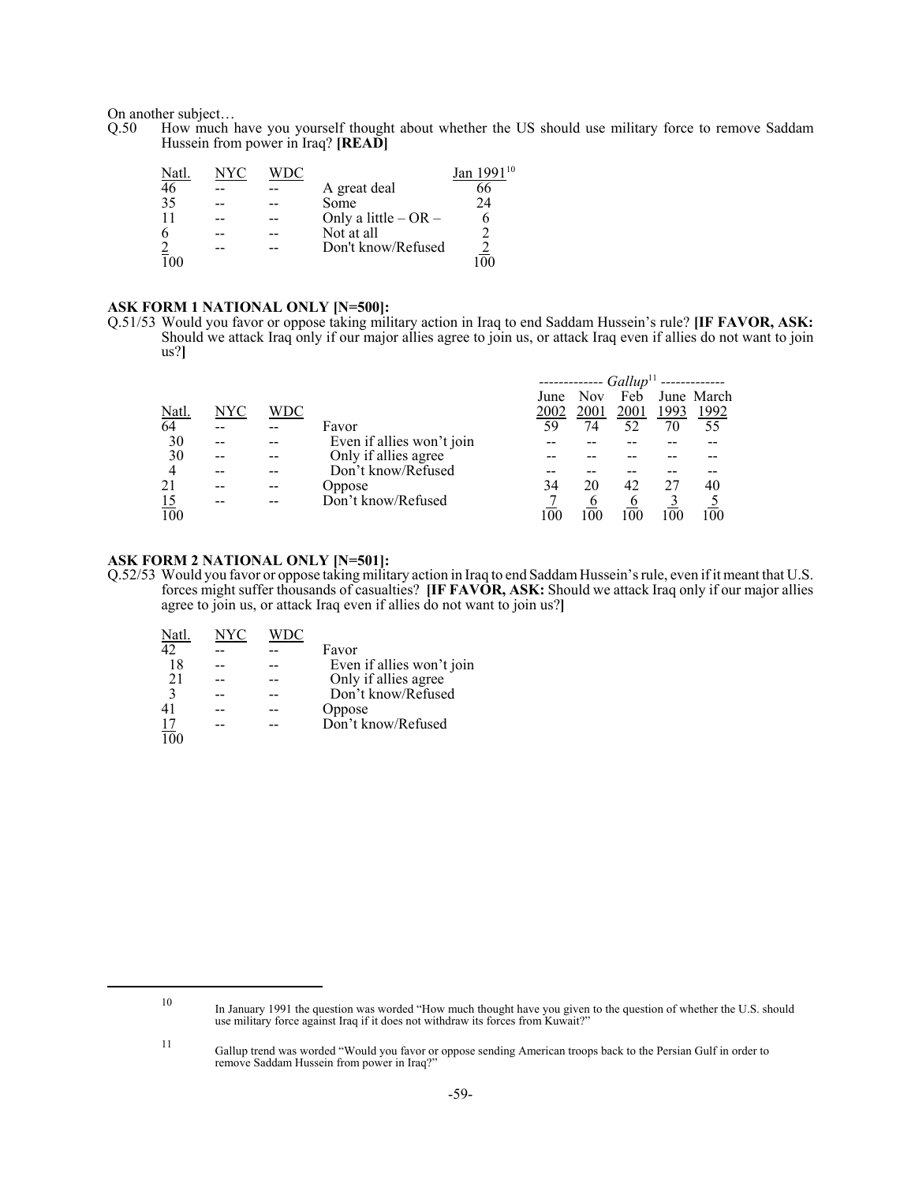On another subject…

Q.50 How much have you yourself thought about whether the US should use military force to remove Saddam Hussein from power in Iraq? **[READ]**

| Natl. | NYC | WDC | | Jan 1991[10] |
|---|---|---|---|---|
| 46 | -- | -- | A great deal | 66 |
| 35 | -- | -- | Some | 24 |
| 11 | -- | -- | Only a little – OR – | 6 |
| 6 | -- | -- | Not at all | 2 |
| 2 | -- | -- | Don't know/Refused | 2 |
| 100 | | | | 100 |

**ASK FORM 1 NATIONAL ONLY [N=500]:**

Q.51/53 Would you favor or oppose taking military action in Iraq to end Saddam Hussein's rule? **[IF FAVOR, ASK:** Should we attack Iraq only if our major allies agree to join us, or attack Iraq even if allies do not want to join us?**]**

| | | | | *Gallup*[11] | | | | |
|---|---|---|---|---|---|---|---|---|
| Natl. | NYC | WDC | | June 2002 | Nov 2001 | Feb 2001 | June 1993 | March 1992 |
| 64 | -- | -- | Favor | 59 | 74 | 52 | 70 | 55 |
| 30 | -- | -- | Even if allies won't join | -- | -- | -- | -- | -- |
| 30 | -- | -- | Only if allies agree | -- | -- | -- | -- | -- |
| 4 | -- | -- | Don't know/Refused | -- | -- | -- | -- | -- |
| 21 | -- | -- | Oppose | 34 | 20 | 42 | 27 | 40 |
| 15 | -- | -- | Don't know/Refused | 7 | 6 | 6 | 3 | 5 |
| 100 | | | | 100 | 100 | 100 | 100 | 100 |

**ASK FORM 2 NATIONAL ONLY [N=501]:**

Q.52/53 Would you favor or oppose taking military action in Iraq to end Saddam Hussein's rule, even if it meant that U.S. forces might suffer thousands of casualties? **[IF FAVOR, ASK:** Should we attack Iraq only if our major allies agree to join us, or attack Iraq even if allies do not want to join us?**]**

| Natl. | NYC | WDC | |
|---|---|---|---|
| 42 | -- | -- | Favor |
| 18 | -- | -- | Even if allies won't join |
| 21 | -- | -- | Only if allies agree |
| 3 | -- | -- | Don't know/Refused |
| 41 | -- | -- | Oppose |
| 17 | -- | -- | Don't know/Refused |
| 100 | | | |

[10] In January 1991 the question was worded "How much thought have you given to the question of whether the U.S. should use military force against Iraq if it does not withdraw its forces from Kuwait?"

[11] Gallup trend was worded "Would you favor or oppose sending American troops back to the Persian Gulf in order to remove Saddam Hussein from power in Iraq?"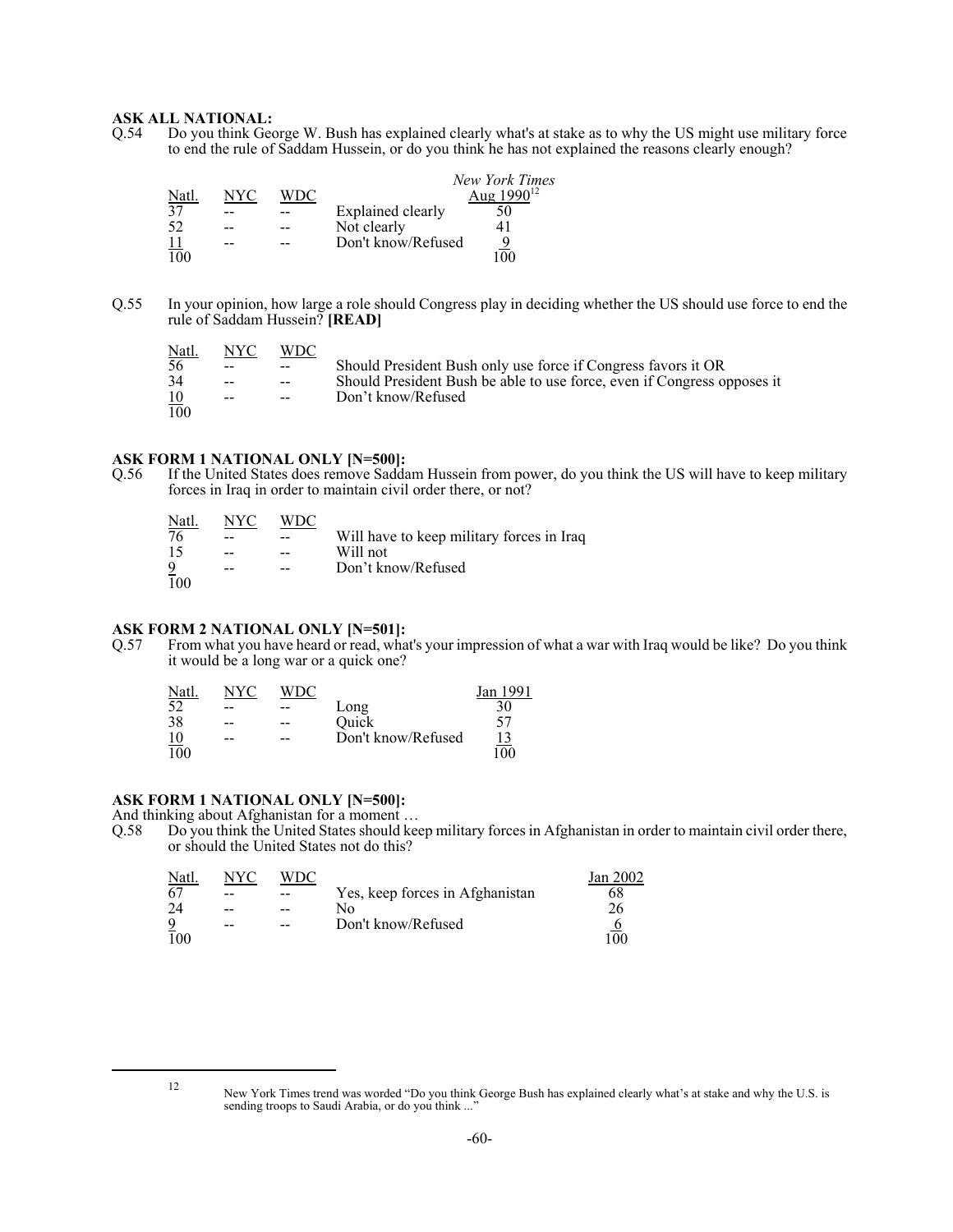**ASK ALL NATIONAL:**

Q.54 Do you think George W. Bush has explained clearly what's at stake as to why the US might use military force to end the rule of Saddam Hussein, or do you think he has not explained the reasons clearly enough?

| Natl. | NYC | WDC | | *New York Times* Aug 1990[12] |
|---|---|---|---|---|
| 37 | -- | -- | Explained clearly | 50 |
| 52 | -- | -- | Not clearly | 41 |
| 11 | -- | -- | Don't know/Refused | 9 |
| 100 | | | | 100 |

Q.55 In your opinion, how large a role should Congress play in deciding whether the US should use force to end the rule of Saddam Hussein? **[READ]**

| Natl. | NYC | WDC | |
|---|---|---|---|
| 56 | -- | -- | Should President Bush only use force if Congress favors it OR |
| 34 | -- | -- | Should President Bush be able to use force, even if Congress opposes it |
| 10 | -- | -- | Don't know/Refused |
| 100 | | | |

**ASK FORM 1 NATIONAL ONLY [N=500]:**

Q.56 If the United States does remove Saddam Hussein from power, do you think the US will have to keep military forces in Iraq in order to maintain civil order there, or not?

| Natl. | NYC | WDC | |
|---|---|---|---|
| 76 | -- | -- | Will have to keep military forces in Iraq |
| 15 | -- | -- | Will not |
| 9 | -- | -- | Don't know/Refused |
| 100 | | | |

**ASK FORM 2 NATIONAL ONLY [N=501]:**

Q.57 From what you have heard or read, what's your impression of what a war with Iraq would be like? Do you think it would be a long war or a quick one?

| Natl. | NYC | WDC | | Jan 1991 |
|---|---|---|---|---|
| 52 | -- | -- | Long | 30 |
| 38 | -- | -- | Quick | 57 |
| 10 | -- | -- | Don't know/Refused | 13 |
| 100 | | | | 100 |

**ASK FORM 1 NATIONAL ONLY [N=500]:**

And thinking about Afghanistan for a moment …

Q.58 Do you think the United States should keep military forces in Afghanistan in order to maintain civil order there, or should the United States not do this?

| Natl. | NYC | WDC | | Jan 2002 |
|---|---|---|---|---|
| 67 | -- | -- | Yes, keep forces in Afghanistan | 68 |
| 24 | -- | -- | No | 26 |
| 9 | -- | -- | Don't know/Refused | 6 |
| 100 | | | | 100 |

---

[12] New York Times trend was worded "Do you think George Bush has explained clearly what's at stake and why the U.S. is sending troops to Saudi Arabia, or do you think ..."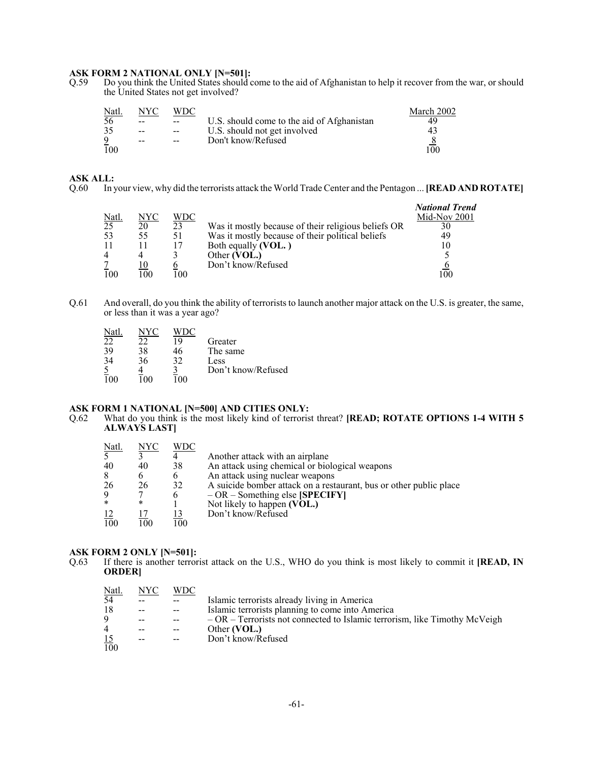**ASK FORM 2 NATIONAL ONLY [N=501]:**

Q.59 Do you think the United States should come to the aid of Afghanistan to help it recover from the war, or should the United States not get involved?

| Natl. | NYC | WDC | | March 2002 |
|---|---|---|---|---|
| 56 | -- | -- | U.S. should come to the aid of Afghanistan | 49 |
| 35 | -- | -- | U.S. should not get involved | 43 |
| 9 | -- | -- | Don't know/Refused | 8 |
| 100 | | | | 100 |

**ASK ALL:**

Q.60 In your view, why did the terrorists attack the World Trade Center and the Pentagon ... **[READ AND ROTATE]**

| Natl. | NYC | WDC | | *National Trend* Mid-Nov 2001 |
|---|---|---|---|---|
| 25 | 20 | 23 | Was it mostly because of their religious beliefs OR | 30 |
| 53 | 55 | 51 | Was it mostly because of their political beliefs | 49 |
| 11 | 11 | 17 | Both equally **(VOL. )** | 10 |
| 4 | 4 | 3 | Other **(VOL.)** | 5 |
| 7 | 10 | 6 | Don't know/Refused | 6 |
| 100 | 100 | 100 | | 100 |

Q.61 And overall, do you think the ability of terrorists to launch another major attack on the U.S. is greater, the same, or less than it was a year ago?

| Natl. | NYC | WDC | |
|---|---|---|---|
| 22 | 22 | 19 | Greater |
| 39 | 38 | 46 | The same |
| 34 | 36 | 32 | Less |
| 5 | 4 | 3 | Don't know/Refused |
| 100 | 100 | 100 | |

**ASK FORM 1 NATIONAL [N=500] AND CITIES ONLY:**

Q.62 What do you think is the most likely kind of terrorist threat? **[READ; ROTATE OPTIONS 1-4 WITH 5 ALWAYS LAST]**

| Natl. | NYC | WDC | |
|---|---|---|---|
| 5 | 3 | 4 | Another attack with an airplane |
| 40 | 40 | 38 | An attack using chemical or biological weapons |
| 8 | 6 | 6 | An attack using nuclear weapons |
| 26 | 26 | 32 | A suicide bomber attack on a restaurant, bus or other public place |
| 9 | 7 | 6 | – OR – Something else **[SPECIFY]** |
| * | * | 1 | Not likely to happen **(VOL.)** |
| 12 | 17 | 13 | Don't know/Refused |
| 100 | 100 | 100 | |

**ASK FORM 2 ONLY [N=501]:**

Q.63 If there is another terrorist attack on the U.S., WHO do you think is most likely to commit it **[READ, IN ORDER]**

| Natl. | NYC | WDC | |
|---|---|---|---|
| 54 | -- | -- | Islamic terrorists already living in America |
| 18 | -- | -- | Islamic terrorists planning to come into America |
| 9 | -- | -- | – OR – Terrorists not connected to Islamic terrorism, like Timothy McVeigh |
| 4 | -- | -- | Other **(VOL.)** |
| 15 | -- | -- | Don't know/Refused |
| 100 | | | |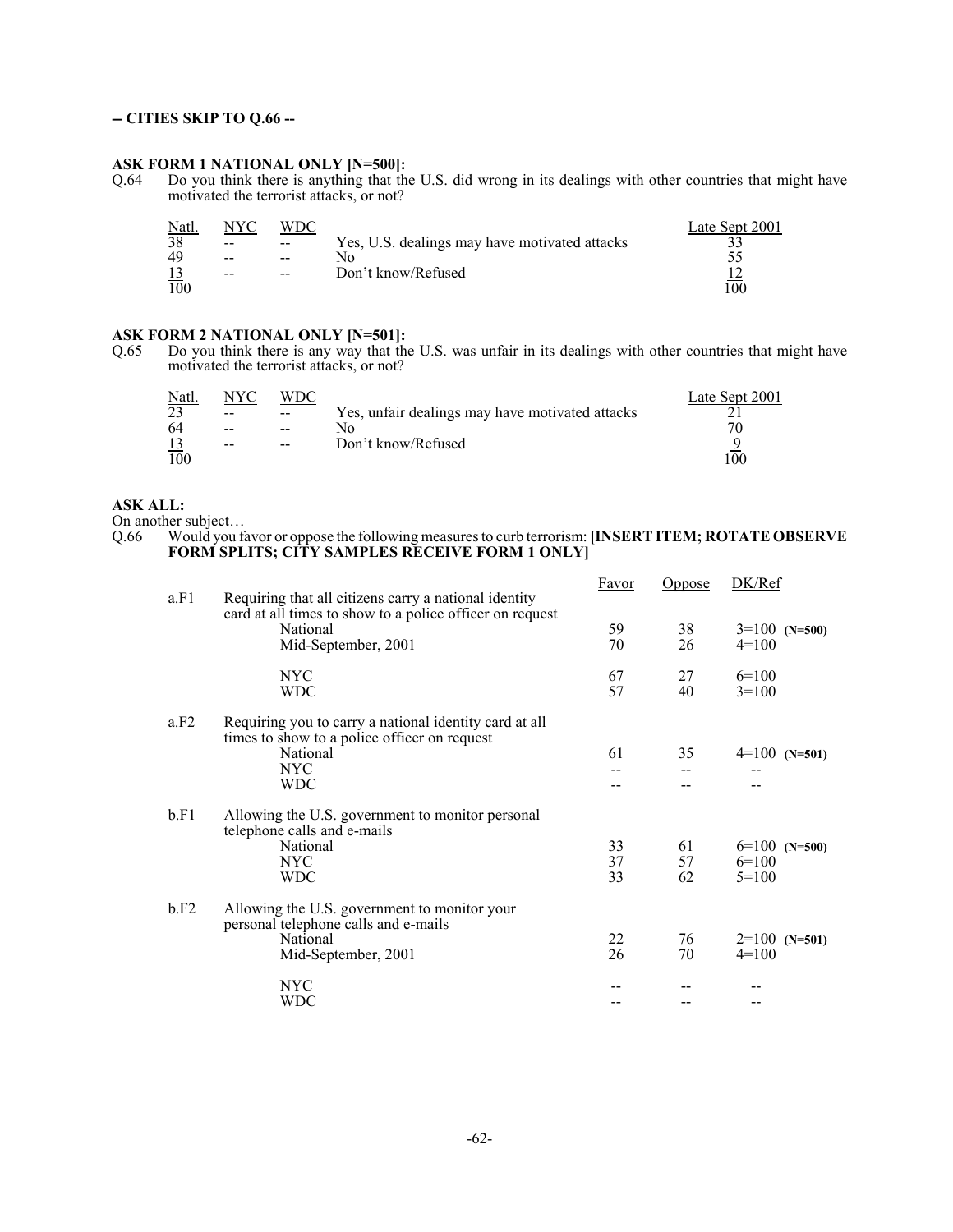**-- CITIES SKIP TO Q.66 --**

**ASK FORM 1 NATIONAL ONLY [N=500]:**

Q.64 Do you think there is anything that the U.S. did wrong in its dealings with other countries that might have motivated the terrorist attacks, or not?

| Natl. | NYC | WDC | | Late Sept 2001 |
|---|---|---|---|---|
| 38 | -- | -- | Yes, U.S. dealings may have motivated attacks | 33 |
| 49 | -- | -- | No | 55 |
| 13 | -- | -- | Don't know/Refused | 12 |
| 100 | | | | 100 |

**ASK FORM 2 NATIONAL ONLY [N=501]:**

Q.65 Do you think there is any way that the U.S. was unfair in its dealings with other countries that might have motivated the terrorist attacks, or not?

| Natl. | NYC | WDC | | Late Sept 2001 |
|---|---|---|---|---|
| 23 | -- | -- | Yes, unfair dealings may have motivated attacks | 21 |
| 64 | -- | -- | No | 70 |
| 13 | -- | -- | Don't know/Refused | 9 |
| 100 | | | | 100 |

**ASK ALL:**

On another subject…

Q.66 Would you favor or oppose the following measures to curb terrorism: **[INSERT ITEM; ROTATE OBSERVE FORM SPLITS; CITY SAMPLES RECEIVE FORM 1 ONLY]**

| | | Favor | Oppose | DK/Ref |
|---|---|---|---|---|
| a.F1 | Requiring that all citizens carry a national identity card at all times to show to a police officer on request | | | |
| | National | 59 | 38 | 3=100 **(N=500)** |
| | Mid-September, 2001 | 70 | 26 | 4=100 |
| | NYC | 67 | 27 | 6=100 |
| | WDC | 57 | 40 | 3=100 |
| a.F2 | Requiring you to carry a national identity card at all times to show to a police officer on request | | | |
| | National | 61 | 35 | 4=100 **(N=501)** |
| | NYC | -- | -- | -- |
| | WDC | -- | -- | -- |
| b.F1 | Allowing the U.S. government to monitor personal telephone calls and e-mails | | | |
| | National | 33 | 61 | 6=100 **(N=500)** |
| | NYC | 37 | 57 | 6=100 |
| | WDC | 33 | 62 | 5=100 |
| b.F2 | Allowing the U.S. government to monitor your personal telephone calls and e-mails | | | |
| | National | 22 | 76 | 2=100 **(N=501)** |
| | Mid-September, 2001 | 26 | 70 | 4=100 |
| | NYC | -- | -- | -- |
| | WDC | -- | -- | -- |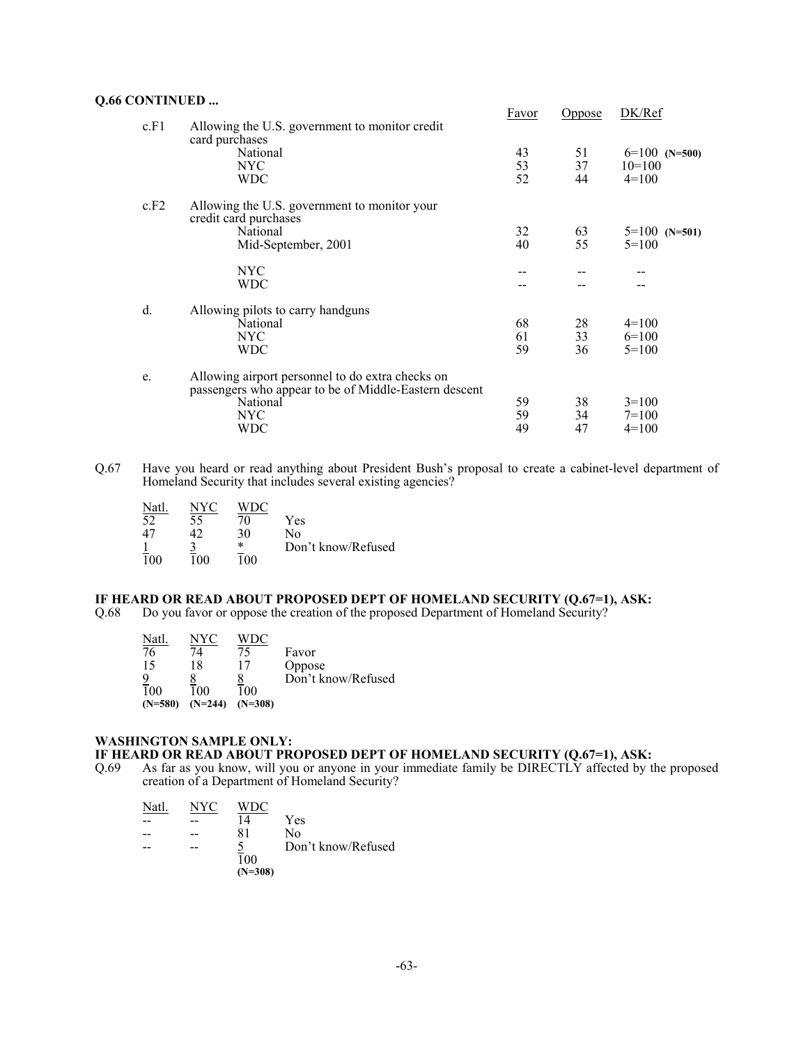**Q.66 CONTINUED ...**

| | | Favor | Oppose | DK/Ref |
|---|---|---|---|---|
| c.F1 | Allowing the U.S. government to monitor credit card purchases | | | |
| | National | 43 | 51 | 6=100 **(N=500)** |
| | NYC | 53 | 37 | 10=100 |
| | WDC | 52 | 44 | 4=100 |
| c.F2 | Allowing the U.S. government to monitor your credit card purchases | | | |
| | National | 32 | 63 | 5=100 **(N=501)** |
| | Mid-September, 2001 | 40 | 55 | 5=100 |
| | NYC | -- | -- | -- |
| | WDC | -- | -- | -- |
| d. | Allowing pilots to carry handguns | | | |
| | National | 68 | 28 | 4=100 |
| | NYC | 61 | 33 | 6=100 |
| | WDC | 59 | 36 | 5=100 |
| e. | Allowing airport personnel to do extra checks on passengers who appear to be of Middle-Eastern descent | | | |
| | National | 59 | 38 | 3=100 |
| | NYC | 59 | 34 | 7=100 |
| | WDC | 49 | 47 | 4=100 |

Q.67 Have you heard or read anything about President Bush's proposal to create a cabinet-level department of Homeland Security that includes several existing agencies?

| Natl. | NYC | WDC | |
|---|---|---|---|
| 52 | 55 | 70 | Yes |
| 47 | 42 | 30 | No |
| 1 | 3 | * | Don't know/Refused |
| 100 | 100 | 100 | |

**IF HEARD OR READ ABOUT PROPOSED DEPT OF HOMELAND SECURITY (Q.67=1), ASK:**

Q.68 Do you favor or oppose the creation of the proposed Department of Homeland Security?

| Natl. | NYC | WDC | |
|---|---|---|---|
| 76 | 74 | 75 | Favor |
| 15 | 18 | 17 | Oppose |
| 9 | 8 | 8 | Don't know/Refused |
| 100 | 100 | 100 | |
| **(N=580)** | **(N=244)** | **(N=308)** | |

**WASHINGTON SAMPLE ONLY:**

**IF HEARD OR READ ABOUT PROPOSED DEPT OF HOMELAND SECURITY (Q.67=1), ASK:**

Q.69 As far as you know, will you or anyone in your immediate family be DIRECTLY affected by the proposed creation of a Department of Homeland Security?

| Natl. | NYC | WDC | |
|---|---|---|---|
| -- | -- | 14 | Yes |
| -- | -- | 81 | No |
| -- | -- | 5 | Don't know/Refused |
| | | 100 | |
| | | **(N=308)** | |